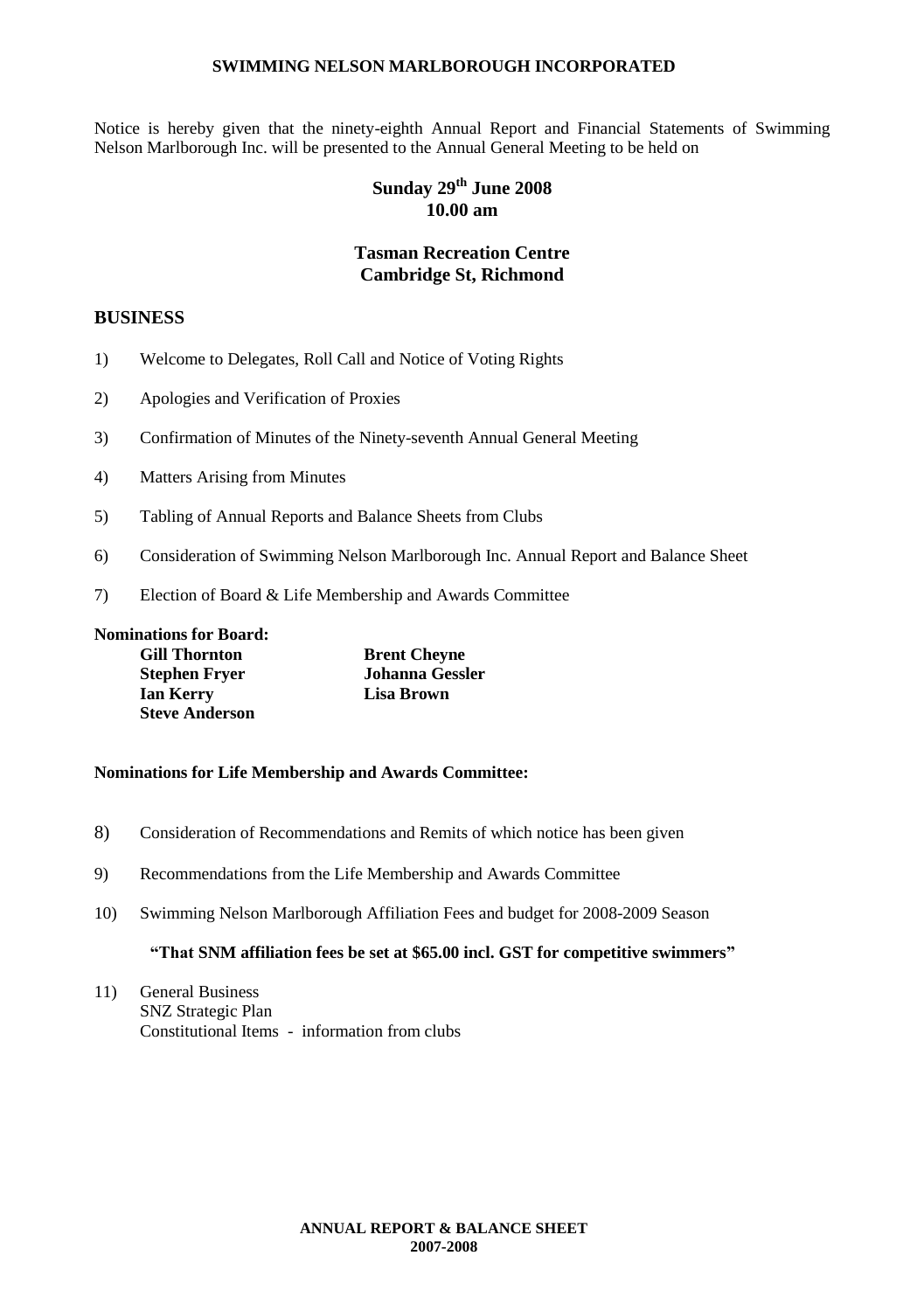**SWIMMING NELSON MARLBOROUGH INCORPORATED**

Notice is hereby given that the ninety-eighth Annual Report and Financial Statements of Swimming Nelson Marlborough Inc. will be presented to the Annual General Meeting to be held on

**Sunday 29th June 2008**
**10.00 am**

**Tasman Recreation Centre**
**Cambridge St, Richmond**

## BUSINESS

1) Welcome to Delegates, Roll Call and Notice of Voting Rights

2) Apologies and Verification of Proxies

3) Confirmation of Minutes of the Ninety-seventh Annual General Meeting

4) Matters Arising from Minutes

5) Tabling of Annual Reports and Balance Sheets from Clubs

6) Consideration of Swimming Nelson Marlborough Inc. Annual Report and Balance Sheet

7) Election of Board & Life Membership and Awards Committee

**Nominations for Board:**

**Gill Thornton**
**Stephen Fryer**
**Ian Kerry**
**Steve Anderson**
**Brent Cheyne**
**Johanna Gessler**
**Lisa Brown**

**Nominations for Life Membership and Awards Committee:**

8) Consideration of Recommendations and Remits of which notice has been given

9) Recommendations from the Life Membership and Awards Committee

10) Swimming Nelson Marlborough Affiliation Fees and budget for 2008-2009 Season

**"That SNM affiliation fees be set at $65.00 incl. GST for competitive swimmers"**

11) General Business
SNZ Strategic Plan
Constitutional Items - information from clubs

**ANNUAL REPORT & BALANCE SHEET**
**2007-2008**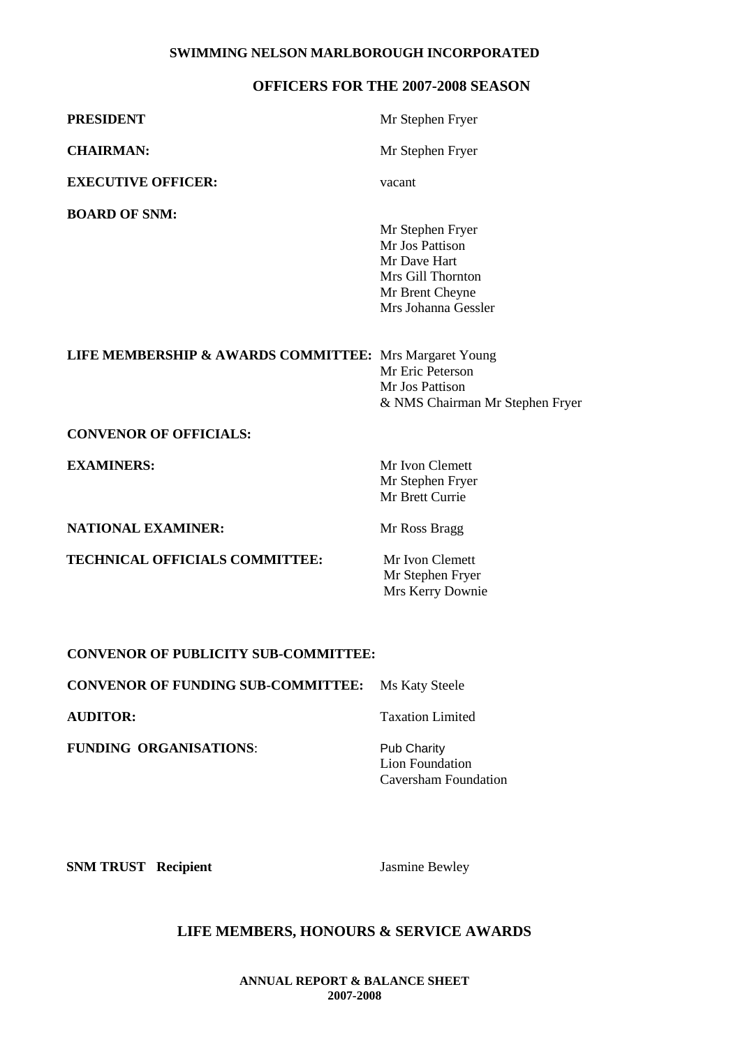**SWIMMING NELSON MARLBOROUGH INCORPORATED**

## OFFICERS FOR THE 2007-2008 SEASON

| | |
|---|---|
| **PRESIDENT** | Mr Stephen Fryer |
| **CHAIRMAN:** | Mr Stephen Fryer |
| **EXECUTIVE OFFICER:** | vacant |
| **BOARD OF SNM:** | Mr Stephen Fryer<br>Mr Jos Pattison<br>Mr Dave Hart<br>Mrs Gill Thornton<br>Mr Brent Cheyne<br>Mrs Johanna Gessler |
| **LIFE MEMBERSHIP & AWARDS COMMITTEE:** | Mrs Margaret Young<br>Mr Eric Peterson<br>Mr Jos Pattison<br>& NMS Chairman Mr Stephen Fryer |
| **CONVENOR OF OFFICIALS:** | |
| **EXAMINERS:** | Mr Ivon Clemett<br>Mr Stephen Fryer<br>Mr Brett Currie |
| **NATIONAL EXAMINER:** | Mr Ross Bragg |
| **TECHNICAL OFFICIALS COMMITTEE:** | Mr Ivon Clemett<br>Mr Stephen Fryer<br>Mrs Kerry Downie |
| **CONVENOR OF PUBLICITY SUB-COMMITTEE:** | |
| **CONVENOR OF FUNDING SUB-COMMITTEE:** | Ms Katy Steele |
| **AUDITOR:** | Taxation Limited |
| **FUNDING ORGANISATIONS:** | Pub Charity<br>Lion Foundation<br>Caversham Foundation |
| **SNM TRUST Recipient** | Jasmine Bewley |

## LIFE MEMBERS, HONOURS & SERVICE AWARDS

**ANNUAL REPORT & BALANCE SHEET 2007-2008**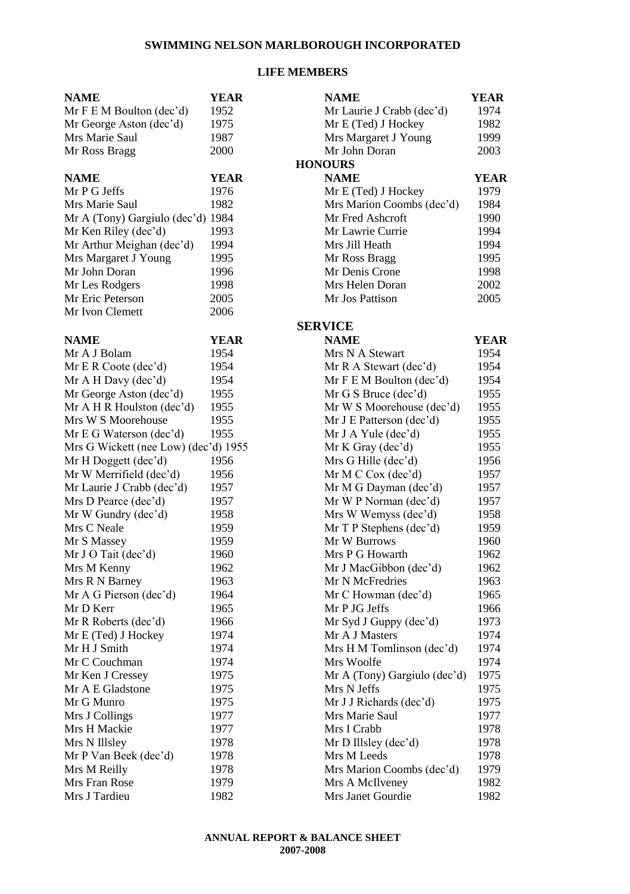## SWIMMING NELSON MARLBOROUGH INCORPORATED

### LIFE MEMBERS

| NAME | YEAR | NAME | YEAR |
|---|---|---|---|
| Mr F E M Boulton (dec'd) | 1952 | Mr Laurie J Crabb (dec'd) | 1974 |
| Mr George Aston (dec'd) | 1975 | Mr E (Ted) J Hockey | 1982 |
| Mrs Marie Saul | 1987 | Mrs Margaret J Young | 1999 |
| Mr Ross Bragg | 2000 | Mr John Doran | 2003 |

### HONOURS

| NAME | YEAR | NAME | YEAR |
|---|---|---|---|
| Mr P G Jeffs | 1976 | Mr E (Ted) J Hockey | 1979 |
| Mrs Marie Saul | 1982 | Mrs Marion Coombs (dec'd) | 1984 |
| Mr A (Tony) Gargiulo (dec'd) | 1984 | Mr Fred Ashcroft | 1990 |
| Mr Ken Riley (dec'd) | 1993 | Mr Lawrie Currie | 1994 |
| Mr Arthur Meighan (dec'd) | 1994 | Mrs Jill Heath | 1994 |
| Mrs Margaret J Young | 1995 | Mr Ross Bragg | 1995 |
| Mr John Doran | 1996 | Mr Denis Crone | 1998 |
| Mr Les Rodgers | 1998 | Mrs Helen Doran | 2002 |
| Mr Eric Peterson | 2005 | Mr Jos Pattison | 2005 |
| Mr Ivon Clemett | 2006 | | |

### SERVICE

| NAME | YEAR | NAME | YEAR |
|---|---|---|---|
| Mr A J Bolam | 1954 | Mrs N A Stewart | 1954 |
| Mr E R Coote (dec'd) | 1954 | Mr R A Stewart (dec'd) | 1954 |
| Mr A H Davy (dec'd) | 1954 | Mr F E M Boulton (dec'd) | 1954 |
| Mr George Aston (dec'd) | 1955 | Mr G S Bruce (dec'd) | 1955 |
| Mr A H R Houlston (dec'd) | 1955 | Mr W S Moorehouse (dec'd) | 1955 |
| Mrs W S Moorehouse | 1955 | Mr J E Patterson (dec'd) | 1955 |
| Mr E G Waterson (dec'd) | 1955 | Mr J A Yule (dec'd) | 1955 |
| Mrs G Wickett (nee Low) (dec'd) | 1955 | Mr K Gray (dec'd) | 1955 |
| Mr H Doggett (dec'd) | 1956 | Mrs G Hille (dec'd) | 1956 |
| Mr W Merrifield (dec'd) | 1956 | Mr M C Cox (dec'd) | 1957 |
| Mr Laurie J Crabb (dec'd) | 1957 | Mr M G Dayman (dec'd) | 1957 |
| Mrs D Pearce (dec'd) | 1957 | Mr W P Norman (dec'd) | 1957 |
| Mr W Gundry (dec'd) | 1958 | Mrs W Wemyss (dec'd) | 1958 |
| Mrs C Neale | 1959 | Mr T P Stephens (dec'd) | 1959 |
| Mr S Massey | 1959 | Mr W Burrows | 1960 |
| Mr J O Tait (dec'd) | 1960 | Mrs P G Howarth | 1962 |
| Mrs M Kenny | 1962 | Mr J MacGibbon (dec'd) | 1962 |
| Mrs R N Barney | 1963 | Mr N McFredries | 1963 |
| Mr A G Pierson (dec'd) | 1964 | Mr C Howman (dec'd) | 1965 |
| Mr D Kerr | 1965 | Mr P JG Jeffs | 1966 |
| Mr R Roberts (dec'd) | 1966 | Mr Syd J Guppy (dec'd) | 1973 |
| Mr E (Ted) J Hockey | 1974 | Mr A J Masters | 1974 |
| Mr H J Smith | 1974 | Mrs H M Tomlinson (dec'd) | 1974 |
| Mr C Couchman | 1974 | Mrs Woolfe | 1974 |
| Mr Ken J Cressey | 1975 | Mr A (Tony) Gargiulo (dec'd) | 1975 |
| Mr A E Gladstone | 1975 | Mrs N Jeffs | 1975 |
| Mr G Munro | 1975 | Mr J J Richards (dec'd) | 1975 |
| Mrs J Collings | 1977 | Mrs Marie Saul | 1977 |
| Mrs H Mackie | 1977 | Mrs I Crabb | 1978 |
| Mrs N Illsley | 1978 | Mr D Illsley (dec'd) | 1978 |
| Mr P Van Beek (dec'd) | 1978 | Mrs M Leeds | 1978 |
| Mrs M Reilly | 1978 | Mrs Marion Coombs (dec'd) | 1979 |
| Mrs Fran Rose | 1979 | Mrs A McIlveney | 1982 |
| Mrs J Tardieu | 1982 | Mrs Janet Gourdie | 1982 |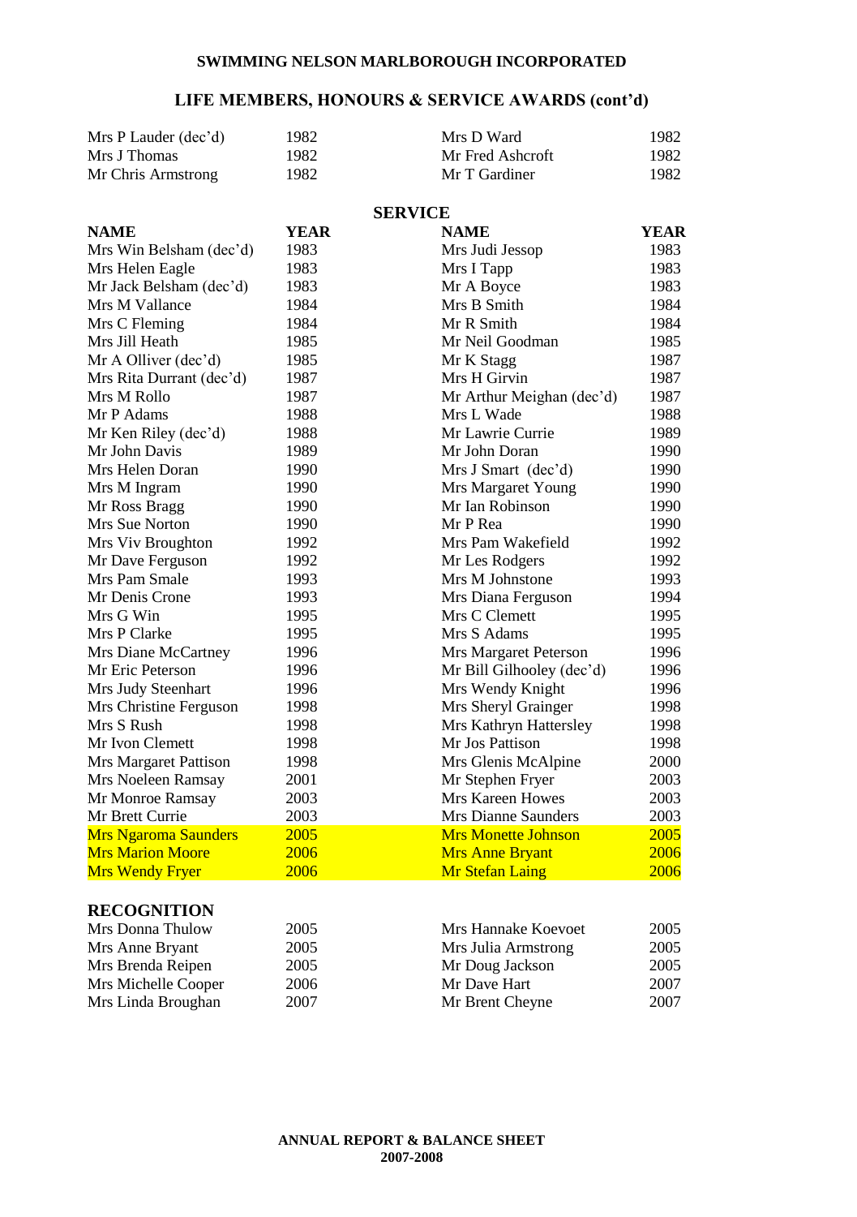## SWIMMING NELSON MARLBOROUGH INCORPORATED

## LIFE MEMBERS, HONOURS & SERVICE AWARDS (cont'd)

| | | | |
|---|---|---|---|
| Mrs P Lauder (dec'd) | 1982 | Mrs D Ward | 1982 |
| Mrs J Thomas | 1982 | Mr Fred Ashcroft | 1982 |
| Mr Chris Armstrong | 1982 | Mr T Gardiner | 1982 |

### SERVICE

| NAME | YEAR | NAME | YEAR |
|---|---|---|---|
| Mrs Win Belsham (dec'd) | 1983 | Mrs Judi Jessop | 1983 |
| Mrs Helen Eagle | 1983 | Mrs I Tapp | 1983 |
| Mr Jack Belsham (dec'd) | 1983 | Mr A Boyce | 1983 |
| Mrs M Vallance | 1984 | Mrs B Smith | 1984 |
| Mrs C Fleming | 1984 | Mr R Smith | 1984 |
| Mrs Jill Heath | 1985 | Mr Neil Goodman | 1985 |
| Mr A Olliver (dec'd) | 1985 | Mr K Stagg | 1987 |
| Mrs Rita Durrant (dec'd) | 1987 | Mrs H Girvin | 1987 |
| Mrs M Rollo | 1987 | Mr Arthur Meighan (dec'd) | 1987 |
| Mr P Adams | 1988 | Mrs L Wade | 1988 |
| Mr Ken Riley (dec'd) | 1988 | Mr Lawrie Currie | 1989 |
| Mr John Davis | 1989 | Mr John Doran | 1990 |
| Mrs Helen Doran | 1990 | Mrs J Smart (dec'd) | 1990 |
| Mrs M Ingram | 1990 | Mrs Margaret Young | 1990 |
| Mr Ross Bragg | 1990 | Mr Ian Robinson | 1990 |
| Mrs Sue Norton | 1990 | Mr P Rea | 1990 |
| Mrs Viv Broughton | 1992 | Mrs Pam Wakefield | 1992 |
| Mr Dave Ferguson | 1992 | Mr Les Rodgers | 1992 |
| Mrs Pam Smale | 1993 | Mrs M Johnstone | 1993 |
| Mr Denis Crone | 1993 | Mrs Diana Ferguson | 1994 |
| Mrs G Win | 1995 | Mrs C Clemett | 1995 |
| Mrs P Clarke | 1995 | Mrs S Adams | 1995 |
| Mrs Diane McCartney | 1996 | Mrs Margaret Peterson | 1996 |
| Mr Eric Peterson | 1996 | Mr Bill Gilhooley (dec'd) | 1996 |
| Mrs Judy Steenhart | 1996 | Mrs Wendy Knight | 1996 |
| Mrs Christine Ferguson | 1998 | Mrs Sheryl Grainger | 1998 |
| Mrs S Rush | 1998 | Mrs Kathryn Hattersley | 1998 |
| Mr Ivon Clemett | 1998 | Mr Jos Pattison | 1998 |
| Mrs Margaret Pattison | 1998 | Mrs Glenis McAlpine | 2000 |
| Mrs Noeleen Ramsay | 2001 | Mr Stephen Fryer | 2003 |
| Mr Monroe Ramsay | 2003 | Mrs Kareen Howes | 2003 |
| Mr Brett Currie | 2003 | Mrs Dianne Saunders | 2003 |
| Mrs Ngaroma Saunders | 2005 | Mrs Monette Johnson | 2005 |
| Mrs Marion Moore | 2006 | Mrs Anne Bryant | 2006 |
| Mrs Wendy Fryer | 2006 | Mr Stefan Laing | 2006 |

### RECOGNITION

| | | | |
|---|---|---|---|
| Mrs Donna Thulow | 2005 | Mrs Hannake Koevoet | 2005 |
| Mrs Anne Bryant | 2005 | Mrs Julia Armstrong | 2005 |
| Mrs Brenda Reipen | 2005 | Mr Doug Jackson | 2005 |
| Mrs Michelle Cooper | 2006 | Mr Dave Hart | 2007 |
| Mrs Linda Broughan | 2007 | Mr Brent Cheyne | 2007 |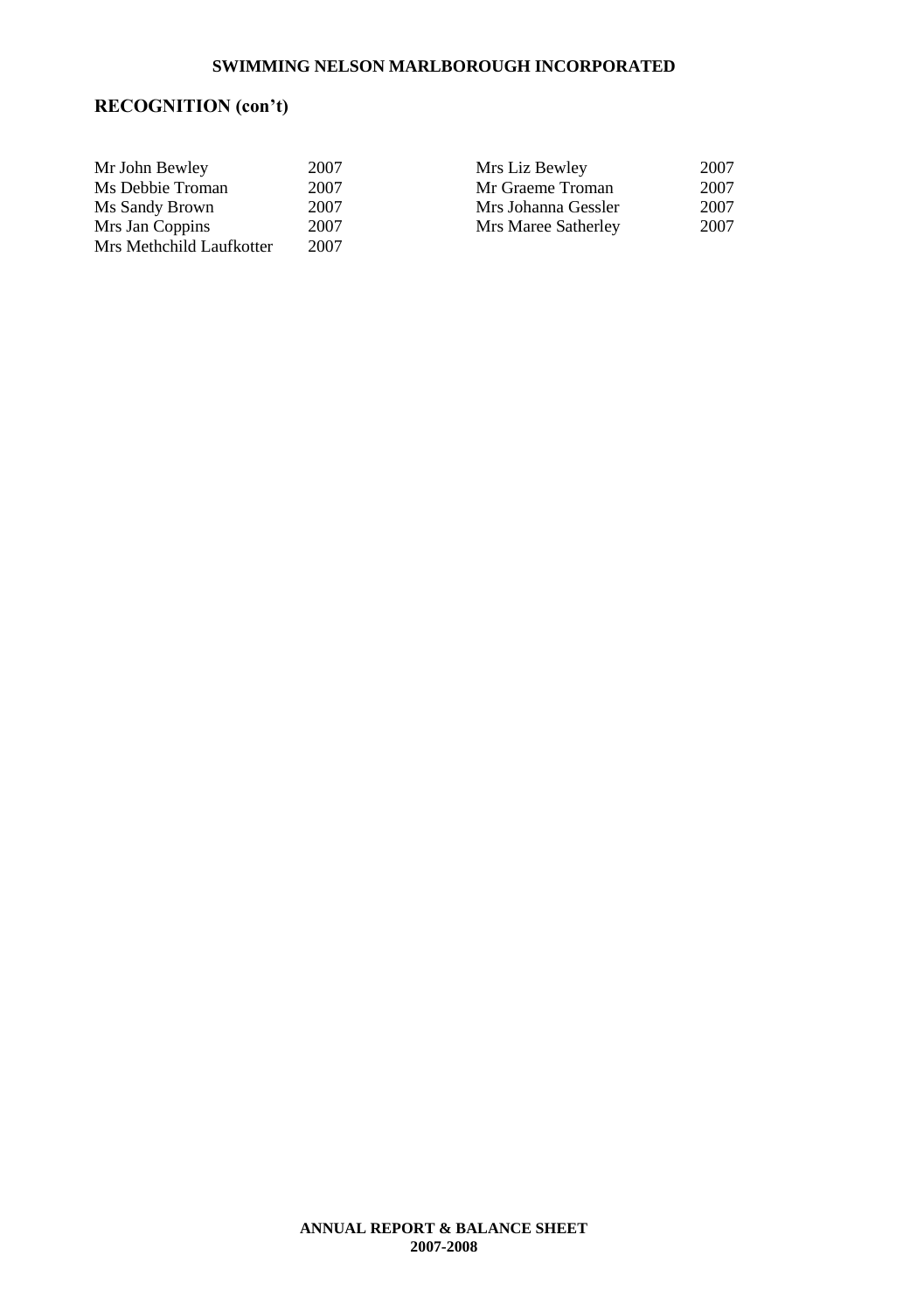## RECOGNITION (con't)

| | | | |
|---|---|---|---|
| Mr John Bewley | 2007 | Mrs Liz Bewley | 2007 |
| Ms Debbie Troman | 2007 | Mr Graeme Troman | 2007 |
| Ms Sandy Brown | 2007 | Mrs Johanna Gessler | 2007 |
| Mrs Jan Coppins | 2007 | Mrs Maree Satherley | 2007 |
| Mrs Methchild Laufkotter | 2007 | | |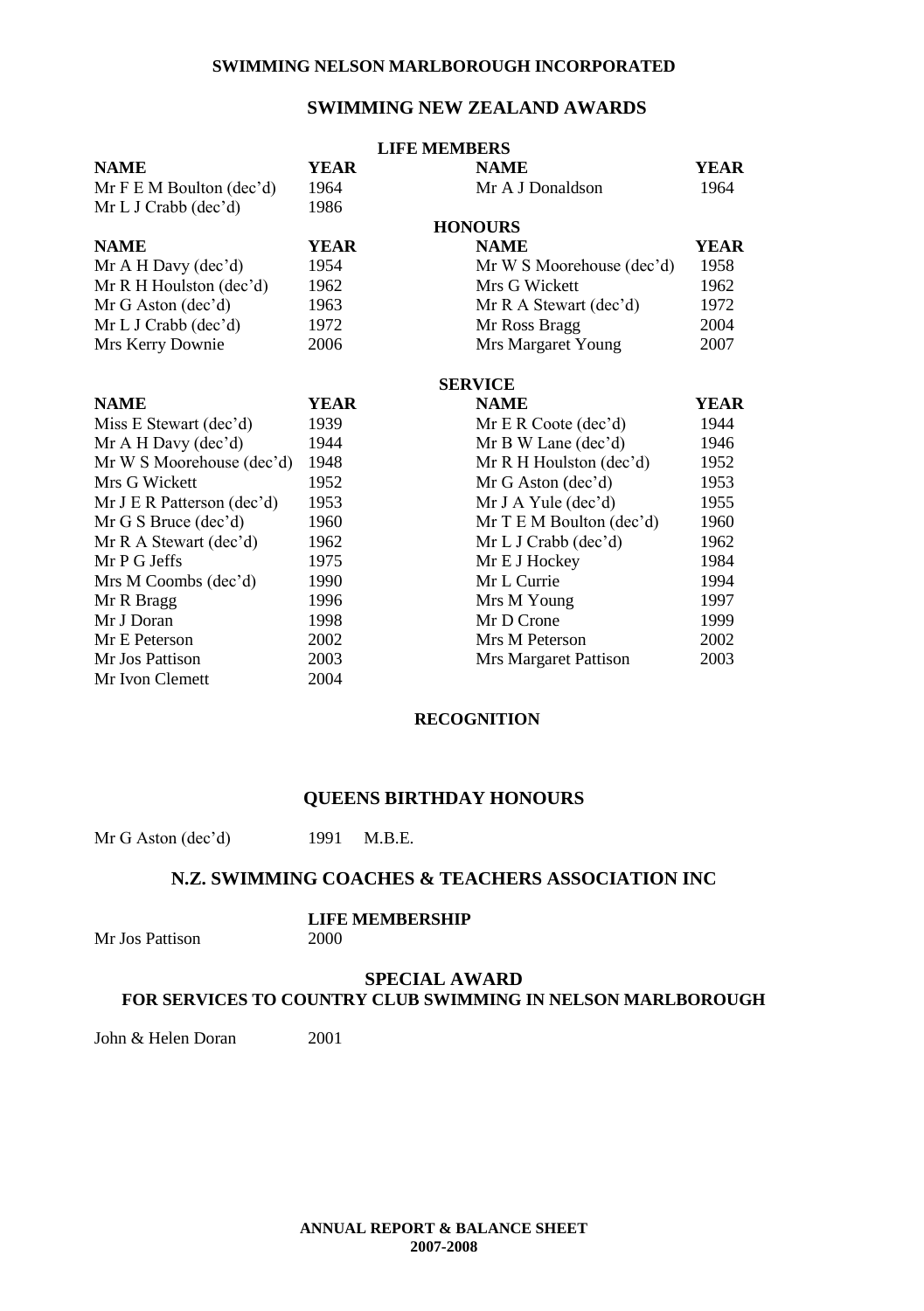# SWIMMING NELSON MARLBOROUGH INCORPORATED

## SWIMMING NEW ZEALAND AWARDS

### LIFE MEMBERS

| NAME | YEAR | NAME | YEAR |
|---|---|---|---|
| Mr F E M Boulton (dec'd) | 1964 | Mr A J Donaldson | 1964 |
| Mr L J Crabb (dec'd) | 1986 | | |

### HONOURS

| NAME | YEAR | NAME | YEAR |
|---|---|---|---|
| Mr A H Davy (dec'd) | 1954 | Mr W S Moorehouse (dec'd) | 1958 |
| Mr R H Houlston (dec'd) | 1962 | Mrs G Wickett | 1962 |
| Mr G Aston (dec'd) | 1963 | Mr R A Stewart (dec'd) | 1972 |
| Mr L J Crabb (dec'd) | 1972 | Mr Ross Bragg | 2004 |
| Mrs Kerry Downie | 2006 | Mrs Margaret Young | 2007 |

### SERVICE

| NAME | YEAR | NAME | YEAR |
|---|---|---|---|
| Miss E Stewart (dec'd) | 1939 | Mr E R Coote (dec'd) | 1944 |
| Mr A H Davy (dec'd) | 1944 | Mr B W Lane (dec'd) | 1946 |
| Mr W S Moorehouse (dec'd) | 1948 | Mr R H Houlston (dec'd) | 1952 |
| Mrs G Wickett | 1952 | Mr G Aston (dec'd) | 1953 |
| Mr J E R Patterson (dec'd) | 1953 | Mr J A Yule (dec'd) | 1955 |
| Mr G S Bruce (dec'd) | 1960 | Mr T E M Boulton (dec'd) | 1960 |
| Mr R A Stewart (dec'd) | 1962 | Mr L J Crabb (dec'd) | 1962 |
| Mr P G Jeffs | 1975 | Mr E J Hockey | 1984 |
| Mrs M Coombs (dec'd) | 1990 | Mr L Currie | 1994 |
| Mr R Bragg | 1996 | Mrs M Young | 1997 |
| Mr J Doran | 1998 | Mr D Crone | 1999 |
| Mr E Peterson | 2002 | Mrs M Peterson | 2002 |
| Mr Jos Pattison | 2003 | Mrs Margaret Pattison | 2003 |
| Mr Ivon Clemett | 2004 | | |

### RECOGNITION

## QUEENS BIRTHDAY HONOURS

Mr G Aston (dec'd) 1991 M.B.E.

## N.Z. SWIMMING COACHES & TEACHERS ASSOCIATION INC

### LIFE MEMBERSHIP

Mr Jos Pattison 2000

### SPECIAL AWARD
### FOR SERVICES TO COUNTRY CLUB SWIMMING IN NELSON MARLBOROUGH

John & Helen Doran 2001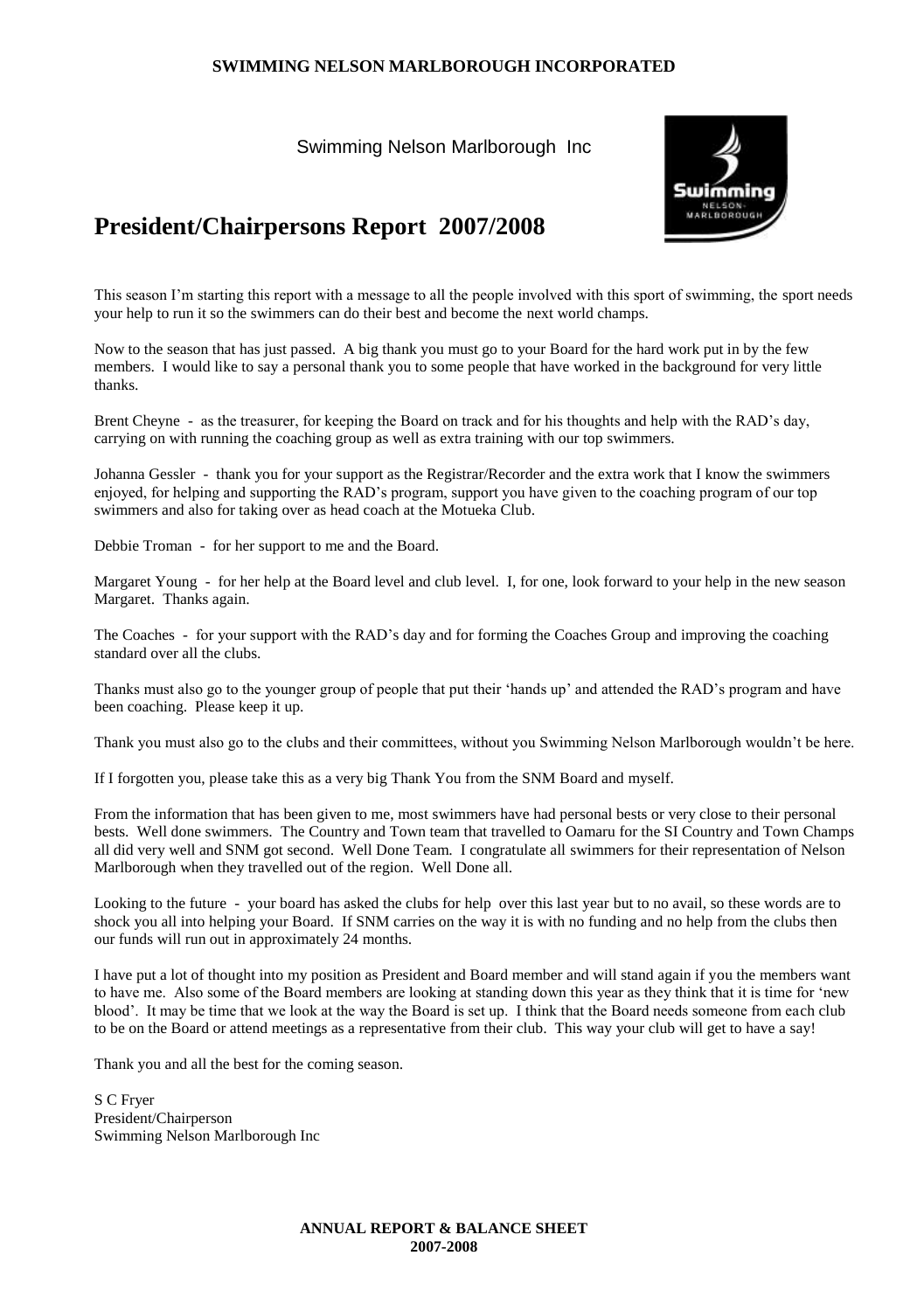**SWIMMING NELSON MARLBOROUGH INCORPORATED**

Swimming Nelson Marlborough Inc

# President/Chairpersons Report 2007/2008

This season I'm starting this report with a message to all the people involved with this sport of swimming, the sport needs your help to run it so the swimmers can do their best and become the next world champs.

Now to the season that has just passed. A big thank you must go to your Board for the hard work put in by the few members. I would like to say a personal thank you to some people that have worked in the background for very little thanks.

Brent Cheyne - as the treasurer, for keeping the Board on track and for his thoughts and help with the RAD's day, carrying on with running the coaching group as well as extra training with our top swimmers.

Johanna Gessler - thank you for your support as the Registrar/Recorder and the extra work that I know the swimmers enjoyed, for helping and supporting the RAD's program, support you have given to the coaching program of our top swimmers and also for taking over as head coach at the Motueka Club.

Debbie Troman - for her support to me and the Board.

Margaret Young - for her help at the Board level and club level. I, for one, look forward to your help in the new season Margaret. Thanks again.

The Coaches - for your support with the RAD's day and for forming the Coaches Group and improving the coaching standard over all the clubs.

Thanks must also go to the younger group of people that put their 'hands up' and attended the RAD's program and have been coaching. Please keep it up.

Thank you must also go to the clubs and their committees, without you Swimming Nelson Marlborough wouldn't be here.

If I forgotten you, please take this as a very big Thank You from the SNM Board and myself.

From the information that has been given to me, most swimmers have had personal bests or very close to their personal bests. Well done swimmers. The Country and Town team that travelled to Oamaru for the SI Country and Town Champs all did very well and SNM got second. Well Done Team. I congratulate all swimmers for their representation of Nelson Marlborough when they travelled out of the region. Well Done all.

Looking to the future - your board has asked the clubs for help over this last year but to no avail, so these words are to shock you all into helping your Board. If SNM carries on the way it is with no funding and no help from the clubs then our funds will run out in approximately 24 months.

I have put a lot of thought into my position as President and Board member and will stand again if you the members want to have me. Also some of the Board members are looking at standing down this year as they think that it is time for 'new blood'. It may be time that we look at the way the Board is set up. I think that the Board needs someone from each club to be on the Board or attend meetings as a representative from their club. This way your club will get to have a say!

Thank you and all the best for the coming season.

S C Fryer
President/Chairperson
Swimming Nelson Marlborough Inc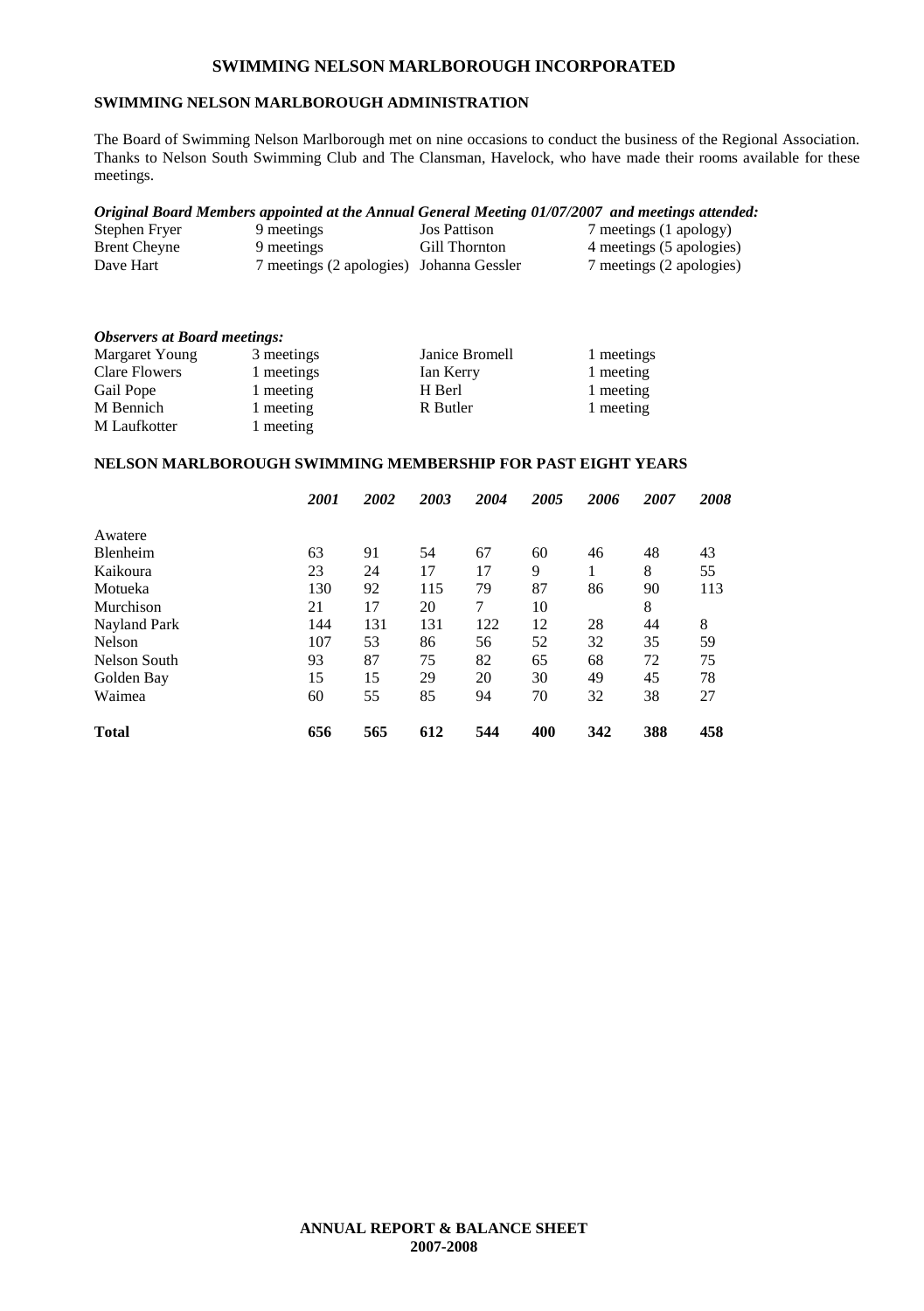# SWIMMING NELSON MARLBOROUGH INCORPORATED

## SWIMMING NELSON MARLBOROUGH ADMINISTRATION

The Board of Swimming Nelson Marlborough met on nine occasions to conduct the business of the Regional Association. Thanks to Nelson South Swimming Club and The Clansman, Havelock, who have made their rooms available for these meetings.

***Original Board Members appointed at the Annual General Meeting 01/07/2007 and meetings attended:***

| | | | |
|---|---|---|---|
| Stephen Fryer | 9 meetings | Jos Pattison | 7 meetings (1 apology) |
| Brent Cheyne | 9 meetings | Gill Thornton | 4 meetings (5 apologies) |
| Dave Hart | 7 meetings (2 apologies) | Johanna Gessler | 7 meetings (2 apologies) |

***Observers at Board meetings:***

| | | | |
|---|---|---|---|
| Margaret Young | 3 meetings | Janice Bromell | 1 meetings |
| Clare Flowers | 1 meetings | Ian Kerry | 1 meeting |
| Gail Pope | 1 meeting | H Berl | 1 meeting |
| M Bennich | 1 meeting | R Butler | 1 meeting |
| M Laufkotter | 1 meeting | | |

## NELSON MARLBOROUGH SWIMMING MEMBERSHIP FOR PAST EIGHT YEARS

| | *2001* | *2002* | *2003* | *2004* | *2005* | *2006* | *2007* | *2008* |
|---|---|---|---|---|---|---|---|---|
| Awatere | | | | | | | | |
| Blenheim | 63 | 91 | 54 | 67 | 60 | 46 | 48 | 43 |
| Kaikoura | 23 | 24 | 17 | 17 | 9 | 1 | 8 | 55 |
| Motueka | 130 | 92 | 115 | 79 | 87 | 86 | 90 | 113 |
| Murchison | 21 | 17 | 20 | 7 | 10 | | 8 | |
| Nayland Park | 144 | 131 | 131 | 122 | 12 | 28 | 44 | 8 |
| Nelson | 107 | 53 | 86 | 56 | 52 | 32 | 35 | 59 |
| Nelson South | 93 | 87 | 75 | 82 | 65 | 68 | 72 | 75 |
| Golden Bay | 15 | 15 | 29 | 20 | 30 | 49 | 45 | 78 |
| Waimea | 60 | 55 | 85 | 94 | 70 | 32 | 38 | 27 |
| **Total** | **656** | **565** | **612** | **544** | **400** | **342** | **388** | **458** |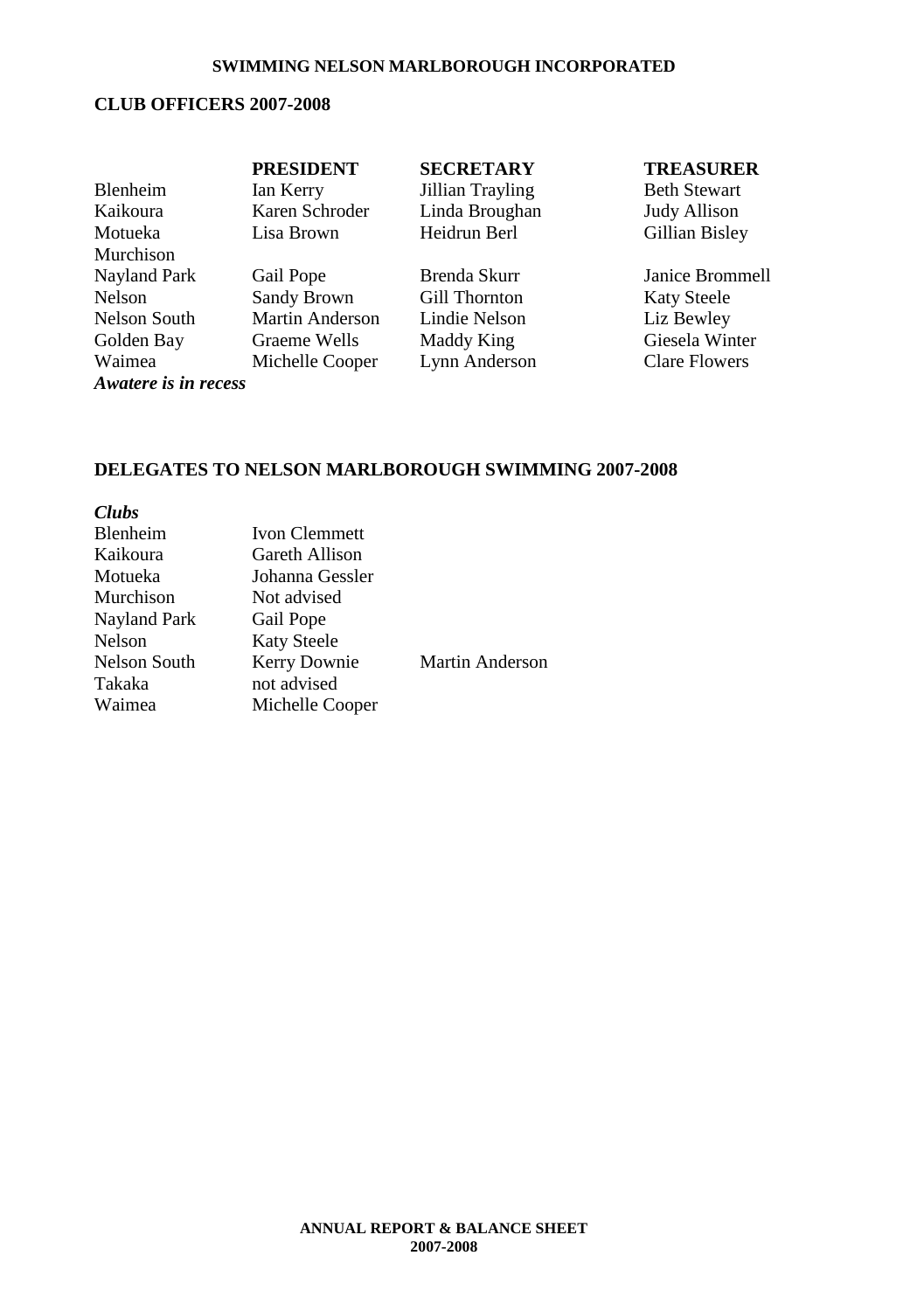**SWIMMING NELSON MARLBOROUGH INCORPORATED**

## CLUB OFFICERS 2007-2008

| | PRESIDENT | SECRETARY | TREASURER |
|---|---|---|---|
| Blenheim | Ian Kerry | Jillian Trayling | Beth Stewart |
| Kaikoura | Karen Schroder | Linda Broughan | Judy Allison |
| Motueka | Lisa Brown | Heidrun Berl | Gillian Bisley |
| Murchison | | | |
| Nayland Park | Gail Pope | Brenda Skurr | Janice Brommell |
| Nelson | Sandy Brown | Gill Thornton | Katy Steele |
| Nelson South | Martin Anderson | Lindie Nelson | Liz Bewley |
| Golden Bay | Graeme Wells | Maddy King | Giesela Winter |
| Waimea | Michelle Cooper | Lynn Anderson | Clare Flowers |

***Awatere is in recess***

## DELEGATES TO NELSON MARLBOROUGH SWIMMING 2007-2008

***Clubs***

| | | |
|---|---|---|
| Blenheim | Ivon Clemmett | |
| Kaikoura | Gareth Allison | |
| Motueka | Johanna Gessler | |
| Murchison | Not advised | |
| Nayland Park | Gail Pope | |
| Nelson | Katy Steele | |
| Nelson South | Kerry Downie | Martin Anderson |
| Takaka | not advised | |
| Waimea | Michelle Cooper | |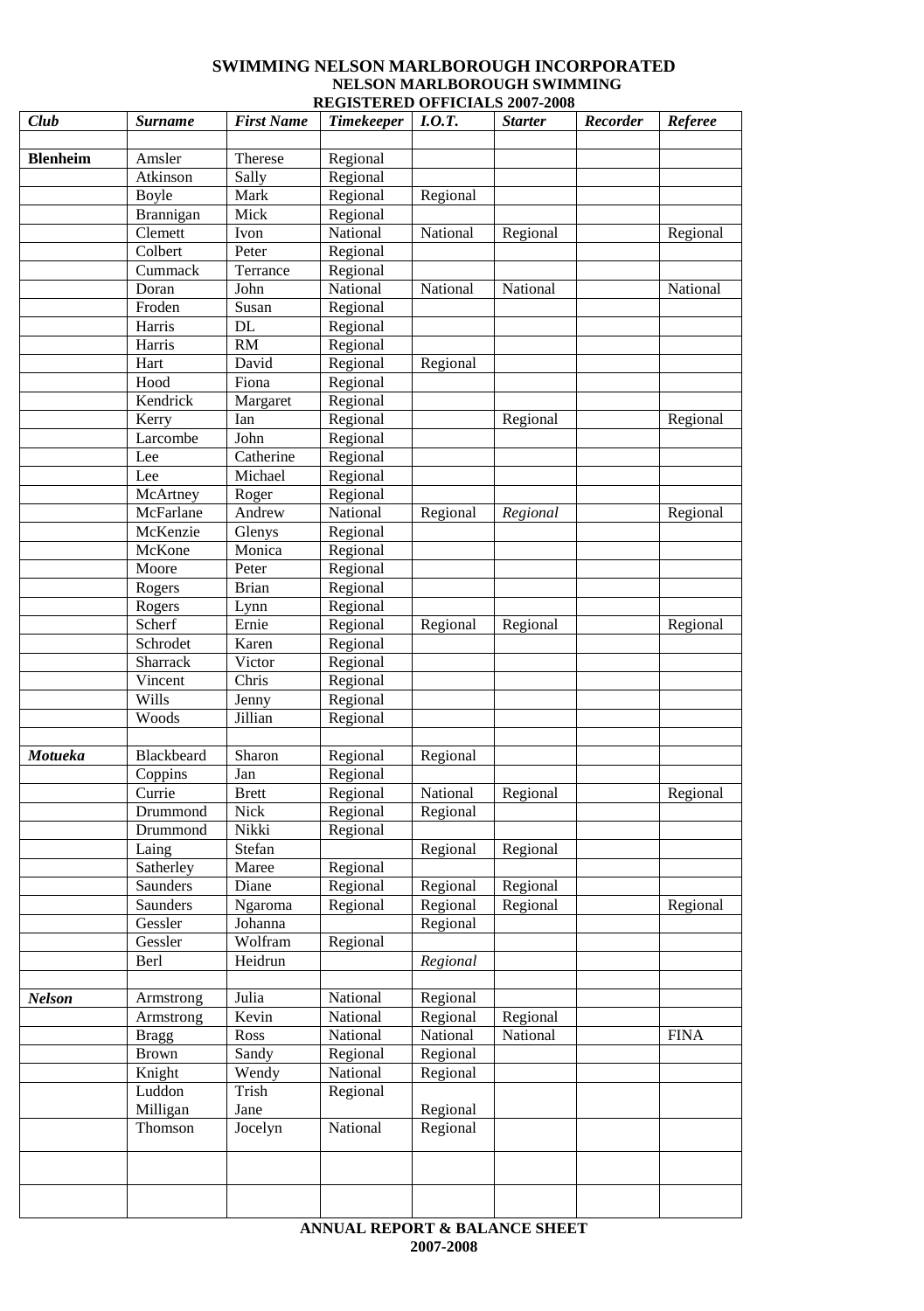**SWIMMING NELSON MARLBOROUGH INCORPORATED**
**NELSON MARLBOROUGH SWIMMING**
**REGISTERED OFFICIALS 2007-2008**

| *Club* | *Surname* | *First Name* | *Timekeeper* | *I.O.T.* | *Starter* | *Recorder* | *Referee* |
|---|---|---|---|---|---|---|---|
| | | | | | | | |
| **Blenheim** | Amsler | Therese | Regional | | | | |
| | Atkinson | Sally | Regional | | | | |
| | Boyle | Mark | Regional | Regional | | | |
| | Brannigan | Mick | Regional | | | | |
| | Clemett | Ivon | National | National | Regional | | Regional |
| | Colbert | Peter | Regional | | | | |
| | Cummack | Terrance | Regional | | | | |
| | Doran | John | National | National | National | | National |
| | Froden | Susan | Regional | | | | |
| | Harris | DL | Regional | | | | |
| | Harris | RM | Regional | | | | |
| | Hart | David | Regional | Regional | | | |
| | Hood | Fiona | Regional | | | | |
| | Kendrick | Margaret | Regional | | | | |
| | Kerry | Ian | Regional | | Regional | | Regional |
| | Larcombe | John | Regional | | | | |
| | Lee | Catherine | Regional | | | | |
| | Lee | Michael | Regional | | | | |
| | McArtney | Roger | Regional | | | | |
| | McFarlane | Andrew | National | Regional | *Regional* | | Regional |
| | McKenzie | Glenys | Regional | | | | |
| | McKone | Monica | Regional | | | | |
| | Moore | Peter | Regional | | | | |
| | Rogers | Brian | Regional | | | | |
| | Rogers | Lynn | Regional | | | | |
| | Scherf | Ernie | Regional | Regional | Regional | | Regional |
| | Schrodet | Karen | Regional | | | | |
| | Sharrack | Victor | Regional | | | | |
| | Vincent | Chris | Regional | | | | |
| | Wills | Jenny | Regional | | | | |
| | Woods | Jillian | Regional | | | | |
| | | | | | | | |
| ***Motueka*** | Blackbeard | Sharon | Regional | Regional | | | |
| | Coppins | Jan | Regional | | | | |
| | Currie | Brett | Regional | National | Regional | | Regional |
| | Drummond | Nick | Regional | Regional | | | |
| | Drummond | Nikki | Regional | | | | |
| | Laing | Stefan | | Regional | Regional | | |
| | Satherley | Maree | Regional | | | | |
| | Saunders | Diane | Regional | Regional | Regional | | |
| | Saunders | Ngaroma | Regional | Regional | Regional | | Regional |
| | Gessler | Johanna | | Regional | | | |
| | Gessler | Wolfram | Regional | | | | |
| | Berl | Heidrun | | *Regional* | | | |
| | | | | | | | |
| ***Nelson*** | Armstrong | Julia | National | Regional | | | |
| | Armstrong | Kevin | National | Regional | Regional | | |
| | Bragg | Ross | National | National | National | | FINA |
| | Brown | Sandy | Regional | Regional | | | |
| | Knight | Wendy | National | Regional | | | |
| | Luddon | Trish | Regional | | | | |
| | Milligan | Jane | | Regional | | | |
| | Thomson | Jocelyn | National | Regional | | | |
| | | | | | | | |
| | | | | | | | |

**ANNUAL REPORT & BALANCE SHEET**
**2007-2008**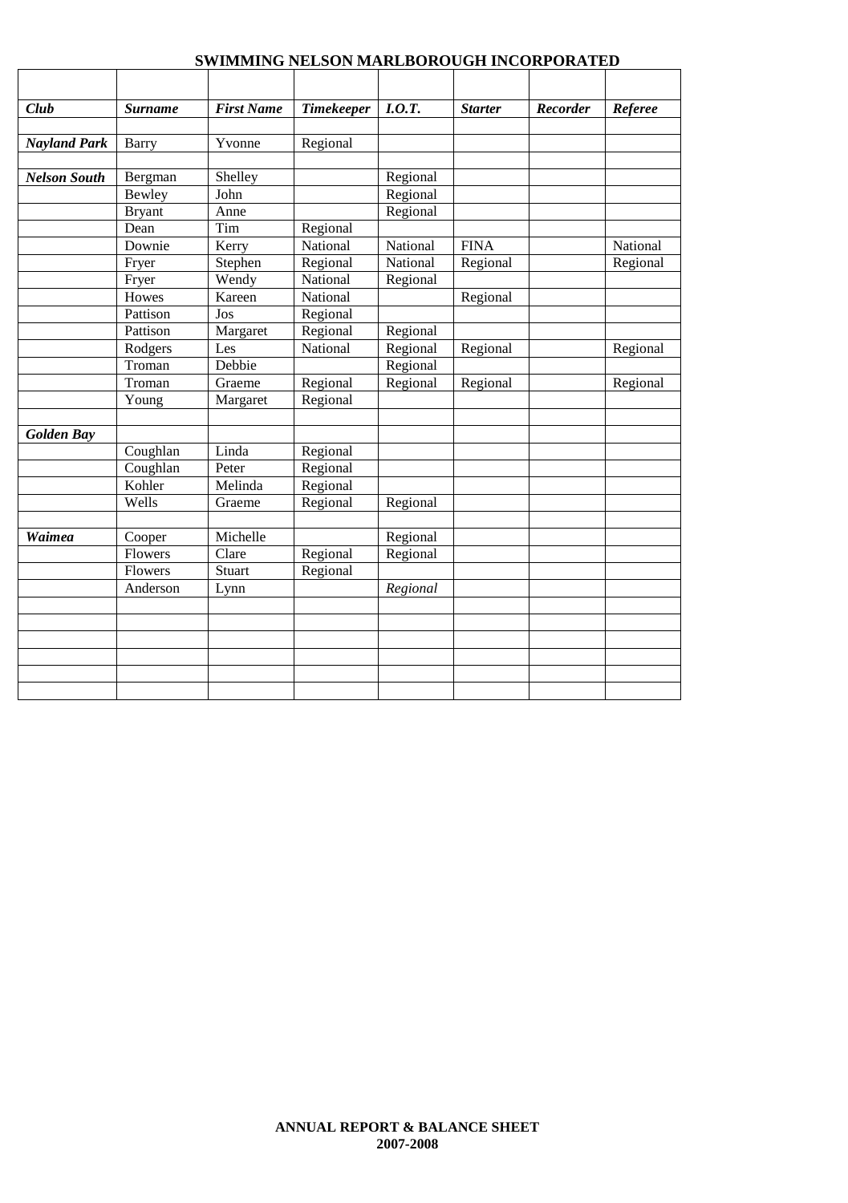# SWIMMING NELSON MARLBOROUGH INCORPORATED

| *Club* | *Surname* | *First Name* | *Timekeeper* | *I.O.T.* | *Starter* | *Recorder* | *Referee* |
|---|---|---|---|---|---|---|---|
| | | | | | | | |
| ***Nayland Park*** | Barry | Yvonne | Regional | | | | |
| | | | | | | | |
| ***Nelson South*** | Bergman | Shelley | | Regional | | | |
| | Bewley | John | | Regional | | | |
| | Bryant | Anne | | Regional | | | |
| | Dean | Tim | Regional | | | | |
| | Downie | Kerry | National | National | FINA | | National |
| | Fryer | Stephen | Regional | National | Regional | | Regional |
| | Fryer | Wendy | National | Regional | | | |
| | Howes | Kareen | National | | Regional | | |
| | Pattison | Jos | Regional | | | | |
| | Pattison | Margaret | Regional | Regional | | | |
| | Rodgers | Les | National | Regional | Regional | | Regional |
| | Troman | Debbie | | Regional | | | |
| | Troman | Graeme | Regional | Regional | Regional | | Regional |
| | Young | Margaret | Regional | | | | |
| | | | | | | | |
| ***Golden Bay*** | | | | | | | |
| | Coughlan | Linda | Regional | | | | |
| | Coughlan | Peter | Regional | | | | |
| | Kohler | Melinda | Regional | | | | |
| | Wells | Graeme | Regional | Regional | | | |
| | | | | | | | |
| ***Waimea*** | Cooper | Michelle | | Regional | | | |
| | Flowers | Clare | Regional | Regional | | | |
| | Flowers | Stuart | Regional | | | | |
| | Anderson | Lynn | | *Regional* | | | |
| | | | | | | | |
| | | | | | | | |
| | | | | | | | |
| | | | | | | | |
| | | | | | | | |
| | | | | | | | |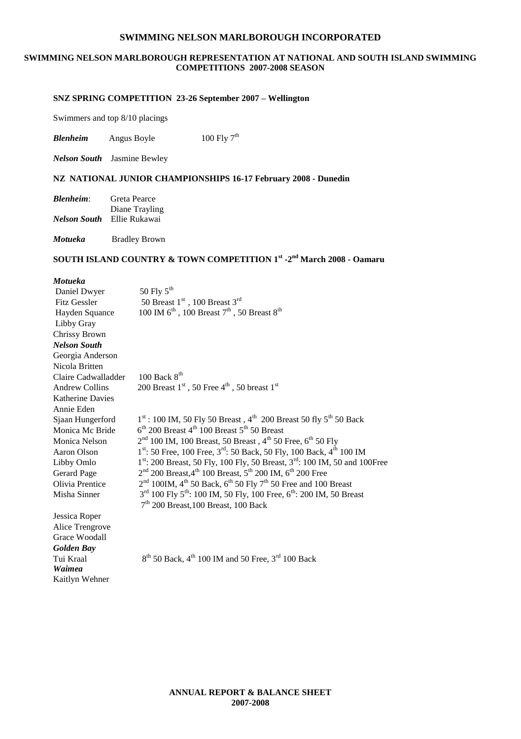# SWIMMING NELSON MARLBOROUGH INCORPORATED

## SWIMMING NELSON MARLBOROUGH REPRESENTATION AT NATIONAL AND SOUTH ISLAND SWIMMING COMPETITIONS 2007-2008 SEASON

### SNZ SPRING COMPETITION 23-26 September 2007 – Wellington

Swimmers and top 8/10 placings

***Blenheim*** Angus Boyle 100 Fly 7th

***Nelson South*** Jasmine Bewley

### NZ NATIONAL JUNIOR CHAMPIONSHIPS 16-17 February 2008 - Dunedin

***Blenheim***: Greta Pearce
Diane Trayling

***Nelson South*** Ellie Rukawai

***Motueka*** Bradley Brown

### SOUTH ISLAND COUNTRY & TOWN COMPETITION 1st -2nd March 2008 - Oamaru

***Motueka***

| | |
|---|---|
| Daniel Dwyer | 50 Fly 5th |
| Fitz Gessler | 50 Breast 1st , 100 Breast 3rd |
| Hayden Squance | 100 IM 6th , 100 Breast 7th , 50 Breast 8th |
| Libby Gray | |
| Chrissy Brown | |

***Nelson South***

| | |
|---|---|
| Georgia Anderson | |
| Nicola Britten | |
| Claire Cadwalladder | 100 Back 8th |
| Andrew Collins | 200 Breast 1st , 50 Free 4th , 50 breast 1st |
| Katherine Davies | |
| Annie Eden | |
| Sjaan Hungerford | 1st : 100 IM, 50 Fly 50 Breast , 4th 200 Breast 50 fly 5th 50 Back |
| Monica Mc Bride | 6th 200 Breast 4th 100 Breast 5th 50 Breast |
| Monica Nelson | 2nd 100 IM, 100 Breast, 50 Breast , 4th 50 Free, 6th 50 Fly |
| Aaron Olson | 1st: 50 Free, 100 Free, 3rd: 50 Back, 50 Fly, 100 Back, 4th 100 IM |
| Libby Omlo | 1st: 200 Breast, 50 Fly, 100 Fly, 50 Breast, 3rd: 100 IM, 50 and 100Free |
| Gerard Page | 2nd 200 Breast,4th 100 Breast, 5th 200 IM, 6th 200 Free |
| Olivia Prentice | 2nd 100IM, 4th 50 Back, 6th 50 Fly 7th 50 Free and 100 Breast |
| Misha Sinner | 3rd 100 Fly 5th: 100 IM, 50 Fly, 100 Free, 6th: 200 IM, 50 Breast 7th 200 Breast,100 Breast, 100 Back |
| Jessica Roper | |
| Alice Trengrove | |
| Grace Woodall | |

***Golden Bay***

| | |
|---|---|
| Tui Kraal | 8th 50 Back, 4th 100 IM and 50 Free, 3rd 100 Back |

***Waimea***

Kaitlyn Wehner

**ANNUAL REPORT & BALANCE SHEET 2007-2008**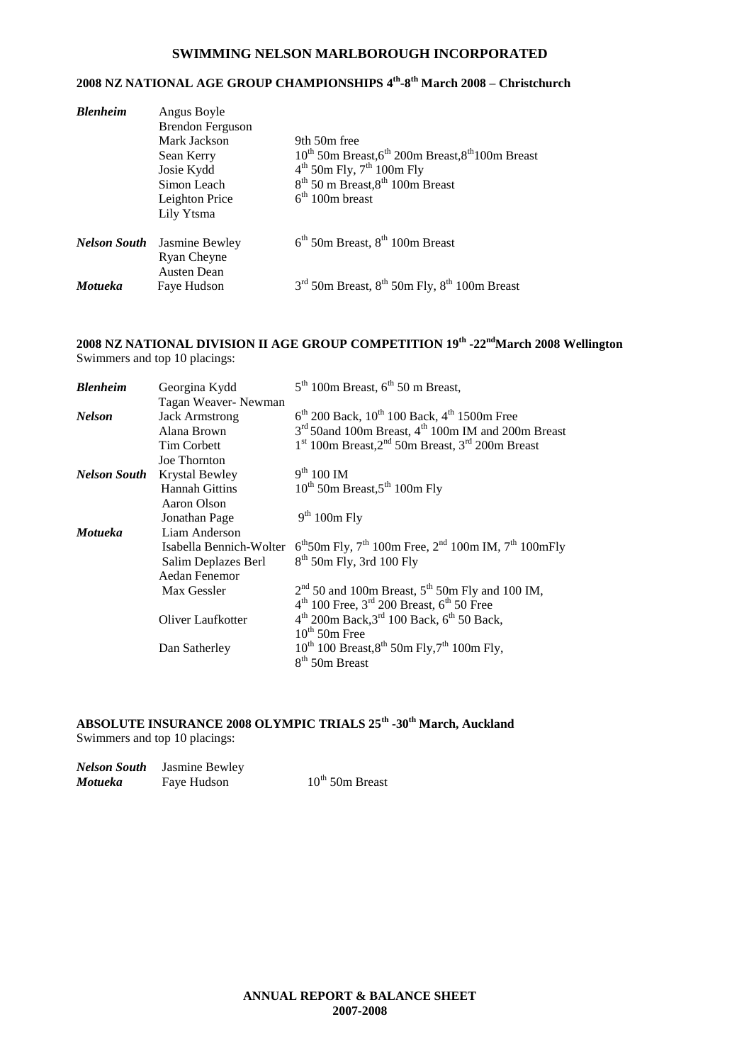# SWIMMING NELSON MARLBOROUGH INCORPORATED

## 2008 NZ NATIONAL AGE GROUP CHAMPIONSHIPS 4th-8th March 2008 – Christchurch

| | | |
|---|---|---|
| ***Blenheim*** | Angus Boyle | |
| | Brendon Ferguson | |
| | Mark Jackson | 9th 50m free |
| | Sean Kerry | 10th 50m Breast, 6th 200m Breast, 8th 100m Breast |
| | Josie Kydd | 4th 50m Fly, 7th 100m Fly |
| | Simon Leach | 8th 50 m Breast, 8th 100m Breast |
| | Leighton Price | 6th 100m breast |
| | Lily Ytsma | |
| ***Nelson South*** | Jasmine Bewley | 6th 50m Breast, 8th 100m Breast |
| | Ryan Cheyne | |
| | Austen Dean | |
| ***Motueka*** | Faye Hudson | 3rd 50m Breast, 8th 50m Fly, 8th 100m Breast |

## 2008 NZ NATIONAL DIVISION II AGE GROUP COMPETITION 19th -22nd March 2008 Wellington

Swimmers and top 10 placings:

| | | |
|---|---|---|
| ***Blenheim*** | Georgina Kydd | 5th 100m Breast, 6th 50 m Breast, |
| | Tagan Weaver- Newman | |
| ***Nelson*** | Jack Armstrong | 6th 200 Back, 10th 100 Back, 4th 1500m Free |
| | Alana Brown | 3rd 50and 100m Breast, 4th 100m IM and 200m Breast |
| | Tim Corbett | 1st 100m Breast, 2nd 50m Breast, 3rd 200m Breast |
| | Joe Thornton | |
| ***Nelson South*** | Krystal Bewley | 9th 100 IM |
| | Hannah Gittins | 10th 50m Breast, 5th 100m Fly |
| | Aaron Olson | |
| | Jonathan Page | 9th 100m Fly |
| ***Motueka*** | Liam Anderson | |
| | Isabella Bennich-Wolter | 6th 50m Fly, 7th 100m Free, 2nd 100m IM, 7th 100mFly |
| | Salim Deplazes Berl | 8th 50m Fly, 3rd 100 Fly |
| | Aedan Fenemor | |
| | Max Gessler | 2nd 50 and 100m Breast, 5th 50m Fly and 100 IM, 4th 100 Free, 3rd 200 Breast, 6th 50 Free |
| | Oliver Laufkotter | 4th 200m Back, 3rd 100 Back, 6th 50 Back, 10th 50m Free |
| | Dan Satherley | 10th 100 Breast, 8th 50m Fly, 7th 100m Fly, 8th 50m Breast |

## ABSOLUTE INSURANCE 2008 OLYMPIC TRIALS 25th -30th March, Auckland

Swimmers and top 10 placings:

| | | |
|---|---|---|
| ***Nelson South*** | Jasmine Bewley | |
| ***Motueka*** | Faye Hudson | 10th 50m Breast |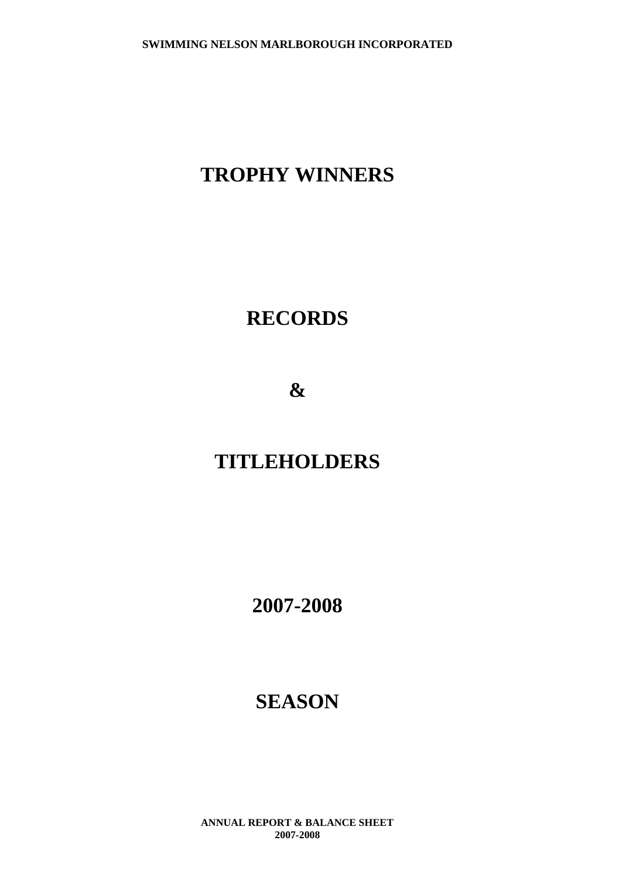# TROPHY WINNERS

# RECORDS

# &

# TITLEHOLDERS

# 2007-2008

# SEASON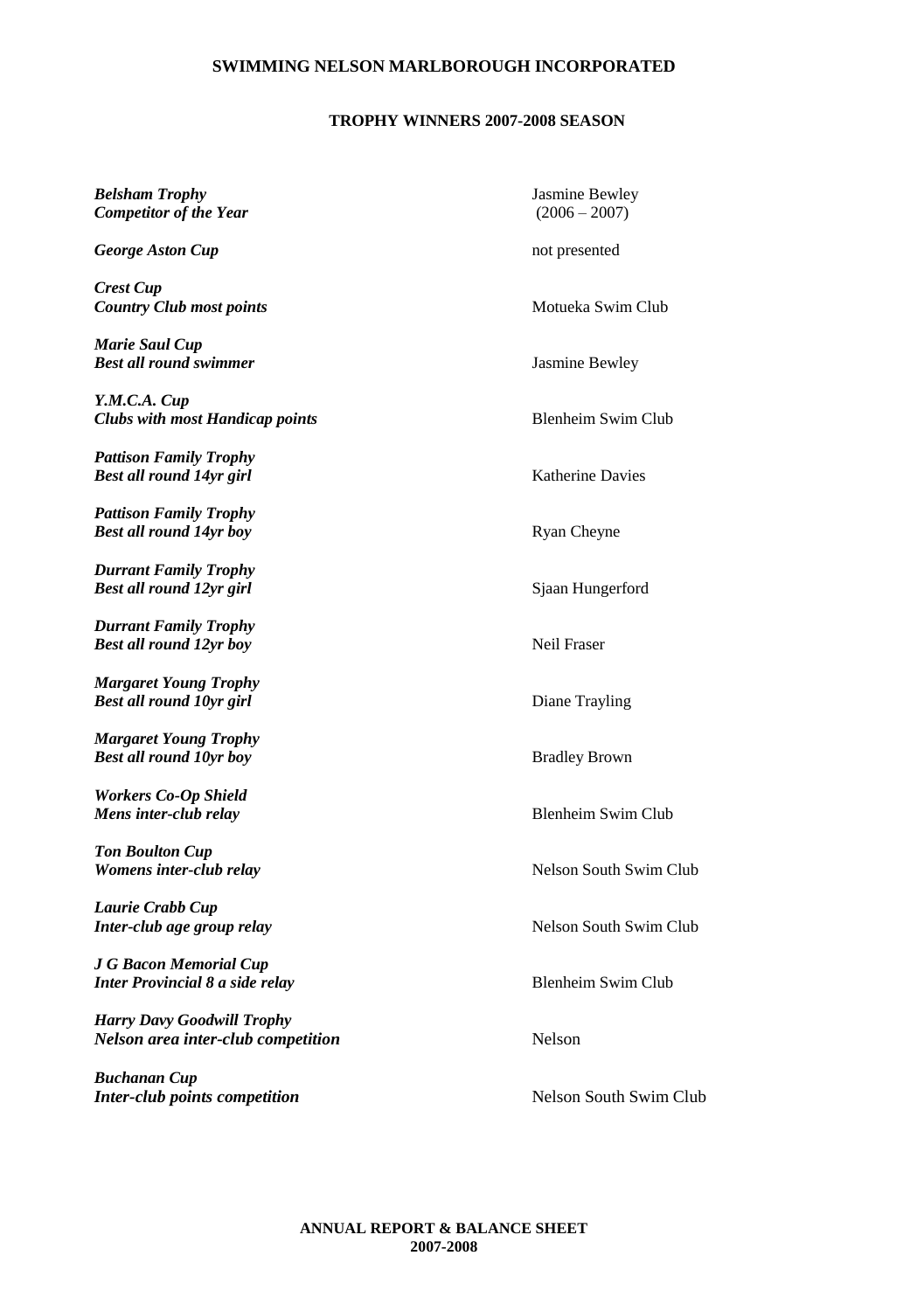# SWIMMING NELSON MARLBOROUGH INCORPORATED

## TROPHY WINNERS 2007-2008 SEASON

| Trophy | Winner |
|---|---|
| ***Belsham Trophy*** ***Competitor of the Year*** | Jasmine Bewley (2006 – 2007) |
| ***George Aston Cup*** | not presented |
| ***Crest Cup*** ***Country Club most points*** | Motueka Swim Club |
| ***Marie Saul Cup*** ***Best all round swimmer*** | Jasmine Bewley |
| ***Y.M.C.A. Cup*** ***Clubs with most Handicap points*** | Blenheim Swim Club |
| ***Pattison Family Trophy*** ***Best all round 14yr girl*** | Katherine Davies |
| ***Pattison Family Trophy*** ***Best all round 14yr boy*** | Ryan Cheyne |
| ***Durrant Family Trophy*** ***Best all round 12yr girl*** | Sjaan Hungerford |
| ***Durrant Family Trophy*** ***Best all round 12yr boy*** | Neil Fraser |
| ***Margaret Young Trophy*** ***Best all round 10yr girl*** | Diane Trayling |
| ***Margaret Young Trophy*** ***Best all round 10yr boy*** | Bradley Brown |
| ***Workers Co-Op Shield*** ***Mens inter-club relay*** | Blenheim Swim Club |
| ***Ton Boulton Cup*** ***Womens inter-club relay*** | Nelson South Swim Club |
| ***Laurie Crabb Cup*** ***Inter-club age group relay*** | Nelson South Swim Club |
| ***J G Bacon Memorial Cup*** ***Inter Provincial 8 a side relay*** | Blenheim Swim Club |
| ***Harry Davy Goodwill Trophy*** ***Nelson area inter-club competition*** | Nelson |
| ***Buchanan Cup*** ***Inter-club points competition*** | Nelson South Swim Club |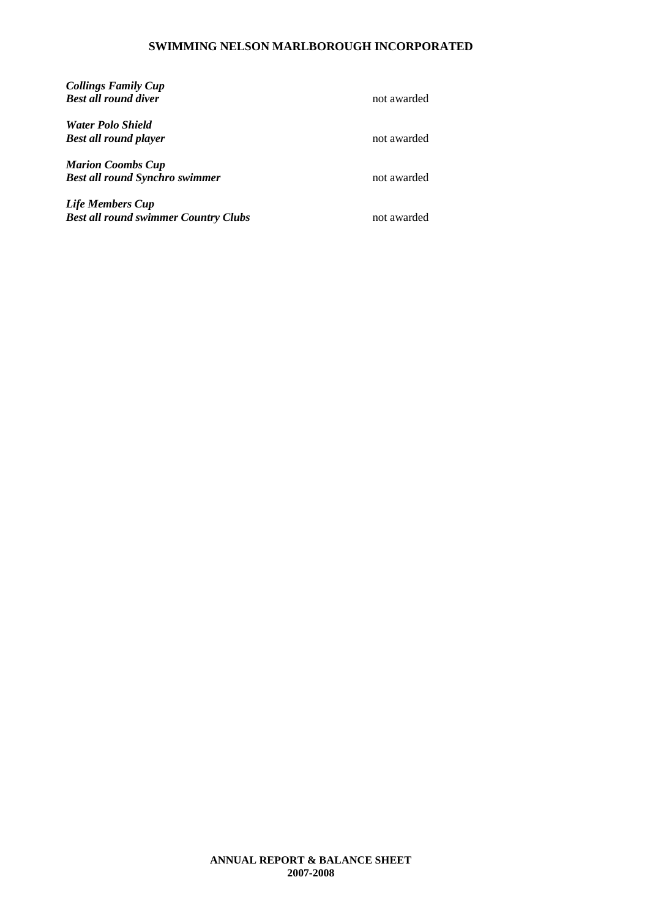***Collings Family Cup***
***Best all round diver*** not awarded

***Water Polo Shield***
***Best all round player*** not awarded

***Marion Coombs Cup***
***Best all round Synchro swimmer*** not awarded

***Life Members Cup***
***Best all round swimmer Country Clubs*** not awarded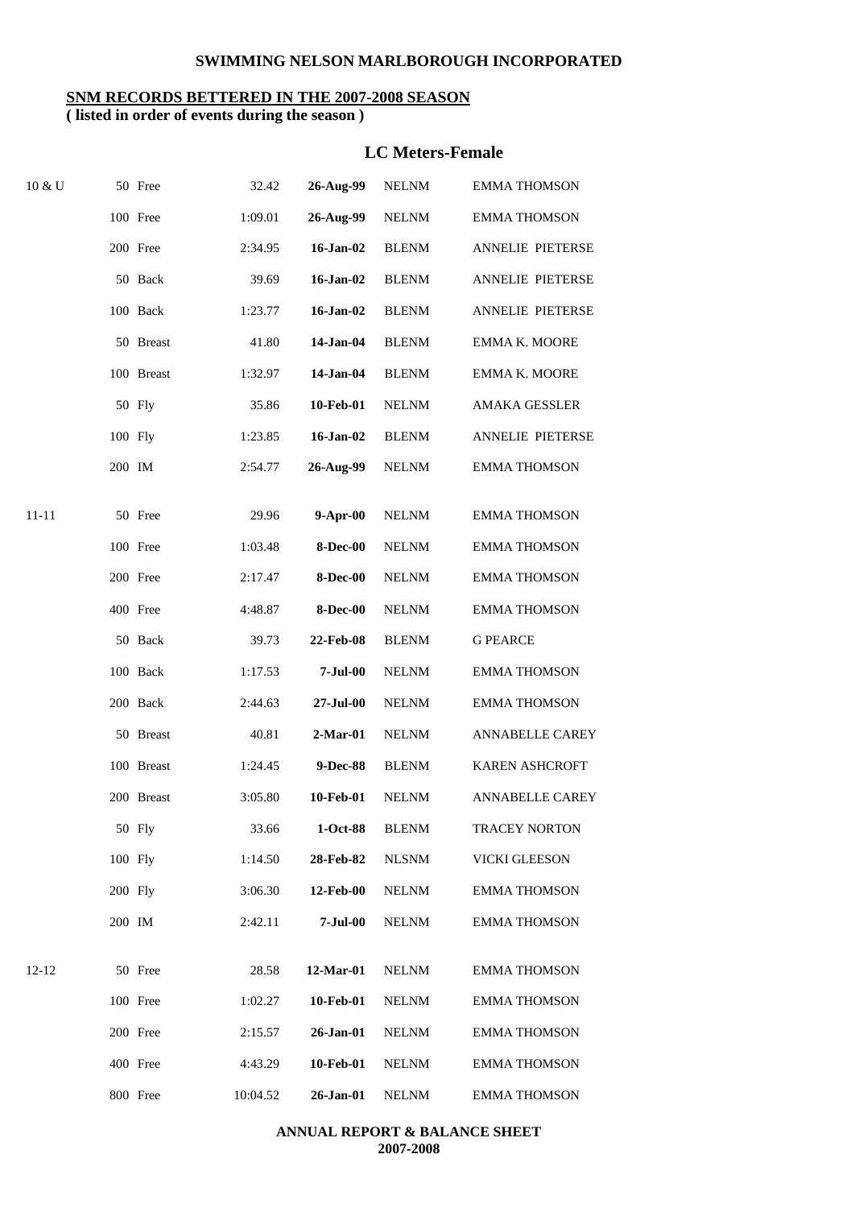## SWIMMING NELSON MARLBOROUGH INCORPORATED

**SNM RECORDS BETTERED IN THE 2007-2008 SEASON**
**( listed in order of events during the season )**

### LC Meters-Female

| Age | Event | Time | Date | Club | Name |
|---|---|---|---|---|---|
| 10 & U | 50 Free | 32.42 | 26-Aug-99 | NELNM | EMMA THOMSON |
| | 100 Free | 1:09.01 | 26-Aug-99 | NELNM | EMMA THOMSON |
| | 200 Free | 2:34.95 | 16-Jan-02 | BLENM | ANNELIE PIETERSE |
| | 50 Back | 39.69 | 16-Jan-02 | BLENM | ANNELIE PIETERSE |
| | 100 Back | 1:23.77 | 16-Jan-02 | BLENM | ANNELIE PIETERSE |
| | 50 Breast | 41.80 | 14-Jan-04 | BLENM | EMMA K. MOORE |
| | 100 Breast | 1:32.97 | 14-Jan-04 | BLENM | EMMA K. MOORE |
| | 50 Fly | 35.86 | 10-Feb-01 | NELNM | AMAKA GESSLER |
| | 100 Fly | 1:23.85 | 16-Jan-02 | BLENM | ANNELIE PIETERSE |
| | 200 IM | 2:54.77 | 26-Aug-99 | NELNM | EMMA THOMSON |
| 11-11 | 50 Free | 29.96 | 9-Apr-00 | NELNM | EMMA THOMSON |
| | 100 Free | 1:03.48 | 8-Dec-00 | NELNM | EMMA THOMSON |
| | 200 Free | 2:17.47 | 8-Dec-00 | NELNM | EMMA THOMSON |
| | 400 Free | 4:48.87 | 8-Dec-00 | NELNM | EMMA THOMSON |
| | 50 Back | 39.73 | 22-Feb-08 | BLENM | G PEARCE |
| | 100 Back | 1:17.53 | 7-Jul-00 | NELNM | EMMA THOMSON |
| | 200 Back | 2:44.63 | 27-Jul-00 | NELNM | EMMA THOMSON |
| | 50 Breast | 40.81 | 2-Mar-01 | NELNM | ANNABELLE CAREY |
| | 100 Breast | 1:24.45 | 9-Dec-88 | BLENM | KAREN ASHCROFT |
| | 200 Breast | 3:05.80 | 10-Feb-01 | NELNM | ANNABELLE CAREY |
| | 50 Fly | 33.66 | 1-Oct-88 | BLENM | TRACEY NORTON |
| | 100 Fly | 1:14.50 | 28-Feb-82 | NLSNM | VICKI GLEESON |
| | 200 Fly | 3:06.30 | 12-Feb-00 | NELNM | EMMA THOMSON |
| | 200 IM | 2:42.11 | 7-Jul-00 | NELNM | EMMA THOMSON |
| 12-12 | 50 Free | 28.58 | 12-Mar-01 | NELNM | EMMA THOMSON |
| | 100 Free | 1:02.27 | 10-Feb-01 | NELNM | EMMA THOMSON |
| | 200 Free | 2:15.57 | 26-Jan-01 | NELNM | EMMA THOMSON |
| | 400 Free | 4:43.29 | 10-Feb-01 | NELNM | EMMA THOMSON |
| | 800 Free | 10:04.52 | 26-Jan-01 | NELNM | EMMA THOMSON |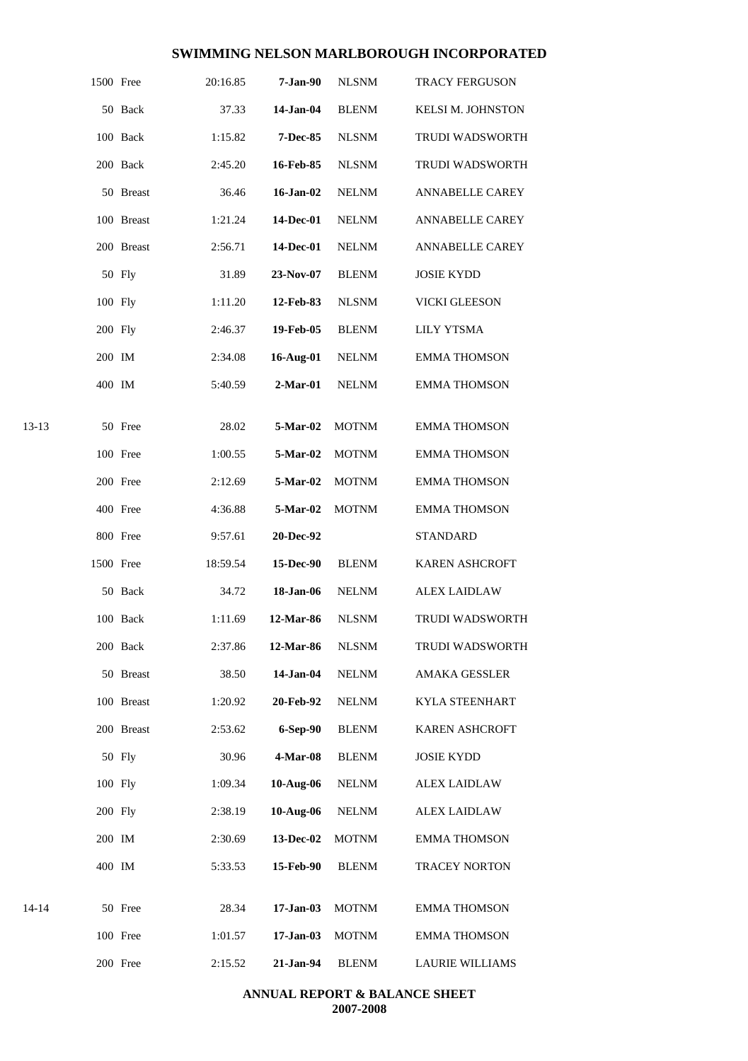## SWIMMING NELSON MARLBOROUGH INCORPORATED

| Age | Event | Time | Date | Club | Name |
|---|---|---|---|---|---|
| | 1500 Free | 20:16.85 | **7-Jan-90** | NLSNM | TRACY FERGUSON |
| | 50 Back | 37.33 | **14-Jan-04** | BLENM | KELSI M. JOHNSTON |
| | 100 Back | 1:15.82 | **7-Dec-85** | NLSNM | TRUDI WADSWORTH |
| | 200 Back | 2:45.20 | **16-Feb-85** | NLSNM | TRUDI WADSWORTH |
| | 50 Breast | 36.46 | **16-Jan-02** | NELNM | ANNABELLE CAREY |
| | 100 Breast | 1:21.24 | **14-Dec-01** | NELNM | ANNABELLE CAREY |
| | 200 Breast | 2:56.71 | **14-Dec-01** | NELNM | ANNABELLE CAREY |
| | 50 Fly | 31.89 | **23-Nov-07** | BLENM | JOSIE KYDD |
| | 100 Fly | 1:11.20 | **12-Feb-83** | NLSNM | VICKI GLEESON |
| | 200 Fly | 2:46.37 | **19-Feb-05** | BLENM | LILY YTSMA |
| | 200 IM | 2:34.08 | **16-Aug-01** | NELNM | EMMA THOMSON |
| | 400 IM | 5:40.59 | **2-Mar-01** | NELNM | EMMA THOMSON |
| 13-13 | 50 Free | 28.02 | **5-Mar-02** | MOTNM | EMMA THOMSON |
| | 100 Free | 1:00.55 | **5-Mar-02** | MOTNM | EMMA THOMSON |
| | 200 Free | 2:12.69 | **5-Mar-02** | MOTNM | EMMA THOMSON |
| | 400 Free | 4:36.88 | **5-Mar-02** | MOTNM | EMMA THOMSON |
| | 800 Free | 9:57.61 | **20-Dec-92** | | STANDARD |
| | 1500 Free | 18:59.54 | **15-Dec-90** | BLENM | KAREN ASHCROFT |
| | 50 Back | 34.72 | **18-Jan-06** | NELNM | ALEX LAIDLAW |
| | 100 Back | 1:11.69 | **12-Mar-86** | NLSNM | TRUDI WADSWORTH |
| | 200 Back | 2:37.86 | **12-Mar-86** | NLSNM | TRUDI WADSWORTH |
| | 50 Breast | 38.50 | **14-Jan-04** | NELNM | AMAKA GESSLER |
| | 100 Breast | 1:20.92 | **20-Feb-92** | NELNM | KYLA STEENHART |
| | 200 Breast | 2:53.62 | **6-Sep-90** | BLENM | KAREN ASHCROFT |
| | 50 Fly | 30.96 | **4-Mar-08** | BLENM | JOSIE KYDD |
| | 100 Fly | 1:09.34 | **10-Aug-06** | NELNM | ALEX LAIDLAW |
| | 200 Fly | 2:38.19 | **10-Aug-06** | NELNM | ALEX LAIDLAW |
| | 200 IM | 2:30.69 | **13-Dec-02** | MOTNM | EMMA THOMSON |
| | 400 IM | 5:33.53 | **15-Feb-90** | BLENM | TRACEY NORTON |
| 14-14 | 50 Free | 28.34 | **17-Jan-03** | MOTNM | EMMA THOMSON |
| | 100 Free | 1:01.57 | **17-Jan-03** | MOTNM | EMMA THOMSON |
| | 200 Free | 2:15.52 | **21-Jan-94** | BLENM | LAURIE WILLIAMS |

**ANNUAL REPORT & BALANCE SHEET**
**2007-2008**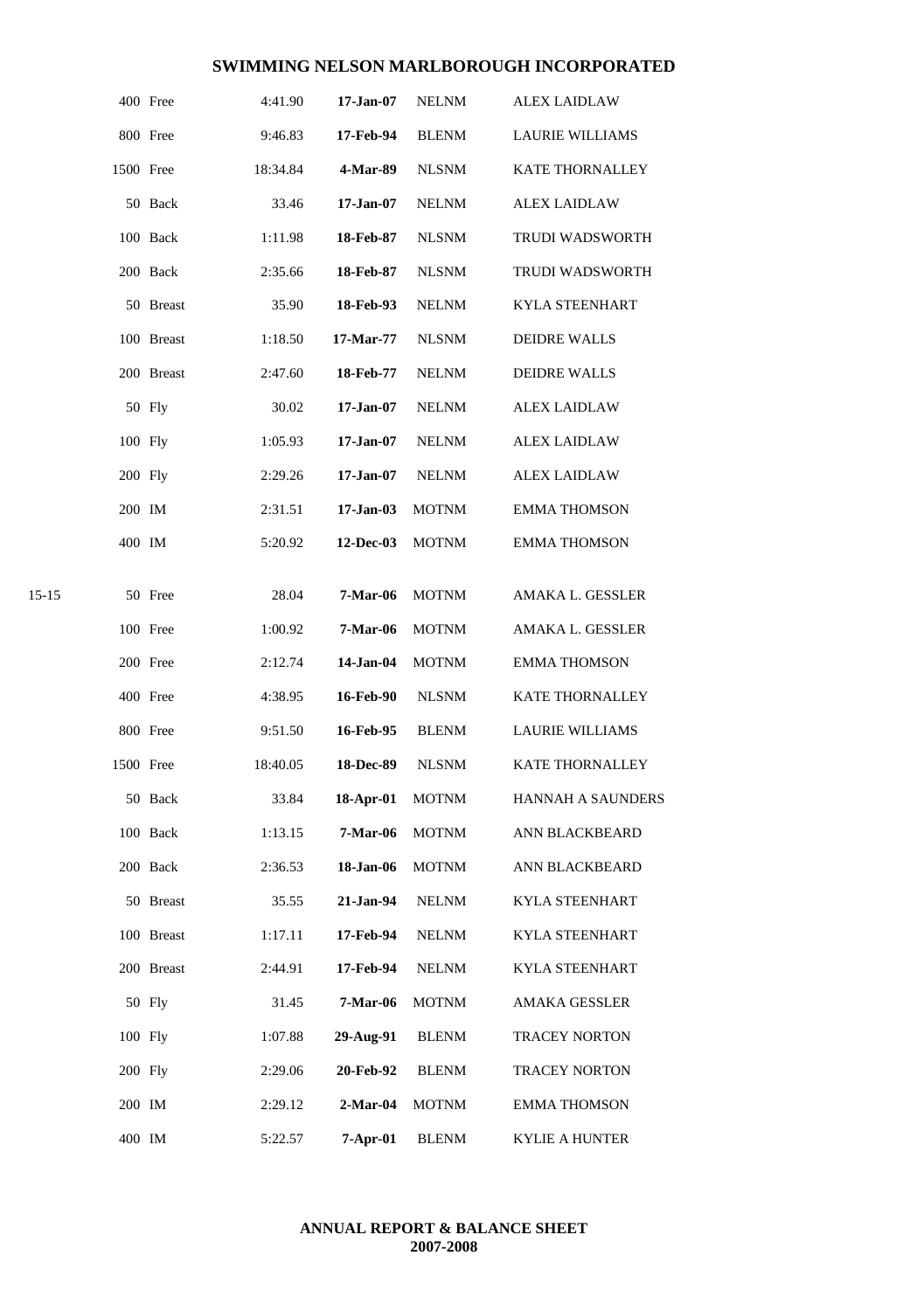## SWIMMING NELSON MARLBOROUGH INCORPORATED

| Age | Event | Time | Date | Club | Name |
|---|---|---|---|---|---|
| | 400 Free | 4:41.90 | **17-Jan-07** | NELNM | ALEX LAIDLAW |
| | 800 Free | 9:46.83 | **17-Feb-94** | BLENM | LAURIE WILLIAMS |
| | 1500 Free | 18:34.84 | **4-Mar-89** | NLSNM | KATE THORNALLEY |
| | 50 Back | 33.46 | **17-Jan-07** | NELNM | ALEX LAIDLAW |
| | 100 Back | 1:11.98 | **18-Feb-87** | NLSNM | TRUDI WADSWORTH |
| | 200 Back | 2:35.66 | **18-Feb-87** | NLSNM | TRUDI WADSWORTH |
| | 50 Breast | 35.90 | **18-Feb-93** | NELNM | KYLA STEENHART |
| | 100 Breast | 1:18.50 | **17-Mar-77** | NLSNM | DEIDRE WALLS |
| | 200 Breast | 2:47.60 | **18-Feb-77** | NELNM | DEIDRE WALLS |
| | 50 Fly | 30.02 | **17-Jan-07** | NELNM | ALEX LAIDLAW |
| | 100 Fly | 1:05.93 | **17-Jan-07** | NELNM | ALEX LAIDLAW |
| | 200 Fly | 2:29.26 | **17-Jan-07** | NELNM | ALEX LAIDLAW |
| | 200 IM | 2:31.51 | **17-Jan-03** | MOTNM | EMMA THOMSON |
| | 400 IM | 5:20.92 | **12-Dec-03** | MOTNM | EMMA THOMSON |
| 15-15 | 50 Free | 28.04 | **7-Mar-06** | MOTNM | AMAKA L. GESSLER |
| | 100 Free | 1:00.92 | **7-Mar-06** | MOTNM | AMAKA L. GESSLER |
| | 200 Free | 2:12.74 | **14-Jan-04** | MOTNM | EMMA THOMSON |
| | 400 Free | 4:38.95 | **16-Feb-90** | NLSNM | KATE THORNALLEY |
| | 800 Free | 9:51.50 | **16-Feb-95** | BLENM | LAURIE WILLIAMS |
| | 1500 Free | 18:40.05 | **18-Dec-89** | NLSNM | KATE THORNALLEY |
| | 50 Back | 33.84 | **18-Apr-01** | MOTNM | HANNAH A SAUNDERS |
| | 100 Back | 1:13.15 | **7-Mar-06** | MOTNM | ANN BLACKBEARD |
| | 200 Back | 2:36.53 | **18-Jan-06** | MOTNM | ANN BLACKBEARD |
| | 50 Breast | 35.55 | **21-Jan-94** | NELNM | KYLA STEENHART |
| | 100 Breast | 1:17.11 | **17-Feb-94** | NELNM | KYLA STEENHART |
| | 200 Breast | 2:44.91 | **17-Feb-94** | NELNM | KYLA STEENHART |
| | 50 Fly | 31.45 | **7-Mar-06** | MOTNM | AMAKA GESSLER |
| | 100 Fly | 1:07.88 | **29-Aug-91** | BLENM | TRACEY NORTON |
| | 200 Fly | 2:29.06 | **20-Feb-92** | BLENM | TRACEY NORTON |
| | 200 IM | 2:29.12 | **2-Mar-04** | MOTNM | EMMA THOMSON |
| | 400 IM | 5:22.57 | **7-Apr-01** | BLENM | KYLIE A HUNTER |

**ANNUAL REPORT & BALANCE SHEET**
**2007-2008**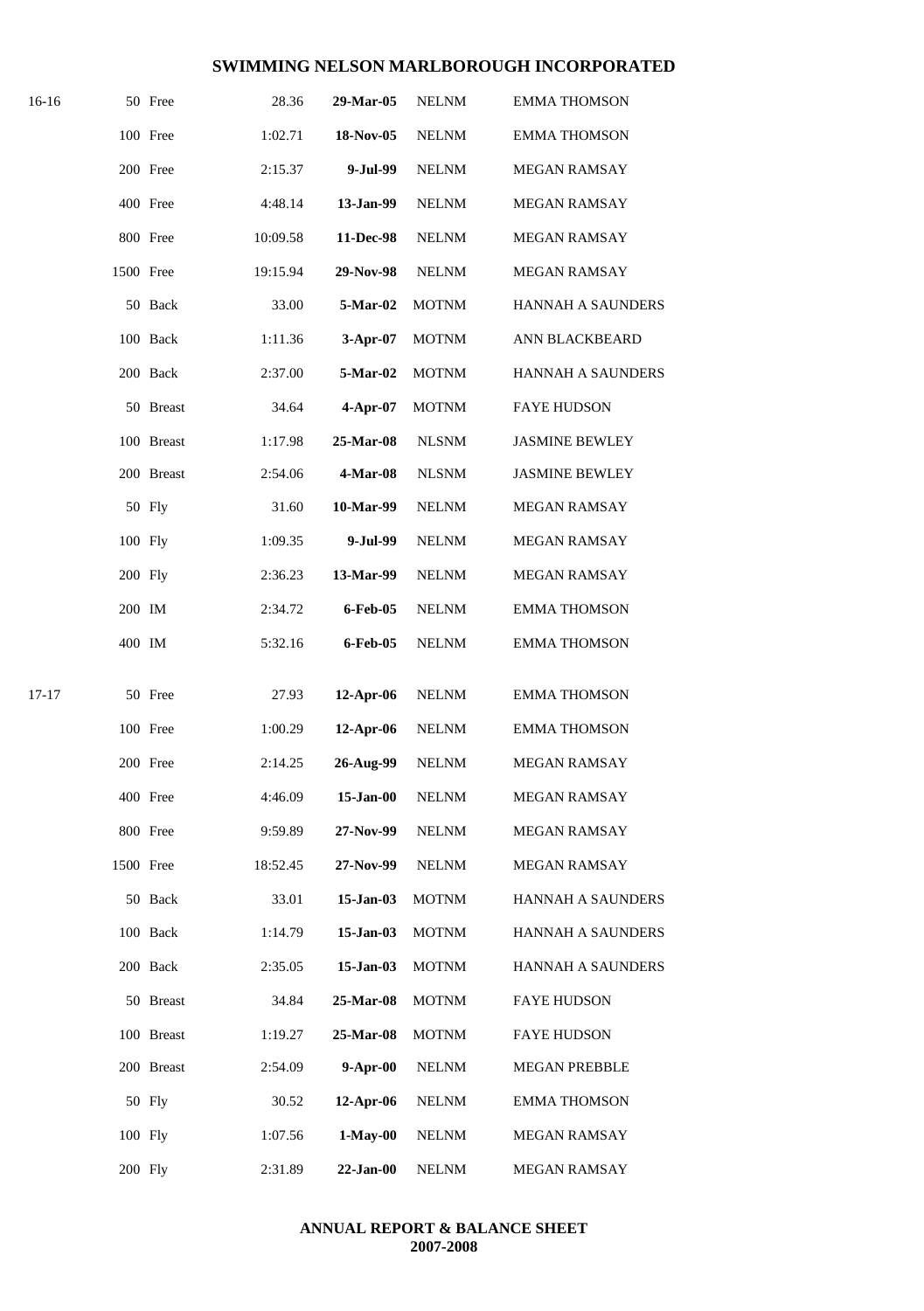# SWIMMING NELSON MARLBOROUGH INCORPORATED

| Age | Event | Time | Date | Club | Name |
|---|---|---|---|---|---|
| 16-16 | 50 Free | 28.36 | **29-Mar-05** | NELNM | EMMA THOMSON |
| | 100 Free | 1:02.71 | **18-Nov-05** | NELNM | EMMA THOMSON |
| | 200 Free | 2:15.37 | **9-Jul-99** | NELNM | MEGAN RAMSAY |
| | 400 Free | 4:48.14 | **13-Jan-99** | NELNM | MEGAN RAMSAY |
| | 800 Free | 10:09.58 | **11-Dec-98** | NELNM | MEGAN RAMSAY |
| | 1500 Free | 19:15.94 | **29-Nov-98** | NELNM | MEGAN RAMSAY |
| | 50 Back | 33.00 | **5-Mar-02** | MOTNM | HANNAH A SAUNDERS |
| | 100 Back | 1:11.36 | **3-Apr-07** | MOTNM | ANN BLACKBEARD |
| | 200 Back | 2:37.00 | **5-Mar-02** | MOTNM | HANNAH A SAUNDERS |
| | 50 Breast | 34.64 | **4-Apr-07** | MOTNM | FAYE HUDSON |
| | 100 Breast | 1:17.98 | **25-Mar-08** | NLSNM | JASMINE BEWLEY |
| | 200 Breast | 2:54.06 | **4-Mar-08** | NLSNM | JASMINE BEWLEY |
| | 50 Fly | 31.60 | **10-Mar-99** | NELNM | MEGAN RAMSAY |
| | 100 Fly | 1:09.35 | **9-Jul-99** | NELNM | MEGAN RAMSAY |
| | 200 Fly | 2:36.23 | **13-Mar-99** | NELNM | MEGAN RAMSAY |
| | 200 IM | 2:34.72 | **6-Feb-05** | NELNM | EMMA THOMSON |
| | 400 IM | 5:32.16 | **6-Feb-05** | NELNM | EMMA THOMSON |
| 17-17 | 50 Free | 27.93 | **12-Apr-06** | NELNM | EMMA THOMSON |
| | 100 Free | 1:00.29 | **12-Apr-06** | NELNM | EMMA THOMSON |
| | 200 Free | 2:14.25 | **26-Aug-99** | NELNM | MEGAN RAMSAY |
| | 400 Free | 4:46.09 | **15-Jan-00** | NELNM | MEGAN RAMSAY |
| | 800 Free | 9:59.89 | **27-Nov-99** | NELNM | MEGAN RAMSAY |
| | 1500 Free | 18:52.45 | **27-Nov-99** | NELNM | MEGAN RAMSAY |
| | 50 Back | 33.01 | **15-Jan-03** | MOTNM | HANNAH A SAUNDERS |
| | 100 Back | 1:14.79 | **15-Jan-03** | MOTNM | HANNAH A SAUNDERS |
| | 200 Back | 2:35.05 | **15-Jan-03** | MOTNM | HANNAH A SAUNDERS |
| | 50 Breast | 34.84 | **25-Mar-08** | MOTNM | FAYE HUDSON |
| | 100 Breast | 1:19.27 | **25-Mar-08** | MOTNM | FAYE HUDSON |
| | 200 Breast | 2:54.09 | **9-Apr-00** | NELNM | MEGAN PREBBLE |
| | 50 Fly | 30.52 | **12-Apr-06** | NELNM | EMMA THOMSON |
| | 100 Fly | 1:07.56 | **1-May-00** | NELNM | MEGAN RAMSAY |
| | 200 Fly | 2:31.89 | **22-Jan-00** | NELNM | MEGAN RAMSAY |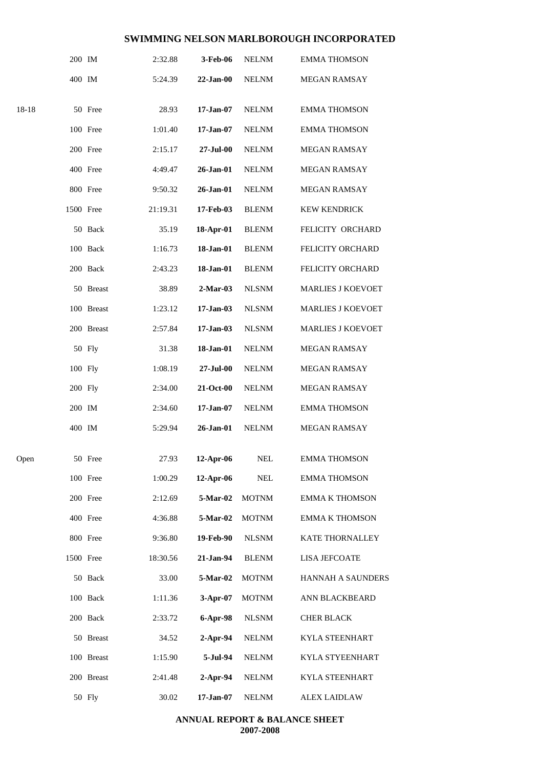| Age | Event | Time | Date | Club | Name |
|---|---|---|---|---|---|
| | 200 IM | 2:32.88 | 3-Feb-06 | NELNM | EMMA THOMSON |
| | 400 IM | 5:24.39 | 22-Jan-00 | NELNM | MEGAN RAMSAY |
| 18-18 | 50 Free | 28.93 | 17-Jan-07 | NELNM | EMMA THOMSON |
| | 100 Free | 1:01.40 | 17-Jan-07 | NELNM | EMMA THOMSON |
| | 200 Free | 2:15.17 | 27-Jul-00 | NELNM | MEGAN RAMSAY |
| | 400 Free | 4:49.47 | 26-Jan-01 | NELNM | MEGAN RAMSAY |
| | 800 Free | 9:50.32 | 26-Jan-01 | NELNM | MEGAN RAMSAY |
| | 1500 Free | 21:19.31 | 17-Feb-03 | BLENM | KEW KENDRICK |
| | 50 Back | 35.19 | 18-Apr-01 | BLENM | FELICITY ORCHARD |
| | 100 Back | 1:16.73 | 18-Jan-01 | BLENM | FELICITY ORCHARD |
| | 200 Back | 2:43.23 | 18-Jan-01 | BLENM | FELICITY ORCHARD |
| | 50 Breast | 38.89 | 2-Mar-03 | NLSNM | MARLIES J KOEVOET |
| | 100 Breast | 1:23.12 | 17-Jan-03 | NLSNM | MARLIES J KOEVOET |
| | 200 Breast | 2:57.84 | 17-Jan-03 | NLSNM | MARLIES J KOEVOET |
| | 50 Fly | 31.38 | 18-Jan-01 | NELNM | MEGAN RAMSAY |
| | 100 Fly | 1:08.19 | 27-Jul-00 | NELNM | MEGAN RAMSAY |
| | 200 Fly | 2:34.00 | 21-Oct-00 | NELNM | MEGAN RAMSAY |
| | 200 IM | 2:34.60 | 17-Jan-07 | NELNM | EMMA THOMSON |
| | 400 IM | 5:29.94 | 26-Jan-01 | NELNM | MEGAN RAMSAY |
| Open | 50 Free | 27.93 | 12-Apr-06 | NEL | EMMA THOMSON |
| | 100 Free | 1:00.29 | 12-Apr-06 | NEL | EMMA THOMSON |
| | 200 Free | 2:12.69 | 5-Mar-02 | MOTNM | EMMA K THOMSON |
| | 400 Free | 4:36.88 | 5-Mar-02 | MOTNM | EMMA K THOMSON |
| | 800 Free | 9:36.80 | 19-Feb-90 | NLSNM | KATE THORNALLEY |
| | 1500 Free | 18:30.56 | 21-Jan-94 | BLENM | LISA JEFCOATE |
| | 50 Back | 33.00 | 5-Mar-02 | MOTNM | HANNAH A SAUNDERS |
| | 100 Back | 1:11.36 | 3-Apr-07 | MOTNM | ANN BLACKBEARD |
| | 200 Back | 2:33.72 | 6-Apr-98 | NLSNM | CHER BLACK |
| | 50 Breast | 34.52 | 2-Apr-94 | NELNM | KYLA STEENHART |
| | 100 Breast | 1:15.90 | 5-Jul-94 | NELNM | KYLA STYEENHART |
| | 200 Breast | 2:41.48 | 2-Apr-94 | NELNM | KYLA STEENHART |
| | 50 Fly | 30.02 | 17-Jan-07 | NELNM | ALEX LAIDLAW |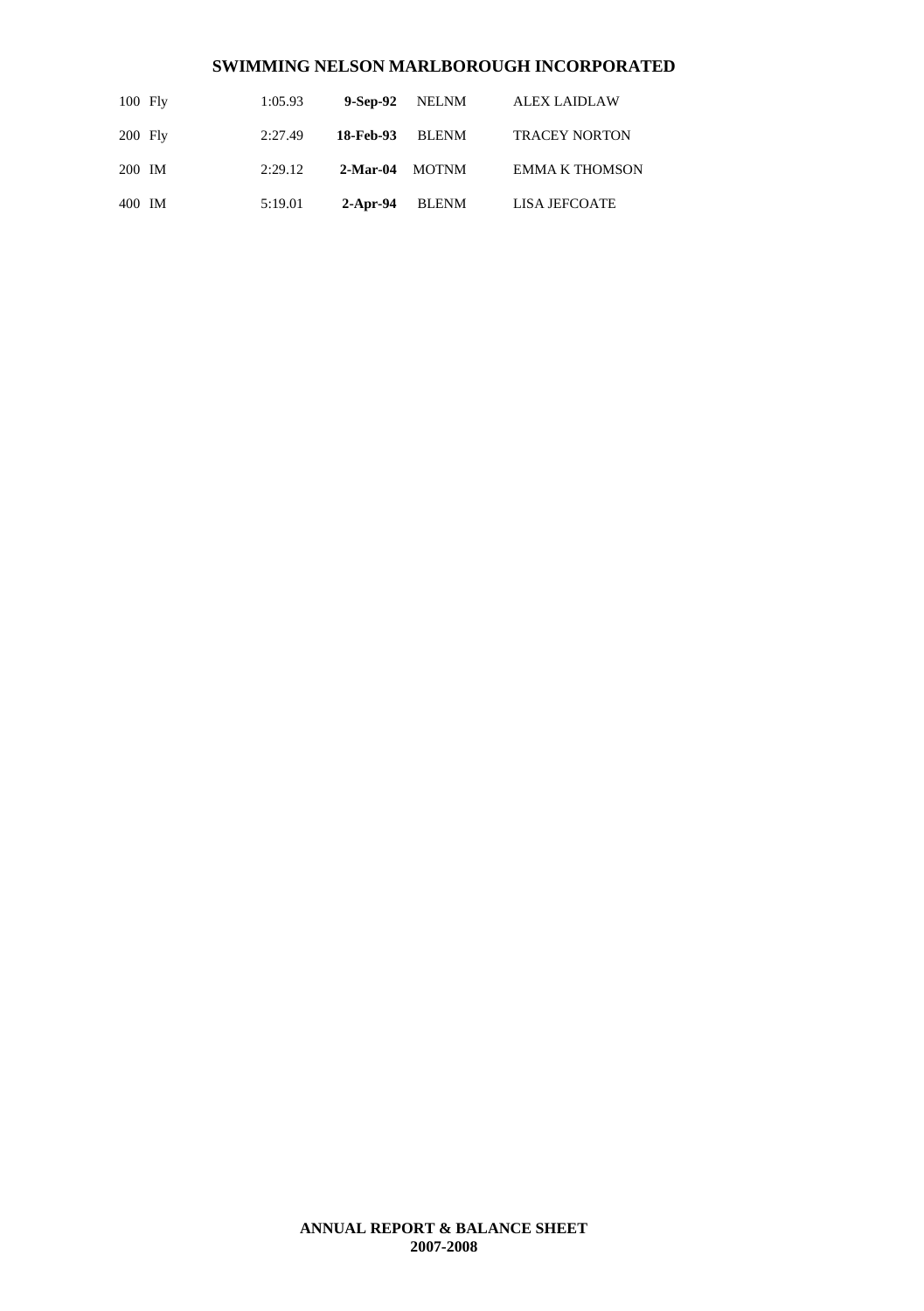| 100 Fly | 1:05.93 | **9-Sep-92** | NELNM | ALEX LAIDLAW |
|---|---|---|---|---|
| 200 Fly | 2:27.49 | **18-Feb-93** | BLENM | TRACEY NORTON |
| 200 IM | 2:29.12 | **2-Mar-04** | MOTNM | EMMA K THOMSON |
| 400 IM | 5:19.01 | **2-Apr-94** | BLENM | LISA JEFCOATE |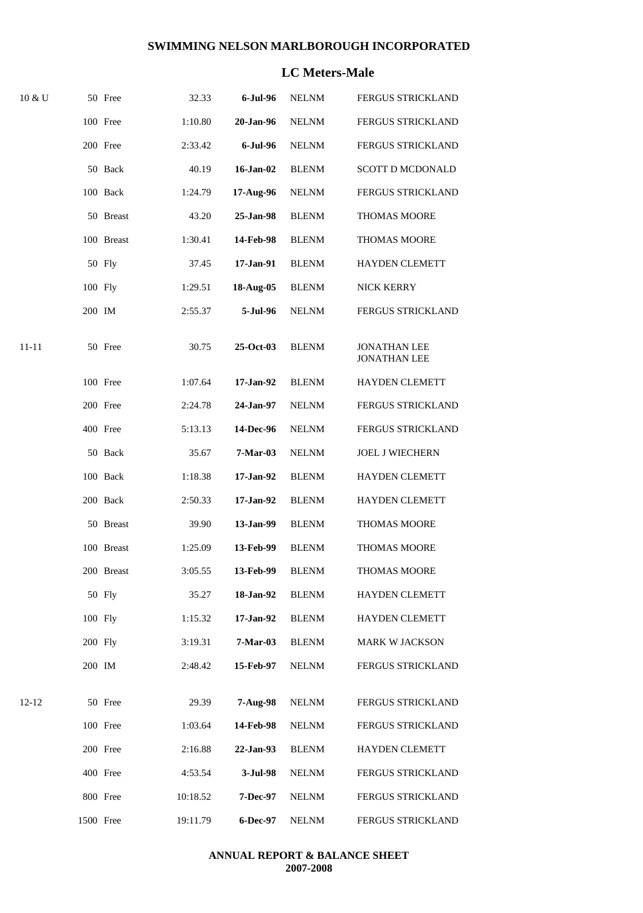## SWIMMING NELSON MARLBOROUGH INCORPORATED

### LC Meters-Male

| Age | Event | Time | Date | Club | Name |
|---|---|---|---|---|---|
| 10 & U | 50 Free | 32.33 | **6-Jul-96** | NELNM | FERGUS STRICKLAND |
| | 100 Free | 1:10.80 | **20-Jan-96** | NELNM | FERGUS STRICKLAND |
| | 200 Free | 2:33.42 | **6-Jul-96** | NELNM | FERGUS STRICKLAND |
| | 50 Back | 40.19 | **16-Jan-02** | BLENM | SCOTT D MCDONALD |
| | 100 Back | 1:24.79 | **17-Aug-96** | NELNM | FERGUS STRICKLAND |
| | 50 Breast | 43.20 | **25-Jan-98** | BLENM | THOMAS MOORE |
| | 100 Breast | 1:30.41 | **14-Feb-98** | BLENM | THOMAS MOORE |
| | 50 Fly | 37.45 | **17-Jan-91** | BLENM | HAYDEN CLEMETT |
| | 100 Fly | 1:29.51 | **18-Aug-05** | BLENM | NICK KERRY |
| | 200 IM | 2:55.37 | **5-Jul-96** | NELNM | FERGUS STRICKLAND |
| 11-11 | 50 Free | 30.75 | **25-Oct-03** | BLENM | JONATHAN LEE JONATHAN LEE |
| | 100 Free | 1:07.64 | **17-Jan-92** | BLENM | HAYDEN CLEMETT |
| | 200 Free | 2:24.78 | **24-Jan-97** | NELNM | FERGUS STRICKLAND |
| | 400 Free | 5:13.13 | **14-Dec-96** | NELNM | FERGUS STRICKLAND |
| | 50 Back | 35.67 | **7-Mar-03** | NELNM | JOEL J WIECHERN |
| | 100 Back | 1:18.38 | **17-Jan-92** | BLENM | HAYDEN CLEMETT |
| | 200 Back | 2:50.33 | **17-Jan-92** | BLENM | HAYDEN CLEMETT |
| | 50 Breast | 39.90 | **13-Jan-99** | BLENM | THOMAS MOORE |
| | 100 Breast | 1:25.09 | **13-Feb-99** | BLENM | THOMAS MOORE |
| | 200 Breast | 3:05.55 | **13-Feb-99** | BLENM | THOMAS MOORE |
| | 50 Fly | 35.27 | **18-Jan-92** | BLENM | HAYDEN CLEMETT |
| | 100 Fly | 1:15.32 | **17-Jan-92** | BLENM | HAYDEN CLEMETT |
| | 200 Fly | 3:19.31 | **7-Mar-03** | BLENM | MARK W JACKSON |
| | 200 IM | 2:48.42 | **15-Feb-97** | NELNM | FERGUS STRICKLAND |
| 12-12 | 50 Free | 29.39 | **7-Aug-98** | NELNM | FERGUS STRICKLAND |
| | 100 Free | 1:03.64 | **14-Feb-98** | NELNM | FERGUS STRICKLAND |
| | 200 Free | 2:16.88 | **22-Jan-93** | BLENM | HAYDEN CLEMETT |
| | 400 Free | 4:53.54 | **3-Jul-98** | NELNM | FERGUS STRICKLAND |
| | 800 Free | 10:18.52 | **7-Dec-97** | NELNM | FERGUS STRICKLAND |
| | 1500 Free | 19:11.79 | **6-Dec-97** | NELNM | FERGUS STRICKLAND |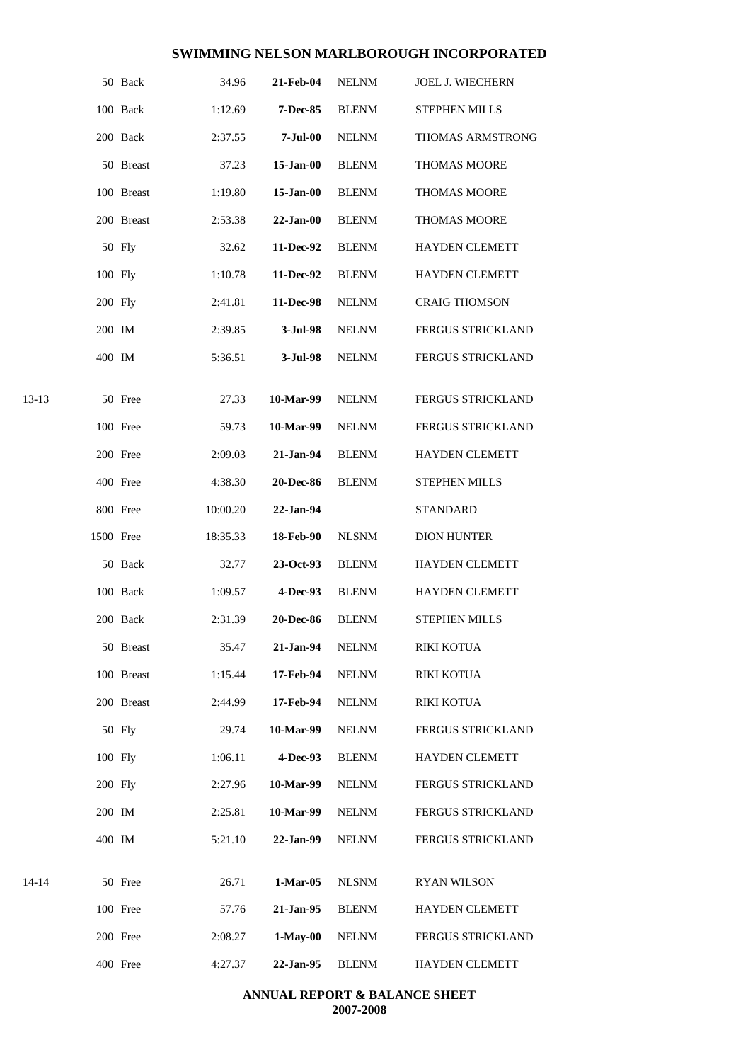# SWIMMING NELSON MARLBOROUGH INCORPORATED

| Age | Event | Time | Date | Club | Name |
|---|---|---|---|---|---|
| | 50 Back | 34.96 | **21-Feb-04** | NELNM | JOEL J. WIECHERN |
| | 100 Back | 1:12.69 | **7-Dec-85** | BLENM | STEPHEN MILLS |
| | 200 Back | 2:37.55 | **7-Jul-00** | NELNM | THOMAS ARMSTRONG |
| | 50 Breast | 37.23 | **15-Jan-00** | BLENM | THOMAS MOORE |
| | 100 Breast | 1:19.80 | **15-Jan-00** | BLENM | THOMAS MOORE |
| | 200 Breast | 2:53.38 | **22-Jan-00** | BLENM | THOMAS MOORE |
| | 50 Fly | 32.62 | **11-Dec-92** | BLENM | HAYDEN CLEMETT |
| | 100 Fly | 1:10.78 | **11-Dec-92** | BLENM | HAYDEN CLEMETT |
| | 200 Fly | 2:41.81 | **11-Dec-98** | NELNM | CRAIG THOMSON |
| | 200 IM | 2:39.85 | **3-Jul-98** | NELNM | FERGUS STRICKLAND |
| | 400 IM | 5:36.51 | **3-Jul-98** | NELNM | FERGUS STRICKLAND |
| 13-13 | 50 Free | 27.33 | **10-Mar-99** | NELNM | FERGUS STRICKLAND |
| | 100 Free | 59.73 | **10-Mar-99** | NELNM | FERGUS STRICKLAND |
| | 200 Free | 2:09.03 | **21-Jan-94** | BLENM | HAYDEN CLEMETT |
| | 400 Free | 4:38.30 | **20-Dec-86** | BLENM | STEPHEN MILLS |
| | 800 Free | 10:00.20 | **22-Jan-94** | | STANDARD |
| | 1500 Free | 18:35.33 | **18-Feb-90** | NLSNM | DION HUNTER |
| | 50 Back | 32.77 | **23-Oct-93** | BLENM | HAYDEN CLEMETT |
| | 100 Back | 1:09.57 | **4-Dec-93** | BLENM | HAYDEN CLEMETT |
| | 200 Back | 2:31.39 | **20-Dec-86** | BLENM | STEPHEN MILLS |
| | 50 Breast | 35.47 | **21-Jan-94** | NELNM | RIKI KOTUA |
| | 100 Breast | 1:15.44 | **17-Feb-94** | NELNM | RIKI KOTUA |
| | 200 Breast | 2:44.99 | **17-Feb-94** | NELNM | RIKI KOTUA |
| | 50 Fly | 29.74 | **10-Mar-99** | NELNM | FERGUS STRICKLAND |
| | 100 Fly | 1:06.11 | **4-Dec-93** | BLENM | HAYDEN CLEMETT |
| | 200 Fly | 2:27.96 | **10-Mar-99** | NELNM | FERGUS STRICKLAND |
| | 200 IM | 2:25.81 | **10-Mar-99** | NELNM | FERGUS STRICKLAND |
| | 400 IM | 5:21.10 | **22-Jan-99** | NELNM | FERGUS STRICKLAND |
| 14-14 | 50 Free | 26.71 | **1-Mar-05** | NLSNM | RYAN WILSON |
| | 100 Free | 57.76 | **21-Jan-95** | BLENM | HAYDEN CLEMETT |
| | 200 Free | 2:08.27 | **1-May-00** | NELNM | FERGUS STRICKLAND |
| | 400 Free | 4:27.37 | **22-Jan-95** | BLENM | HAYDEN CLEMETT |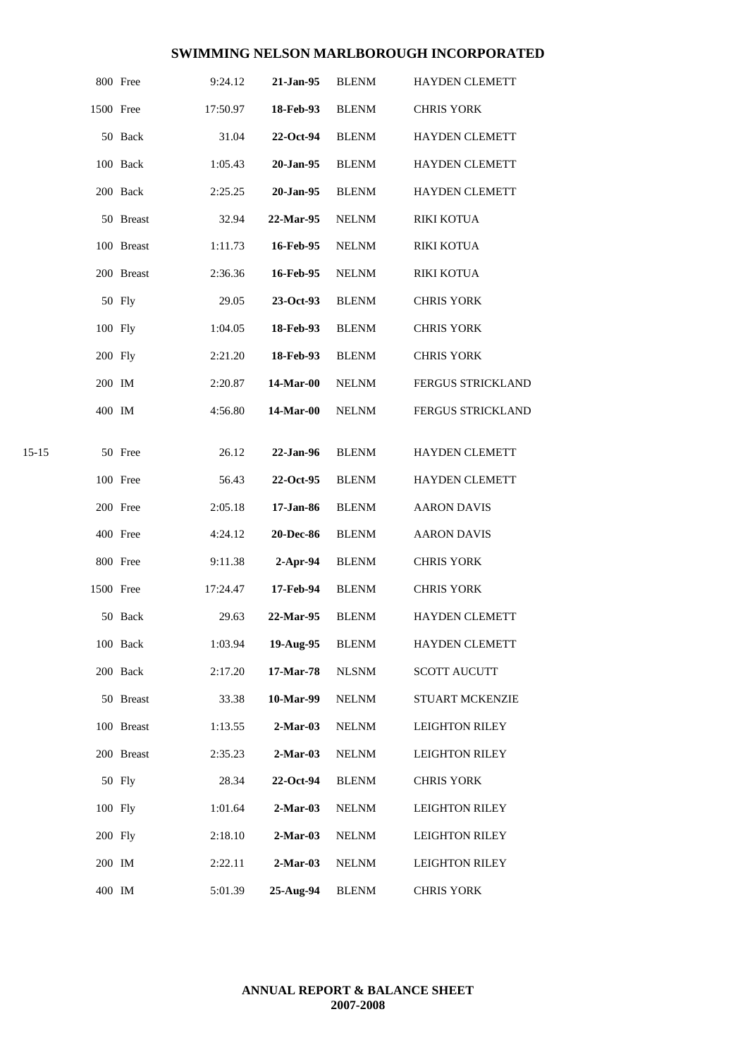## SWIMMING NELSON MARLBOROUGH INCORPORATED

| Age | Event | Time | Date | Club | Name |
|---|---|---|---|---|---|
| | 800 Free | 9:24.12 | **21-Jan-95** | BLENM | HAYDEN CLEMETT |
| | 1500 Free | 17:50.97 | **18-Feb-93** | BLENM | CHRIS YORK |
| | 50 Back | 31.04 | **22-Oct-94** | BLENM | HAYDEN CLEMETT |
| | 100 Back | 1:05.43 | **20-Jan-95** | BLENM | HAYDEN CLEMETT |
| | 200 Back | 2:25.25 | **20-Jan-95** | BLENM | HAYDEN CLEMETT |
| | 50 Breast | 32.94 | **22-Mar-95** | NELNM | RIKI KOTUA |
| | 100 Breast | 1:11.73 | **16-Feb-95** | NELNM | RIKI KOTUA |
| | 200 Breast | 2:36.36 | **16-Feb-95** | NELNM | RIKI KOTUA |
| | 50 Fly | 29.05 | **23-Oct-93** | BLENM | CHRIS YORK |
| | 100 Fly | 1:04.05 | **18-Feb-93** | BLENM | CHRIS YORK |
| | 200 Fly | 2:21.20 | **18-Feb-93** | BLENM | CHRIS YORK |
| | 200 IM | 2:20.87 | **14-Mar-00** | NELNM | FERGUS STRICKLAND |
| | 400 IM | 4:56.80 | **14-Mar-00** | NELNM | FERGUS STRICKLAND |
| 15-15 | 50 Free | 26.12 | **22-Jan-96** | BLENM | HAYDEN CLEMETT |
| | 100 Free | 56.43 | **22-Oct-95** | BLENM | HAYDEN CLEMETT |
| | 200 Free | 2:05.18 | **17-Jan-86** | BLENM | AARON DAVIS |
| | 400 Free | 4:24.12 | **20-Dec-86** | BLENM | AARON DAVIS |
| | 800 Free | 9:11.38 | **2-Apr-94** | BLENM | CHRIS YORK |
| | 1500 Free | 17:24.47 | **17-Feb-94** | BLENM | CHRIS YORK |
| | 50 Back | 29.63 | **22-Mar-95** | BLENM | HAYDEN CLEMETT |
| | 100 Back | 1:03.94 | **19-Aug-95** | BLENM | HAYDEN CLEMETT |
| | 200 Back | 2:17.20 | **17-Mar-78** | NLSNM | SCOTT AUCUTT |
| | 50 Breast | 33.38 | **10-Mar-99** | NELNM | STUART MCKENZIE |
| | 100 Breast | 1:13.55 | **2-Mar-03** | NELNM | LEIGHTON RILEY |
| | 200 Breast | 2:35.23 | **2-Mar-03** | NELNM | LEIGHTON RILEY |
| | 50 Fly | 28.34 | **22-Oct-94** | BLENM | CHRIS YORK |
| | 100 Fly | 1:01.64 | **2-Mar-03** | NELNM | LEIGHTON RILEY |
| | 200 Fly | 2:18.10 | **2-Mar-03** | NELNM | LEIGHTON RILEY |
| | 200 IM | 2:22.11 | **2-Mar-03** | NELNM | LEIGHTON RILEY |
| | 400 IM | 5:01.39 | **25-Aug-94** | BLENM | CHRIS YORK |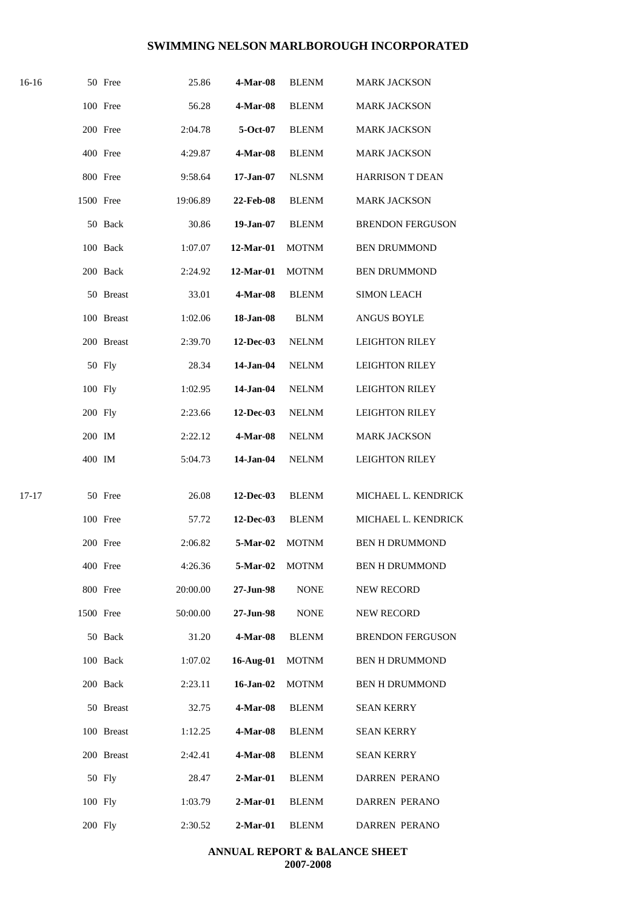# SWIMMING NELSON MARLBOROUGH INCORPORATED

| Age | Event | Time | Date | Club | Name |
|---|---|---|---|---|---|
| 16-16 | 50 Free | 25.86 | **4-Mar-08** | BLENM | MARK JACKSON |
| | 100 Free | 56.28 | **4-Mar-08** | BLENM | MARK JACKSON |
| | 200 Free | 2:04.78 | **5-Oct-07** | BLENM | MARK JACKSON |
| | 400 Free | 4:29.87 | **4-Mar-08** | BLENM | MARK JACKSON |
| | 800 Free | 9:58.64 | **17-Jan-07** | NLSNM | HARRISON T DEAN |
| | 1500 Free | 19:06.89 | **22-Feb-08** | BLENM | MARK JACKSON |
| | 50 Back | 30.86 | **19-Jan-07** | BLENM | BRENDON FERGUSON |
| | 100 Back | 1:07.07 | **12-Mar-01** | MOTNM | BEN DRUMMOND |
| | 200 Back | 2:24.92 | **12-Mar-01** | MOTNM | BEN DRUMMOND |
| | 50 Breast | 33.01 | **4-Mar-08** | BLENM | SIMON LEACH |
| | 100 Breast | 1:02.06 | **18-Jan-08** | BLNM | ANGUS BOYLE |
| | 200 Breast | 2:39.70 | **12-Dec-03** | NELNM | LEIGHTON RILEY |
| | 50 Fly | 28.34 | **14-Jan-04** | NELNM | LEIGHTON RILEY |
| | 100 Fly | 1:02.95 | **14-Jan-04** | NELNM | LEIGHTON RILEY |
| | 200 Fly | 2:23.66 | **12-Dec-03** | NELNM | LEIGHTON RILEY |
| | 200 IM | 2:22.12 | **4-Mar-08** | NELNM | MARK JACKSON |
| | 400 IM | 5:04.73 | **14-Jan-04** | NELNM | LEIGHTON RILEY |
| 17-17 | 50 Free | 26.08 | **12-Dec-03** | BLENM | MICHAEL L. KENDRICK |
| | 100 Free | 57.72 | **12-Dec-03** | BLENM | MICHAEL L. KENDRICK |
| | 200 Free | 2:06.82 | **5-Mar-02** | MOTNM | BEN H DRUMMOND |
| | 400 Free | 4:26.36 | **5-Mar-02** | MOTNM | BEN H DRUMMOND |
| | 800 Free | 20:00.00 | **27-Jun-98** | NONE | NEW RECORD |
| | 1500 Free | 50:00.00 | **27-Jun-98** | NONE | NEW RECORD |
| | 50 Back | 31.20 | **4-Mar-08** | BLENM | BRENDON FERGUSON |
| | 100 Back | 1:07.02 | **16-Aug-01** | MOTNM | BEN H DRUMMOND |
| | 200 Back | 2:23.11 | **16-Jan-02** | MOTNM | BEN H DRUMMOND |
| | 50 Breast | 32.75 | **4-Mar-08** | BLENM | SEAN KERRY |
| | 100 Breast | 1:12.25 | **4-Mar-08** | BLENM | SEAN KERRY |
| | 200 Breast | 2:42.41 | **4-Mar-08** | BLENM | SEAN KERRY |
| | 50 Fly | 28.47 | **2-Mar-01** | BLENM | DARREN PERANO |
| | 100 Fly | 1:03.79 | **2-Mar-01** | BLENM | DARREN PERANO |
| | 200 Fly | 2:30.52 | **2-Mar-01** | BLENM | DARREN PERANO |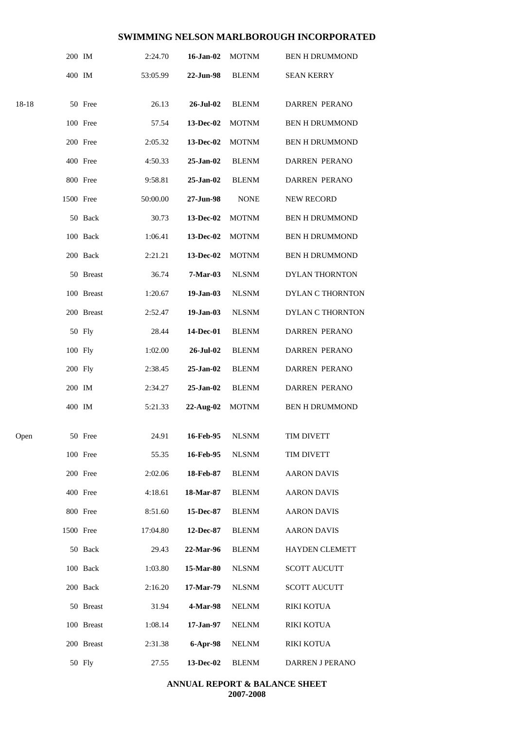| | | | | | |
|---|---|---|---|---|---|
| | 200 IM | 2:24.70 | **16-Jan-02** | MOTNM | BEN H DRUMMOND |
| | 400 IM | 53:05.99 | **22-Jun-98** | BLENM | SEAN KERRY |
| 18-18 | 50 Free | 26.13 | **26-Jul-02** | BLENM | DARREN PERANO |
| | 100 Free | 57.54 | **13-Dec-02** | MOTNM | BEN H DRUMMOND |
| | 200 Free | 2:05.32 | **13-Dec-02** | MOTNM | BEN H DRUMMOND |
| | 400 Free | 4:50.33 | **25-Jan-02** | BLENM | DARREN PERANO |
| | 800 Free | 9:58.81 | **25-Jan-02** | BLENM | DARREN PERANO |
| | 1500 Free | 50:00.00 | **27-Jun-98** | NONE | NEW RECORD |
| | 50 Back | 30.73 | **13-Dec-02** | MOTNM | BEN H DRUMMOND |
| | 100 Back | 1:06.41 | **13-Dec-02** | MOTNM | BEN H DRUMMOND |
| | 200 Back | 2:21.21 | **13-Dec-02** | MOTNM | BEN H DRUMMOND |
| | 50 Breast | 36.74 | **7-Mar-03** | NLSNM | DYLAN THORNTON |
| | 100 Breast | 1:20.67 | **19-Jan-03** | NLSNM | DYLAN C THORNTON |
| | 200 Breast | 2:52.47 | **19-Jan-03** | NLSNM | DYLAN C THORNTON |
| | 50 Fly | 28.44 | **14-Dec-01** | BLENM | DARREN PERANO |
| | 100 Fly | 1:02.00 | **26-Jul-02** | BLENM | DARREN PERANO |
| | 200 Fly | 2:38.45 | **25-Jan-02** | BLENM | DARREN PERANO |
| | 200 IM | 2:34.27 | **25-Jan-02** | BLENM | DARREN PERANO |
| | 400 IM | 5:21.33 | **22-Aug-02** | MOTNM | BEN H DRUMMOND |
| Open | 50 Free | 24.91 | **16-Feb-95** | NLSNM | TIM DIVETT |
| | 100 Free | 55.35 | **16-Feb-95** | NLSNM | TIM DIVETT |
| | 200 Free | 2:02.06 | **18-Feb-87** | BLENM | AARON DAVIS |
| | 400 Free | 4:18.61 | **18-Mar-87** | BLENM | AARON DAVIS |
| | 800 Free | 8:51.60 | **15-Dec-87** | BLENM | AARON DAVIS |
| | 1500 Free | 17:04.80 | **12-Dec-87** | BLENM | AARON DAVIS |
| | 50 Back | 29.43 | **22-Mar-96** | BLENM | HAYDEN CLEMETT |
| | 100 Back | 1:03.80 | **15-Mar-80** | NLSNM | SCOTT AUCUTT |
| | 200 Back | 2:16.20 | **17-Mar-79** | NLSNM | SCOTT AUCUTT |
| | 50 Breast | 31.94 | **4-Mar-98** | NELNM | RIKI KOTUA |
| | 100 Breast | 1:08.14 | **17-Jan-97** | NELNM | RIKI KOTUA |
| | 200 Breast | 2:31.38 | **6-Apr-98** | NELNM | RIKI KOTUA |
| | 50 Fly | 27.55 | **13-Dec-02** | BLENM | DARREN J PERANO |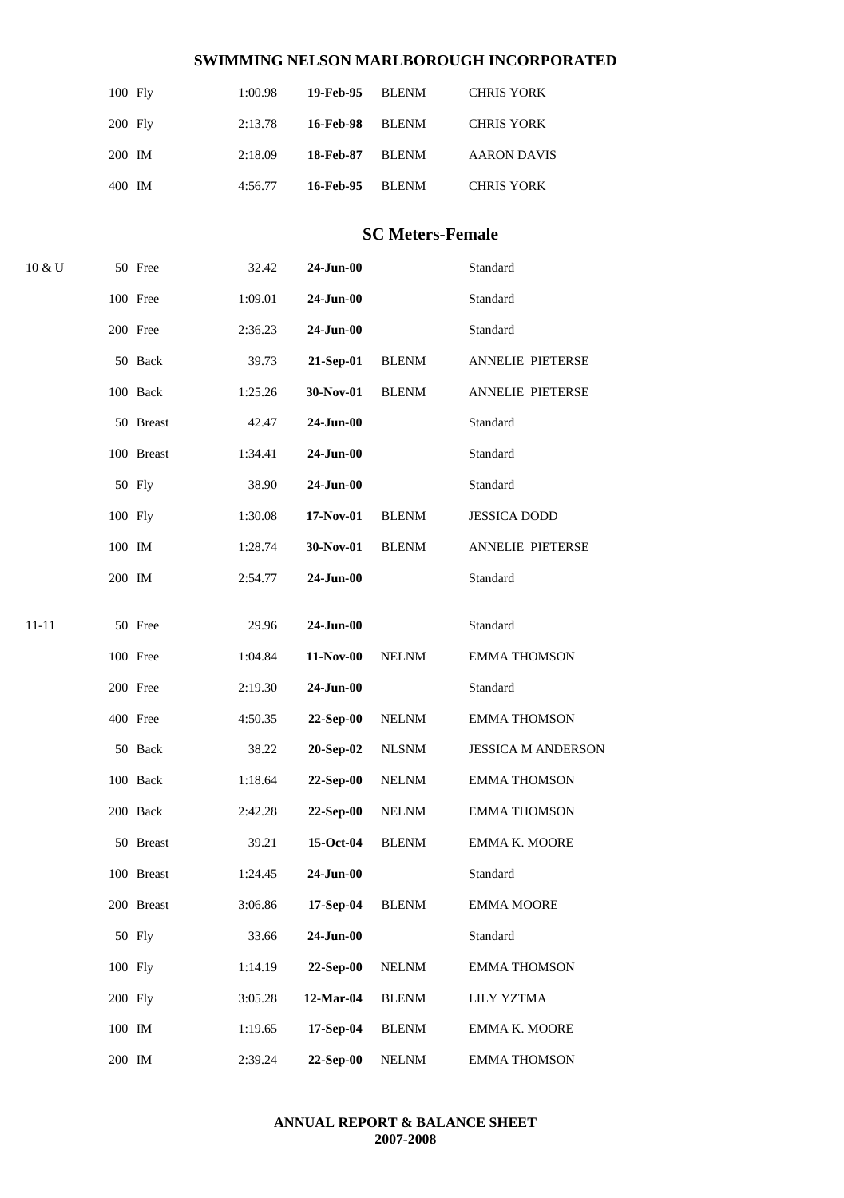## SWIMMING NELSON MARLBOROUGH INCORPORATED

| | Event | Time | Date | Club | Name |
|---|---|---|---|---|---|
| | 100 Fly | 1:00.98 | **19-Feb-95** | BLENM | CHRIS YORK |
| | 200 Fly | 2:13.78 | **16-Feb-98** | BLENM | CHRIS YORK |
| | 200 IM | 2:18.09 | **18-Feb-87** | BLENM | AARON DAVIS |
| | 400 IM | 4:56.77 | **16-Feb-95** | BLENM | CHRIS YORK |

### SC Meters-Female

| Age | Event | Time | Date | Club | Name |
|---|---|---|---|---|---|
| 10 & U | 50 Free | 32.42 | **24-Jun-00** | | Standard |
| | 100 Free | 1:09.01 | **24-Jun-00** | | Standard |
| | 200 Free | 2:36.23 | **24-Jun-00** | | Standard |
| | 50 Back | 39.73 | **21-Sep-01** | BLENM | ANNELIE PIETERSE |
| | 100 Back | 1:25.26 | **30-Nov-01** | BLENM | ANNELIE PIETERSE |
| | 50 Breast | 42.47 | **24-Jun-00** | | Standard |
| | 100 Breast | 1:34.41 | **24-Jun-00** | | Standard |
| | 50 Fly | 38.90 | **24-Jun-00** | | Standard |
| | 100 Fly | 1:30.08 | **17-Nov-01** | BLENM | JESSICA DODD |
| | 100 IM | 1:28.74 | **30-Nov-01** | BLENM | ANNELIE PIETERSE |
| | 200 IM | 2:54.77 | **24-Jun-00** | | Standard |
| 11-11 | 50 Free | 29.96 | **24-Jun-00** | | Standard |
| | 100 Free | 1:04.84 | **11-Nov-00** | NELNM | EMMA THOMSON |
| | 200 Free | 2:19.30 | **24-Jun-00** | | Standard |
| | 400 Free | 4:50.35 | **22-Sep-00** | NELNM | EMMA THOMSON |
| | 50 Back | 38.22 | **20-Sep-02** | NLSNM | JESSICA M ANDERSON |
| | 100 Back | 1:18.64 | **22-Sep-00** | NELNM | EMMA THOMSON |
| | 200 Back | 2:42.28 | **22-Sep-00** | NELNM | EMMA THOMSON |
| | 50 Breast | 39.21 | **15-Oct-04** | BLENM | EMMA K. MOORE |
| | 100 Breast | 1:24.45 | **24-Jun-00** | | Standard |
| | 200 Breast | 3:06.86 | **17-Sep-04** | BLENM | EMMA MOORE |
| | 50 Fly | 33.66 | **24-Jun-00** | | Standard |
| | 100 Fly | 1:14.19 | **22-Sep-00** | NELNM | EMMA THOMSON |
| | 200 Fly | 3:05.28 | **12-Mar-04** | BLENM | LILY YZTMA |
| | 100 IM | 1:19.65 | **17-Sep-04** | BLENM | EMMA K. MOORE |
| | 200 IM | 2:39.24 | **22-Sep-00** | NELNM | EMMA THOMSON |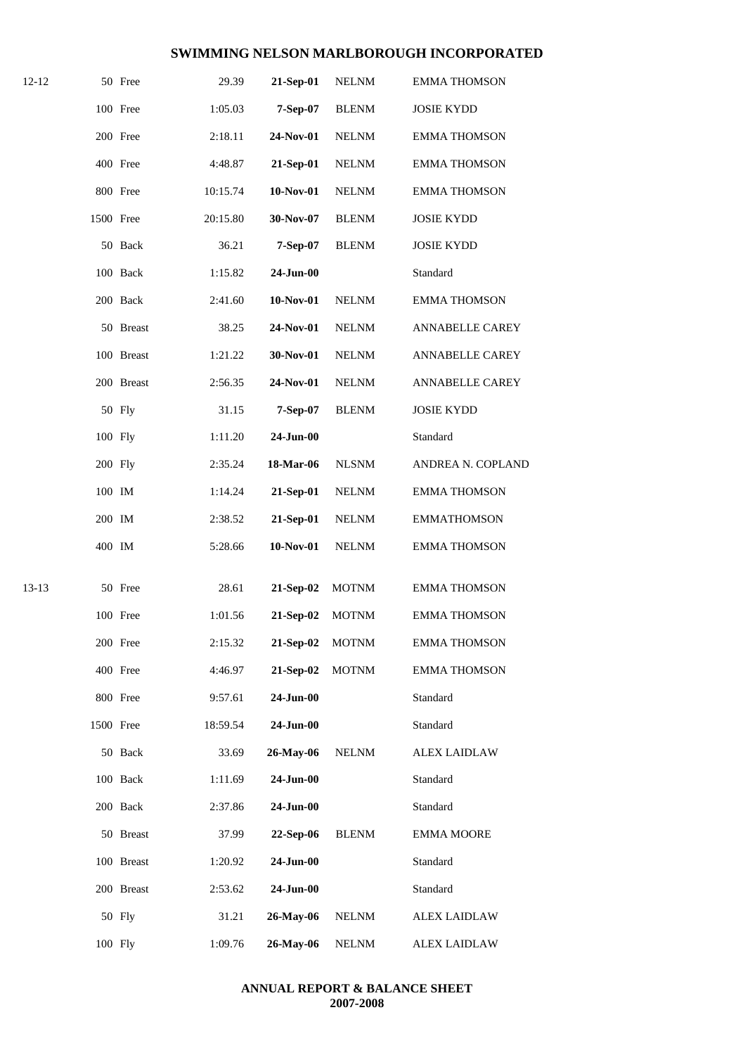## SWIMMING NELSON MARLBOROUGH INCORPORATED

| Age | Distance | Stroke | Time | Date | Club | Name |
|---|---|---|---|---|---|---|
| 12-12 | 50 | Free | 29.39 | **21-Sep-01** | NELNM | EMMA THOMSON |
| | 100 | Free | 1:05.03 | **7-Sep-07** | BLENM | JOSIE KYDD |
| | 200 | Free | 2:18.11 | **24-Nov-01** | NELNM | EMMA THOMSON |
| | 400 | Free | 4:48.87 | **21-Sep-01** | NELNM | EMMA THOMSON |
| | 800 | Free | 10:15.74 | **10-Nov-01** | NELNM | EMMA THOMSON |
| | 1500 | Free | 20:15.80 | **30-Nov-07** | BLENM | JOSIE KYDD |
| | 50 | Back | 36.21 | **7-Sep-07** | BLENM | JOSIE KYDD |
| | 100 | Back | 1:15.82 | **24-Jun-00** | | Standard |
| | 200 | Back | 2:41.60 | **10-Nov-01** | NELNM | EMMA THOMSON |
| | 50 | Breast | 38.25 | **24-Nov-01** | NELNM | ANNABELLE CAREY |
| | 100 | Breast | 1:21.22 | **30-Nov-01** | NELNM | ANNABELLE CAREY |
| | 200 | Breast | 2:56.35 | **24-Nov-01** | NELNM | ANNABELLE CAREY |
| | 50 | Fly | 31.15 | **7-Sep-07** | BLENM | JOSIE KYDD |
| | 100 | Fly | 1:11.20 | **24-Jun-00** | | Standard |
| | 200 | Fly | 2:35.24 | **18-Mar-06** | NLSNM | ANDREA N. COPLAND |
| | 100 | IM | 1:14.24 | **21-Sep-01** | NELNM | EMMA THOMSON |
| | 200 | IM | 2:38.52 | **21-Sep-01** | NELNM | EMMATHOMSON |
| | 400 | IM | 5:28.66 | **10-Nov-01** | NELNM | EMMA THOMSON |
| 13-13 | 50 | Free | 28.61 | **21-Sep-02** | MOTNM | EMMA THOMSON |
| | 100 | Free | 1:01.56 | **21-Sep-02** | MOTNM | EMMA THOMSON |
| | 200 | Free | 2:15.32 | **21-Sep-02** | MOTNM | EMMA THOMSON |
| | 400 | Free | 4:46.97 | **21-Sep-02** | MOTNM | EMMA THOMSON |
| | 800 | Free | 9:57.61 | **24-Jun-00** | | Standard |
| | 1500 | Free | 18:59.54 | **24-Jun-00** | | Standard |
| | 50 | Back | 33.69 | **26-May-06** | NELNM | ALEX LAIDLAW |
| | 100 | Back | 1:11.69 | **24-Jun-00** | | Standard |
| | 200 | Back | 2:37.86 | **24-Jun-00** | | Standard |
| | 50 | Breast | 37.99 | **22-Sep-06** | BLENM | EMMA MOORE |
| | 100 | Breast | 1:20.92 | **24-Jun-00** | | Standard |
| | 200 | Breast | 2:53.62 | **24-Jun-00** | | Standard |
| | 50 | Fly | 31.21 | **26-May-06** | NELNM | ALEX LAIDLAW |
| | 100 | Fly | 1:09.76 | **26-May-06** | NELNM | ALEX LAIDLAW |

**ANNUAL REPORT & BALANCE SHEET**
**2007-2008**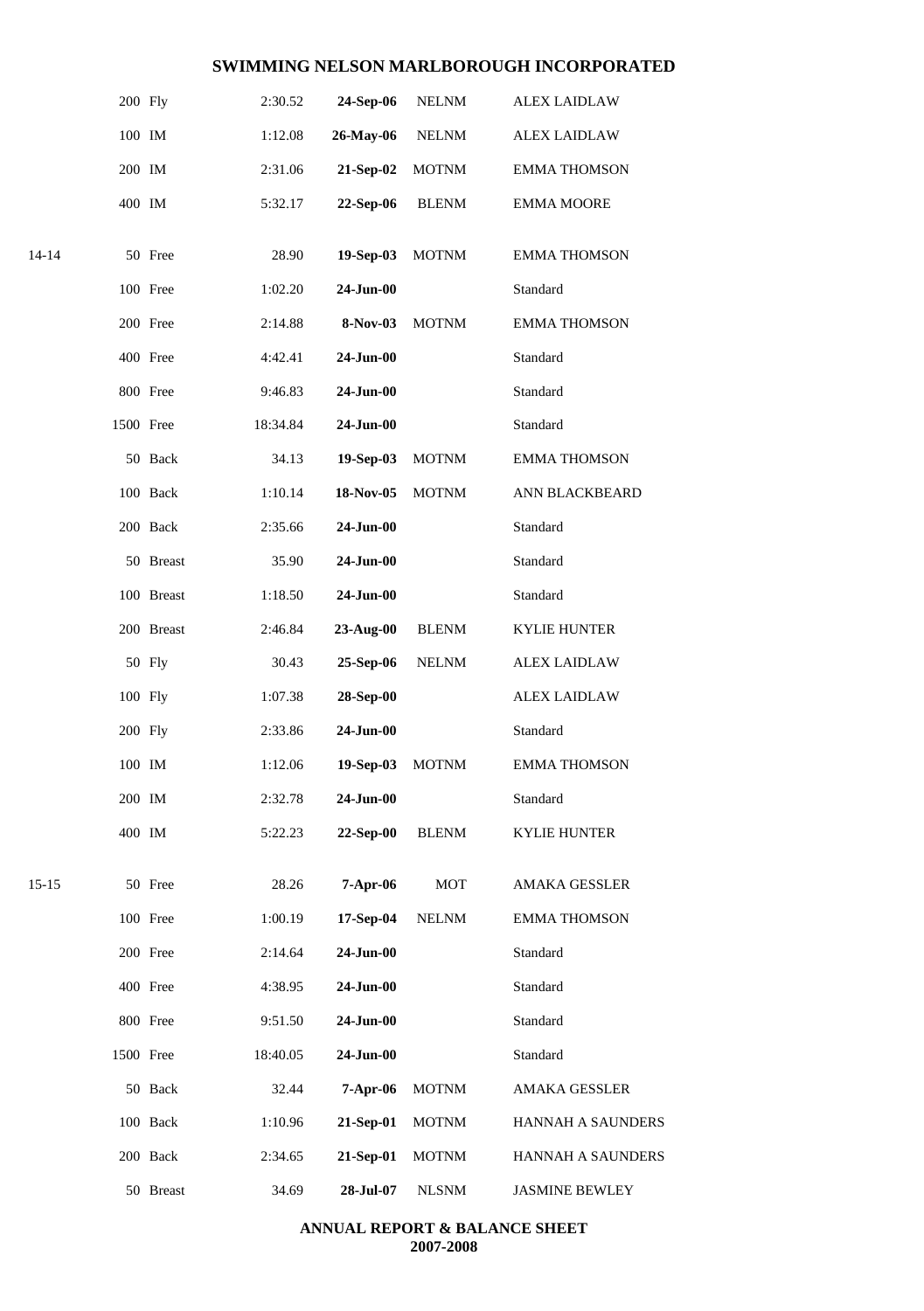| Age | Event | Time | Date | Club | Name |
|---|---|---|---|---|---|
| | 200 Fly | 2:30.52 | **24-Sep-06** | NELNM | ALEX LAIDLAW |
| | 100 IM | 1:12.08 | **26-May-06** | NELNM | ALEX LAIDLAW |
| | 200 IM | 2:31.06 | **21-Sep-02** | MOTNM | EMMA THOMSON |
| | 400 IM | 5:32.17 | **22-Sep-06** | BLENM | EMMA MOORE |
| 14-14 | 50 Free | 28.90 | **19-Sep-03** | MOTNM | EMMA THOMSON |
| | 100 Free | 1:02.20 | **24-Jun-00** | | Standard |
| | 200 Free | 2:14.88 | **8-Nov-03** | MOTNM | EMMA THOMSON |
| | 400 Free | 4:42.41 | **24-Jun-00** | | Standard |
| | 800 Free | 9:46.83 | **24-Jun-00** | | Standard |
| | 1500 Free | 18:34.84 | **24-Jun-00** | | Standard |
| | 50 Back | 34.13 | **19-Sep-03** | MOTNM | EMMA THOMSON |
| | 100 Back | 1:10.14 | **18-Nov-05** | MOTNM | ANN BLACKBEARD |
| | 200 Back | 2:35.66 | **24-Jun-00** | | Standard |
| | 50 Breast | 35.90 | **24-Jun-00** | | Standard |
| | 100 Breast | 1:18.50 | **24-Jun-00** | | Standard |
| | 200 Breast | 2:46.84 | **23-Aug-00** | BLENM | KYLIE HUNTER |
| | 50 Fly | 30.43 | **25-Sep-06** | NELNM | ALEX LAIDLAW |
| | 100 Fly | 1:07.38 | **28-Sep-00** | | ALEX LAIDLAW |
| | 200 Fly | 2:33.86 | **24-Jun-00** | | Standard |
| | 100 IM | 1:12.06 | **19-Sep-03** | MOTNM | EMMA THOMSON |
| | 200 IM | 2:32.78 | **24-Jun-00** | | Standard |
| | 400 IM | 5:22.23 | **22-Sep-00** | BLENM | KYLIE HUNTER |
| 15-15 | 50 Free | 28.26 | **7-Apr-06** | MOT | AMAKA GESSLER |
| | 100 Free | 1:00.19 | **17-Sep-04** | NELNM | EMMA THOMSON |
| | 200 Free | 2:14.64 | **24-Jun-00** | | Standard |
| | 400 Free | 4:38.95 | **24-Jun-00** | | Standard |
| | 800 Free | 9:51.50 | **24-Jun-00** | | Standard |
| | 1500 Free | 18:40.05 | **24-Jun-00** | | Standard |
| | 50 Back | 32.44 | **7-Apr-06** | MOTNM | AMAKA GESSLER |
| | 100 Back | 1:10.96 | **21-Sep-01** | MOTNM | HANNAH A SAUNDERS |
| | 200 Back | 2:34.65 | **21-Sep-01** | MOTNM | HANNAH A SAUNDERS |
| | 50 Breast | 34.69 | **28-Jul-07** | NLSNM | JASMINE BEWLEY |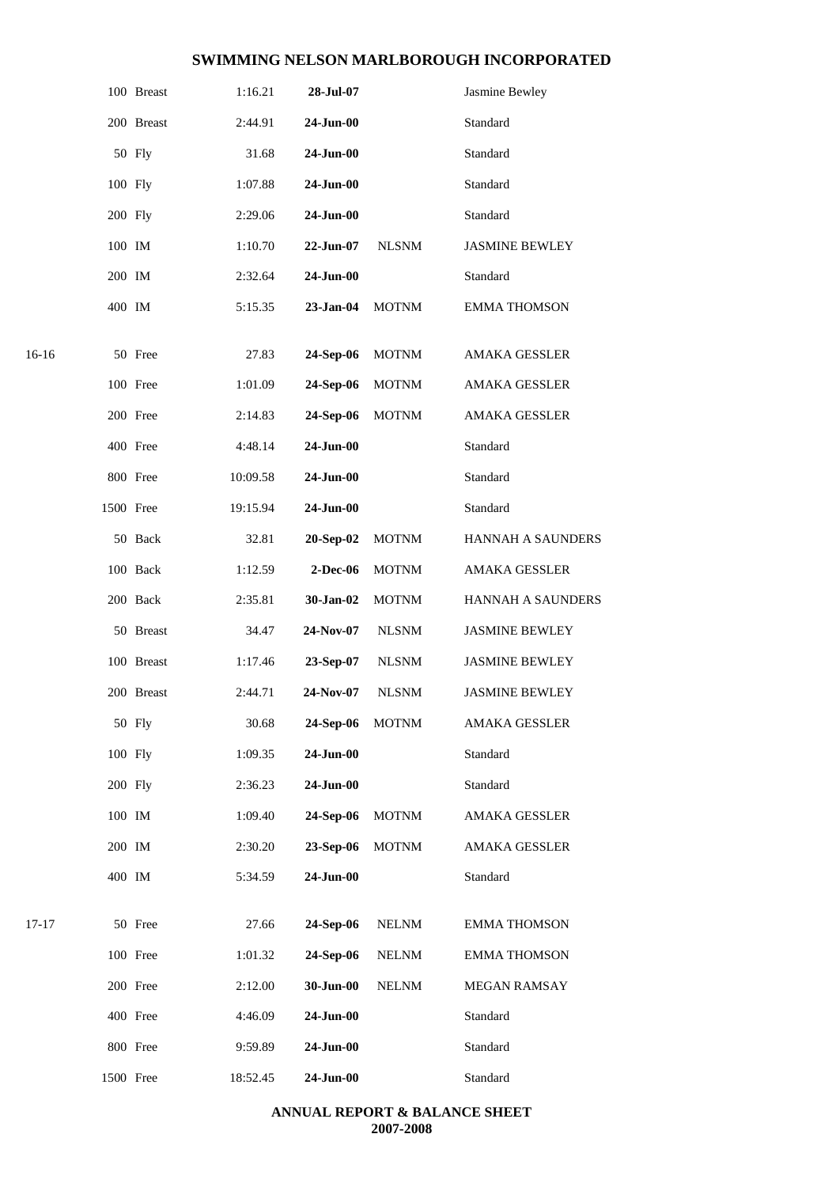## SWIMMING NELSON MARLBOROUGH INCORPORATED

| Age | Event | Time | Date | Club | Name |
|---|---|---|---|---|---|
| | 100 Breast | 1:16.21 | **28-Jul-07** | | Jasmine Bewley |
| | 200 Breast | 2:44.91 | **24-Jun-00** | | Standard |
| | 50 Fly | 31.68 | **24-Jun-00** | | Standard |
| | 100 Fly | 1:07.88 | **24-Jun-00** | | Standard |
| | 200 Fly | 2:29.06 | **24-Jun-00** | | Standard |
| | 100 IM | 1:10.70 | **22-Jun-07** | NLSNM | JASMINE BEWLEY |
| | 200 IM | 2:32.64 | **24-Jun-00** | | Standard |
| | 400 IM | 5:15.35 | **23-Jan-04** | MOTNM | EMMA THOMSON |
| 16-16 | 50 Free | 27.83 | **24-Sep-06** | MOTNM | AMAKA GESSLER |
| | 100 Free | 1:01.09 | **24-Sep-06** | MOTNM | AMAKA GESSLER |
| | 200 Free | 2:14.83 | **24-Sep-06** | MOTNM | AMAKA GESSLER |
| | 400 Free | 4:48.14 | **24-Jun-00** | | Standard |
| | 800 Free | 10:09.58 | **24-Jun-00** | | Standard |
| | 1500 Free | 19:15.94 | **24-Jun-00** | | Standard |
| | 50 Back | 32.81 | **20-Sep-02** | MOTNM | HANNAH A SAUNDERS |
| | 100 Back | 1:12.59 | **2-Dec-06** | MOTNM | AMAKA GESSLER |
| | 200 Back | 2:35.81 | **30-Jan-02** | MOTNM | HANNAH A SAUNDERS |
| | 50 Breast | 34.47 | **24-Nov-07** | NLSNM | JASMINE BEWLEY |
| | 100 Breast | 1:17.46 | **23-Sep-07** | NLSNM | JASMINE BEWLEY |
| | 200 Breast | 2:44.71 | **24-Nov-07** | NLSNM | JASMINE BEWLEY |
| | 50 Fly | 30.68 | **24-Sep-06** | MOTNM | AMAKA GESSLER |
| | 100 Fly | 1:09.35 | **24-Jun-00** | | Standard |
| | 200 Fly | 2:36.23 | **24-Jun-00** | | Standard |
| | 100 IM | 1:09.40 | **24-Sep-06** | MOTNM | AMAKA GESSLER |
| | 200 IM | 2:30.20 | **23-Sep-06** | MOTNM | AMAKA GESSLER |
| | 400 IM | 5:34.59 | **24-Jun-00** | | Standard |
| 17-17 | 50 Free | 27.66 | **24-Sep-06** | NELNM | EMMA THOMSON |
| | 100 Free | 1:01.32 | **24-Sep-06** | NELNM | EMMA THOMSON |
| | 200 Free | 2:12.00 | **30-Jun-00** | NELNM | MEGAN RAMSAY |
| | 400 Free | 4:46.09 | **24-Jun-00** | | Standard |
| | 800 Free | 9:59.89 | **24-Jun-00** | | Standard |
| | 1500 Free | 18:52.45 | **24-Jun-00** | | Standard |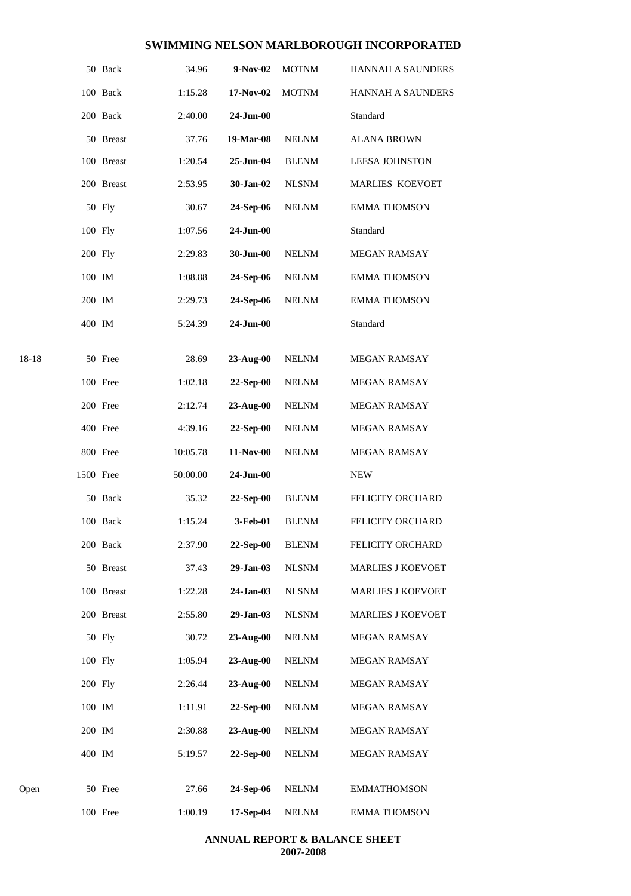# SWIMMING NELSON MARLBOROUGH INCORPORATED

| Age Group | Event | Time | Date | Club | Name |
|---|---|---|---|---|---|
| | 50 Back | 34.96 | **9-Nov-02** | MOTNM | HANNAH A SAUNDERS |
| | 100 Back | 1:15.28 | **17-Nov-02** | MOTNM | HANNAH A SAUNDERS |
| | 200 Back | 2:40.00 | **24-Jun-00** | | Standard |
| | 50 Breast | 37.76 | **19-Mar-08** | NELNM | ALANA BROWN |
| | 100 Breast | 1:20.54 | **25-Jun-04** | BLENM | LEESA JOHNSTON |
| | 200 Breast | 2:53.95 | **30-Jan-02** | NLSNM | MARLIES KOEVOET |
| | 50 Fly | 30.67 | **24-Sep-06** | NELNM | EMMA THOMSON |
| | 100 Fly | 1:07.56 | **24-Jun-00** | | Standard |
| | 200 Fly | 2:29.83 | **30-Jun-00** | NELNM | MEGAN RAMSAY |
| | 100 IM | 1:08.88 | **24-Sep-06** | NELNM | EMMA THOMSON |
| | 200 IM | 2:29.73 | **24-Sep-06** | NELNM | EMMA THOMSON |
| | 400 IM | 5:24.39 | **24-Jun-00** | | Standard |
| 18-18 | 50 Free | 28.69 | **23-Aug-00** | NELNM | MEGAN RAMSAY |
| | 100 Free | 1:02.18 | **22-Sep-00** | NELNM | MEGAN RAMSAY |
| | 200 Free | 2:12.74 | **23-Aug-00** | NELNM | MEGAN RAMSAY |
| | 400 Free | 4:39.16 | **22-Sep-00** | NELNM | MEGAN RAMSAY |
| | 800 Free | 10:05.78 | **11-Nov-00** | NELNM | MEGAN RAMSAY |
| | 1500 Free | 50:00.00 | **24-Jun-00** | | NEW |
| | 50 Back | 35.32 | **22-Sep-00** | BLENM | FELICITY ORCHARD |
| | 100 Back | 1:15.24 | **3-Feb-01** | BLENM | FELICITY ORCHARD |
| | 200 Back | 2:37.90 | **22-Sep-00** | BLENM | FELICITY ORCHARD |
| | 50 Breast | 37.43 | **29-Jan-03** | NLSNM | MARLIES J KOEVOET |
| | 100 Breast | 1:22.28 | **24-Jan-03** | NLSNM | MARLIES J KOEVOET |
| | 200 Breast | 2:55.80 | **29-Jan-03** | NLSNM | MARLIES J KOEVOET |
| | 50 Fly | 30.72 | **23-Aug-00** | NELNM | MEGAN RAMSAY |
| | 100 Fly | 1:05.94 | **23-Aug-00** | NELNM | MEGAN RAMSAY |
| | 200 Fly | 2:26.44 | **23-Aug-00** | NELNM | MEGAN RAMSAY |
| | 100 IM | 1:11.91 | **22-Sep-00** | NELNM | MEGAN RAMSAY |
| | 200 IM | 2:30.88 | **23-Aug-00** | NELNM | MEGAN RAMSAY |
| | 400 IM | 5:19.57 | **22-Sep-00** | NELNM | MEGAN RAMSAY |
| Open | 50 Free | 27.66 | **24-Sep-06** | NELNM | EMMATHOMSON |
| | 100 Free | 1:00.19 | **17-Sep-04** | NELNM | EMMA THOMSON |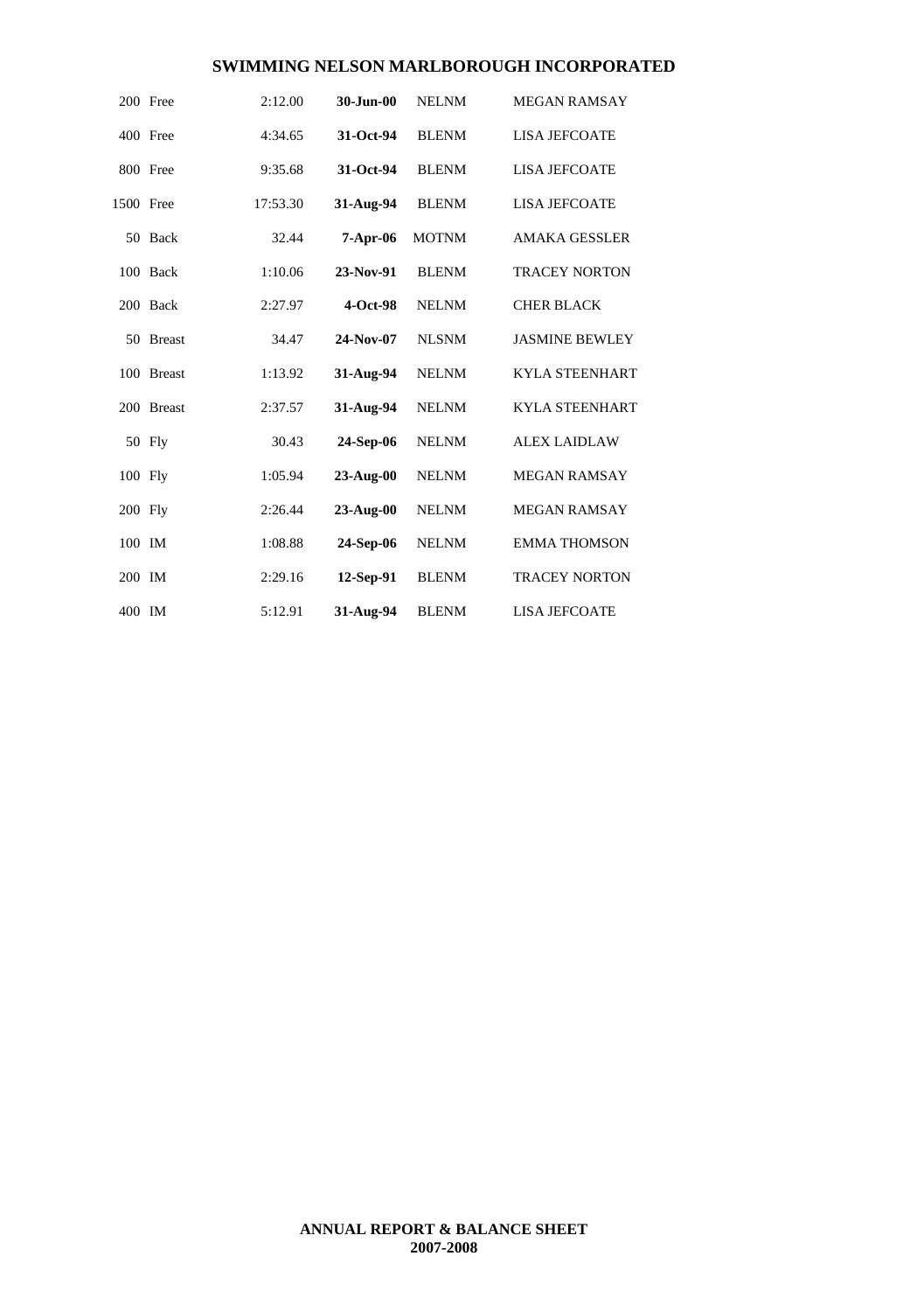## SWIMMING NELSON MARLBOROUGH INCORPORATED

| | | | | | |
|---|---|---|---|---|---|
| 200 | Free | 2:12.00 | **30-Jun-00** | NELNM | MEGAN RAMSAY |
| 400 | Free | 4:34.65 | **31-Oct-94** | BLENM | LISA JEFCOATE |
| 800 | Free | 9:35.68 | **31-Oct-94** | BLENM | LISA JEFCOATE |
| 1500 | Free | 17:53.30 | **31-Aug-94** | BLENM | LISA JEFCOATE |
| 50 | Back | 32.44 | **7-Apr-06** | MOTNM | AMAKA GESSLER |
| 100 | Back | 1:10.06 | **23-Nov-91** | BLENM | TRACEY NORTON |
| 200 | Back | 2:27.97 | **4-Oct-98** | NELNM | CHER BLACK |
| 50 | Breast | 34.47 | **24-Nov-07** | NLSNM | JASMINE BEWLEY |
| 100 | Breast | 1:13.92 | **31-Aug-94** | NELNM | KYLA STEENHART |
| 200 | Breast | 2:37.57 | **31-Aug-94** | NELNM | KYLA STEENHART |
| 50 | Fly | 30.43 | **24-Sep-06** | NELNM | ALEX LAIDLAW |
| 100 | Fly | 1:05.94 | **23-Aug-00** | NELNM | MEGAN RAMSAY |
| 200 | Fly | 2:26.44 | **23-Aug-00** | NELNM | MEGAN RAMSAY |
| 100 | IM | 1:08.88 | **24-Sep-06** | NELNM | EMMA THOMSON |
| 200 | IM | 2:29.16 | **12-Sep-91** | BLENM | TRACEY NORTON |
| 400 | IM | 5:12.91 | **31-Aug-94** | BLENM | LISA JEFCOATE |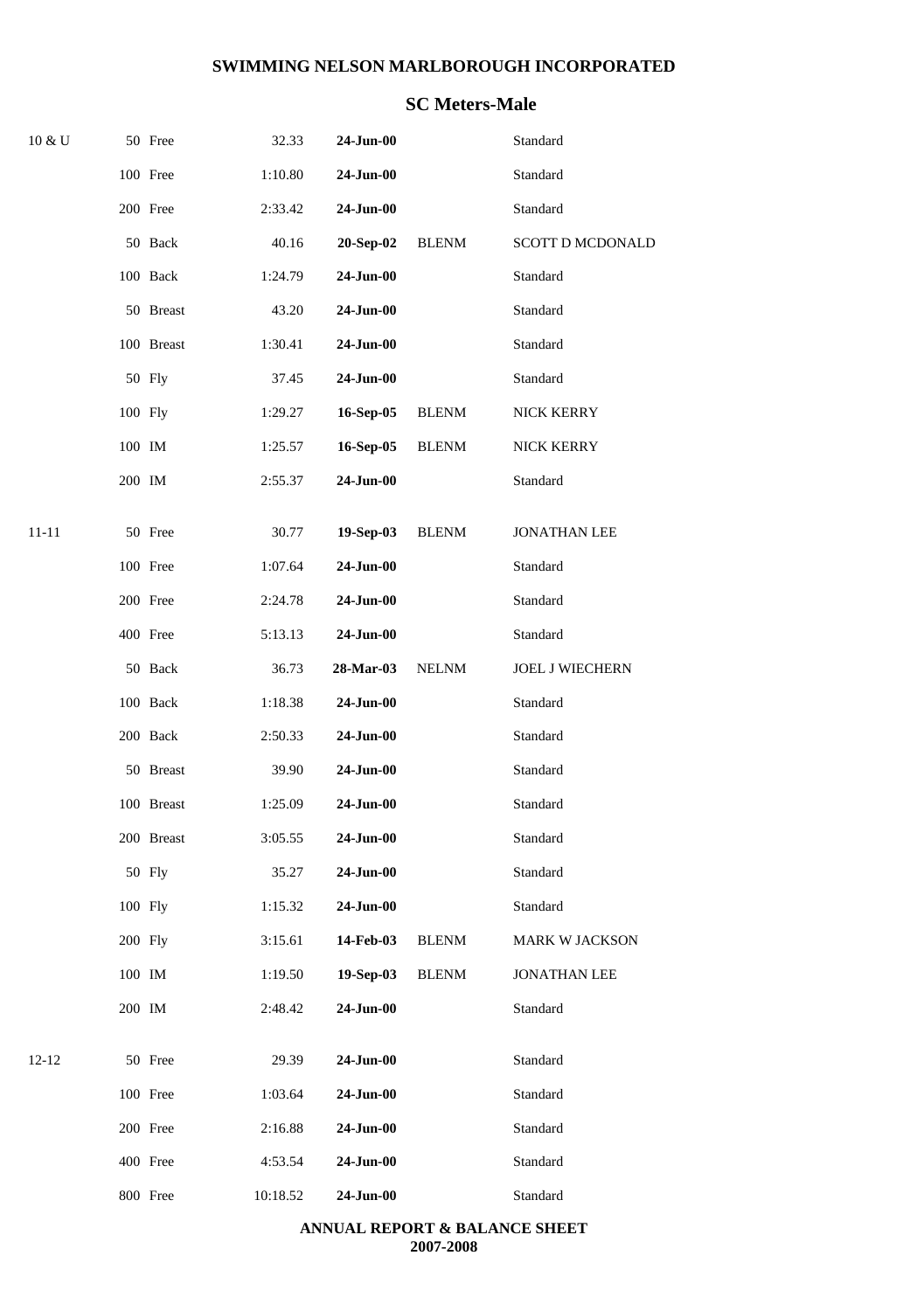## SWIMMING NELSON MARLBOROUGH INCORPORATED

### SC Meters-Male

| Age | Event | Time | Date | Club | Name |
|---|---|---|---|---|---|
| 10 & U | 50 Free | 32.33 | **24-Jun-00** | | Standard |
| | 100 Free | 1:10.80 | **24-Jun-00** | | Standard |
| | 200 Free | 2:33.42 | **24-Jun-00** | | Standard |
| | 50 Back | 40.16 | **20-Sep-02** | BLENM | SCOTT D MCDONALD |
| | 100 Back | 1:24.79 | **24-Jun-00** | | Standard |
| | 50 Breast | 43.20 | **24-Jun-00** | | Standard |
| | 100 Breast | 1:30.41 | **24-Jun-00** | | Standard |
| | 50 Fly | 37.45 | **24-Jun-00** | | Standard |
| | 100 Fly | 1:29.27 | **16-Sep-05** | BLENM | NICK KERRY |
| | 100 IM | 1:25.57 | **16-Sep-05** | BLENM | NICK KERRY |
| | 200 IM | 2:55.37 | **24-Jun-00** | | Standard |
| 11-11 | 50 Free | 30.77 | **19-Sep-03** | BLENM | JONATHAN LEE |
| | 100 Free | 1:07.64 | **24-Jun-00** | | Standard |
| | 200 Free | 2:24.78 | **24-Jun-00** | | Standard |
| | 400 Free | 5:13.13 | **24-Jun-00** | | Standard |
| | 50 Back | 36.73 | **28-Mar-03** | NELNM | JOEL J WIECHERN |
| | 100 Back | 1:18.38 | **24-Jun-00** | | Standard |
| | 200 Back | 2:50.33 | **24-Jun-00** | | Standard |
| | 50 Breast | 39.90 | **24-Jun-00** | | Standard |
| | 100 Breast | 1:25.09 | **24-Jun-00** | | Standard |
| | 200 Breast | 3:05.55 | **24-Jun-00** | | Standard |
| | 50 Fly | 35.27 | **24-Jun-00** | | Standard |
| | 100 Fly | 1:15.32 | **24-Jun-00** | | Standard |
| | 200 Fly | 3:15.61 | **14-Feb-03** | BLENM | MARK W JACKSON |
| | 100 IM | 1:19.50 | **19-Sep-03** | BLENM | JONATHAN LEE |
| | 200 IM | 2:48.42 | **24-Jun-00** | | Standard |
| 12-12 | 50 Free | 29.39 | **24-Jun-00** | | Standard |
| | 100 Free | 1:03.64 | **24-Jun-00** | | Standard |
| | 200 Free | 2:16.88 | **24-Jun-00** | | Standard |
| | 400 Free | 4:53.54 | **24-Jun-00** | | Standard |
| | 800 Free | 10:18.52 | **24-Jun-00** | | Standard |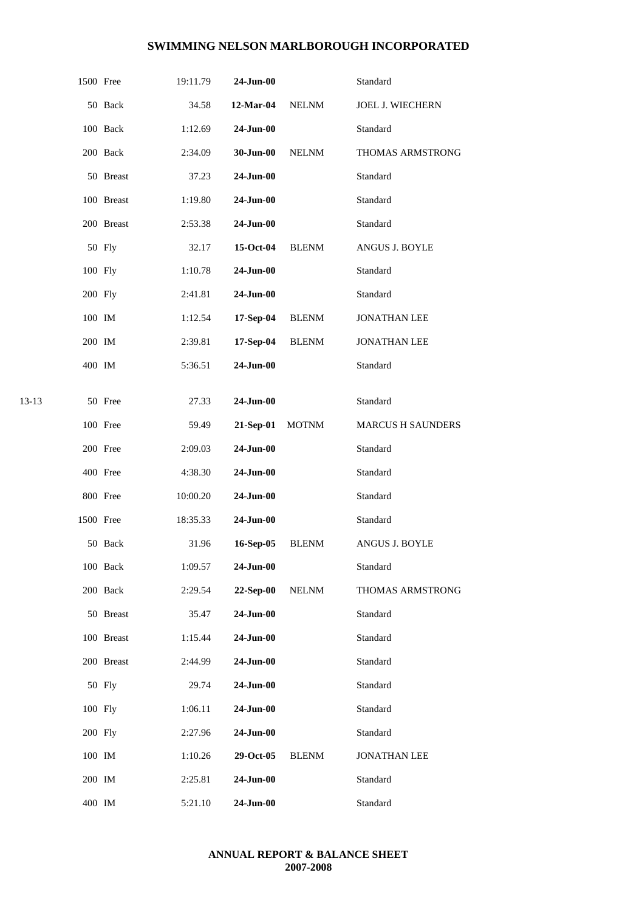| Age | Event | Time | Date | Club | Name |
|---|---|---|---|---|---|
| | 1500 Free | 19:11.79 | **24-Jun-00** | | Standard |
| | 50 Back | 34.58 | **12-Mar-04** | NELNM | JOEL J. WIECHERN |
| | 100 Back | 1:12.69 | **24-Jun-00** | | Standard |
| | 200 Back | 2:34.09 | **30-Jun-00** | NELNM | THOMAS ARMSTRONG |
| | 50 Breast | 37.23 | **24-Jun-00** | | Standard |
| | 100 Breast | 1:19.80 | **24-Jun-00** | | Standard |
| | 200 Breast | 2:53.38 | **24-Jun-00** | | Standard |
| | 50 Fly | 32.17 | **15-Oct-04** | BLENM | ANGUS J. BOYLE |
| | 100 Fly | 1:10.78 | **24-Jun-00** | | Standard |
| | 200 Fly | 2:41.81 | **24-Jun-00** | | Standard |
| | 100 IM | 1:12.54 | **17-Sep-04** | BLENM | JONATHAN LEE |
| | 200 IM | 2:39.81 | **17-Sep-04** | BLENM | JONATHAN LEE |
| | 400 IM | 5:36.51 | **24-Jun-00** | | Standard |
| 13-13 | 50 Free | 27.33 | **24-Jun-00** | | Standard |
| | 100 Free | 59.49 | **21-Sep-01** | MOTNM | MARCUS H SAUNDERS |
| | 200 Free | 2:09.03 | **24-Jun-00** | | Standard |
| | 400 Free | 4:38.30 | **24-Jun-00** | | Standard |
| | 800 Free | 10:00.20 | **24-Jun-00** | | Standard |
| | 1500 Free | 18:35.33 | **24-Jun-00** | | Standard |
| | 50 Back | 31.96 | **16-Sep-05** | BLENM | ANGUS J. BOYLE |
| | 100 Back | 1:09.57 | **24-Jun-00** | | Standard |
| | 200 Back | 2:29.54 | **22-Sep-00** | NELNM | THOMAS ARMSTRONG |
| | 50 Breast | 35.47 | **24-Jun-00** | | Standard |
| | 100 Breast | 1:15.44 | **24-Jun-00** | | Standard |
| | 200 Breast | 2:44.99 | **24-Jun-00** | | Standard |
| | 50 Fly | 29.74 | **24-Jun-00** | | Standard |
| | 100 Fly | 1:06.11 | **24-Jun-00** | | Standard |
| | 200 Fly | 2:27.96 | **24-Jun-00** | | Standard |
| | 100 IM | 1:10.26 | **29-Oct-05** | BLENM | JONATHAN LEE |
| | 200 IM | 2:25.81 | **24-Jun-00** | | Standard |
| | 400 IM | 5:21.10 | **24-Jun-00** | | Standard |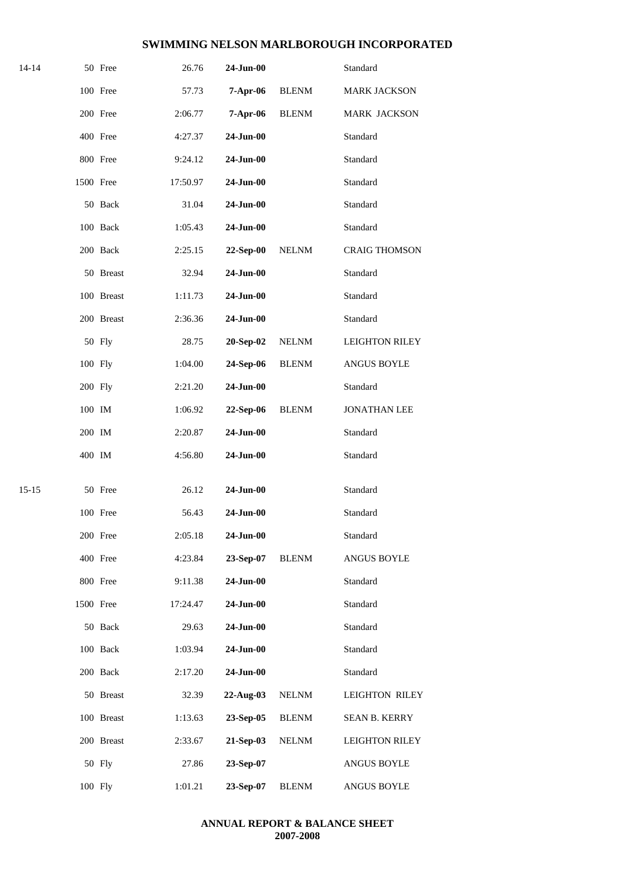# SWIMMING NELSON MARLBOROUGH INCORPORATED

| Age | Distance | Stroke | Time | Date | Club | Name |
|---|---|---|---|---|---|---|
| 14-14 | 50 | Free | 26.76 | **24-Jun-00** | | Standard |
| | 100 | Free | 57.73 | **7-Apr-06** | BLENM | MARK JACKSON |
| | 200 | Free | 2:06.77 | **7-Apr-06** | BLENM | MARK JACKSON |
| | 400 | Free | 4:27.37 | **24-Jun-00** | | Standard |
| | 800 | Free | 9:24.12 | **24-Jun-00** | | Standard |
| | 1500 | Free | 17:50.97 | **24-Jun-00** | | Standard |
| | 50 | Back | 31.04 | **24-Jun-00** | | Standard |
| | 100 | Back | 1:05.43 | **24-Jun-00** | | Standard |
| | 200 | Back | 2:25.15 | **22-Sep-00** | NELNM | CRAIG THOMSON |
| | 50 | Breast | 32.94 | **24-Jun-00** | | Standard |
| | 100 | Breast | 1:11.73 | **24-Jun-00** | | Standard |
| | 200 | Breast | 2:36.36 | **24-Jun-00** | | Standard |
| | 50 | Fly | 28.75 | **20-Sep-02** | NELNM | LEIGHTON RILEY |
| | 100 | Fly | 1:04.00 | **24-Sep-06** | BLENM | ANGUS BOYLE |
| | 200 | Fly | 2:21.20 | **24-Jun-00** | | Standard |
| | 100 | IM | 1:06.92 | **22-Sep-06** | BLENM | JONATHAN LEE |
| | 200 | IM | 2:20.87 | **24-Jun-00** | | Standard |
| | 400 | IM | 4:56.80 | **24-Jun-00** | | Standard |
| 15-15 | 50 | Free | 26.12 | **24-Jun-00** | | Standard |
| | 100 | Free | 56.43 | **24-Jun-00** | | Standard |
| | 200 | Free | 2:05.18 | **24-Jun-00** | | Standard |
| | 400 | Free | 4:23.84 | **23-Sep-07** | BLENM | ANGUS BOYLE |
| | 800 | Free | 9:11.38 | **24-Jun-00** | | Standard |
| | 1500 | Free | 17:24.47 | **24-Jun-00** | | Standard |
| | 50 | Back | 29.63 | **24-Jun-00** | | Standard |
| | 100 | Back | 1:03.94 | **24-Jun-00** | | Standard |
| | 200 | Back | 2:17.20 | **24-Jun-00** | | Standard |
| | 50 | Breast | 32.39 | **22-Aug-03** | NELNM | LEIGHTON RILEY |
| | 100 | Breast | 1:13.63 | **23-Sep-05** | BLENM | SEAN B. KERRY |
| | 200 | Breast | 2:33.67 | **21-Sep-03** | NELNM | LEIGHTON RILEY |
| | 50 | Fly | 27.86 | **23-Sep-07** | | ANGUS BOYLE |
| | 100 | Fly | 1:01.21 | **23-Sep-07** | BLENM | ANGUS BOYLE |

**ANNUAL REPORT & BALANCE SHEET**
**2007-2008**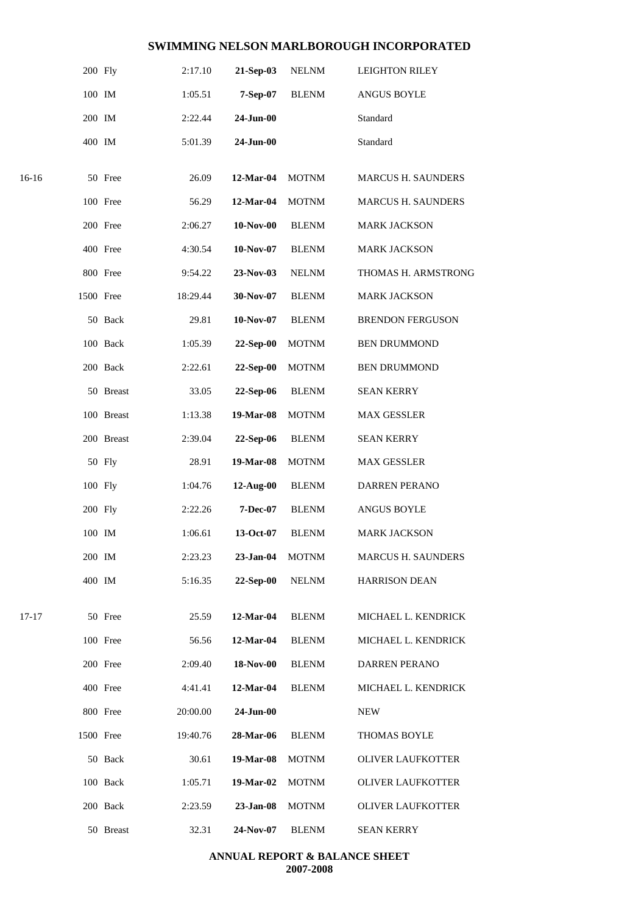## SWIMMING NELSON MARLBOROUGH INCORPORATED

| Age | Event | Time | Date | Club | Name |
|---|---|---|---|---|---|
| | 200 Fly | 2:17.10 | **21-Sep-03** | NELNM | LEIGHTON RILEY |
| | 100 IM | 1:05.51 | **7-Sep-07** | BLENM | ANGUS BOYLE |
| | 200 IM | 2:22.44 | **24-Jun-00** | | Standard |
| | 400 IM | 5:01.39 | **24-Jun-00** | | Standard |
| 16-16 | 50 Free | 26.09 | **12-Mar-04** | MOTNM | MARCUS H. SAUNDERS |
| | 100 Free | 56.29 | **12-Mar-04** | MOTNM | MARCUS H. SAUNDERS |
| | 200 Free | 2:06.27 | **10-Nov-00** | BLENM | MARK JACKSON |
| | 400 Free | 4:30.54 | **10-Nov-07** | BLENM | MARK JACKSON |
| | 800 Free | 9:54.22 | **23-Nov-03** | NELNM | THOMAS H. ARMSTRONG |
| | 1500 Free | 18:29.44 | **30-Nov-07** | BLENM | MARK JACKSON |
| | 50 Back | 29.81 | **10-Nov-07** | BLENM | BRENDON FERGUSON |
| | 100 Back | 1:05.39 | **22-Sep-00** | MOTNM | BEN DRUMMOND |
| | 200 Back | 2:22.61 | **22-Sep-00** | MOTNM | BEN DRUMMOND |
| | 50 Breast | 33.05 | **22-Sep-06** | BLENM | SEAN KERRY |
| | 100 Breast | 1:13.38 | **19-Mar-08** | MOTNM | MAX GESSLER |
| | 200 Breast | 2:39.04 | **22-Sep-06** | BLENM | SEAN KERRY |
| | 50 Fly | 28.91 | **19-Mar-08** | MOTNM | MAX GESSLER |
| | 100 Fly | 1:04.76 | **12-Aug-00** | BLENM | DARREN PERANO |
| | 200 Fly | 2:22.26 | **7-Dec-07** | BLENM | ANGUS BOYLE |
| | 100 IM | 1:06.61 | **13-Oct-07** | BLENM | MARK JACKSON |
| | 200 IM | 2:23.23 | **23-Jan-04** | MOTNM | MARCUS H. SAUNDERS |
| | 400 IM | 5:16.35 | **22-Sep-00** | NELNM | HARRISON DEAN |
| 17-17 | 50 Free | 25.59 | **12-Mar-04** | BLENM | MICHAEL L. KENDRICK |
| | 100 Free | 56.56 | **12-Mar-04** | BLENM | MICHAEL L. KENDRICK |
| | 200 Free | 2:09.40 | **18-Nov-00** | BLENM | DARREN PERANO |
| | 400 Free | 4:41.41 | **12-Mar-04** | BLENM | MICHAEL L. KENDRICK |
| | 800 Free | 20:00.00 | **24-Jun-00** | | NEW |
| | 1500 Free | 19:40.76 | **28-Mar-06** | BLENM | THOMAS BOYLE |
| | 50 Back | 30.61 | **19-Mar-08** | MOTNM | OLIVER LAUFKOTTER |
| | 100 Back | 1:05.71 | **19-Mar-02** | MOTNM | OLIVER LAUFKOTTER |
| | 200 Back | 2:23.59 | **23-Jan-08** | MOTNM | OLIVER LAUFKOTTER |
| | 50 Breast | 32.31 | **24-Nov-07** | BLENM | SEAN KERRY |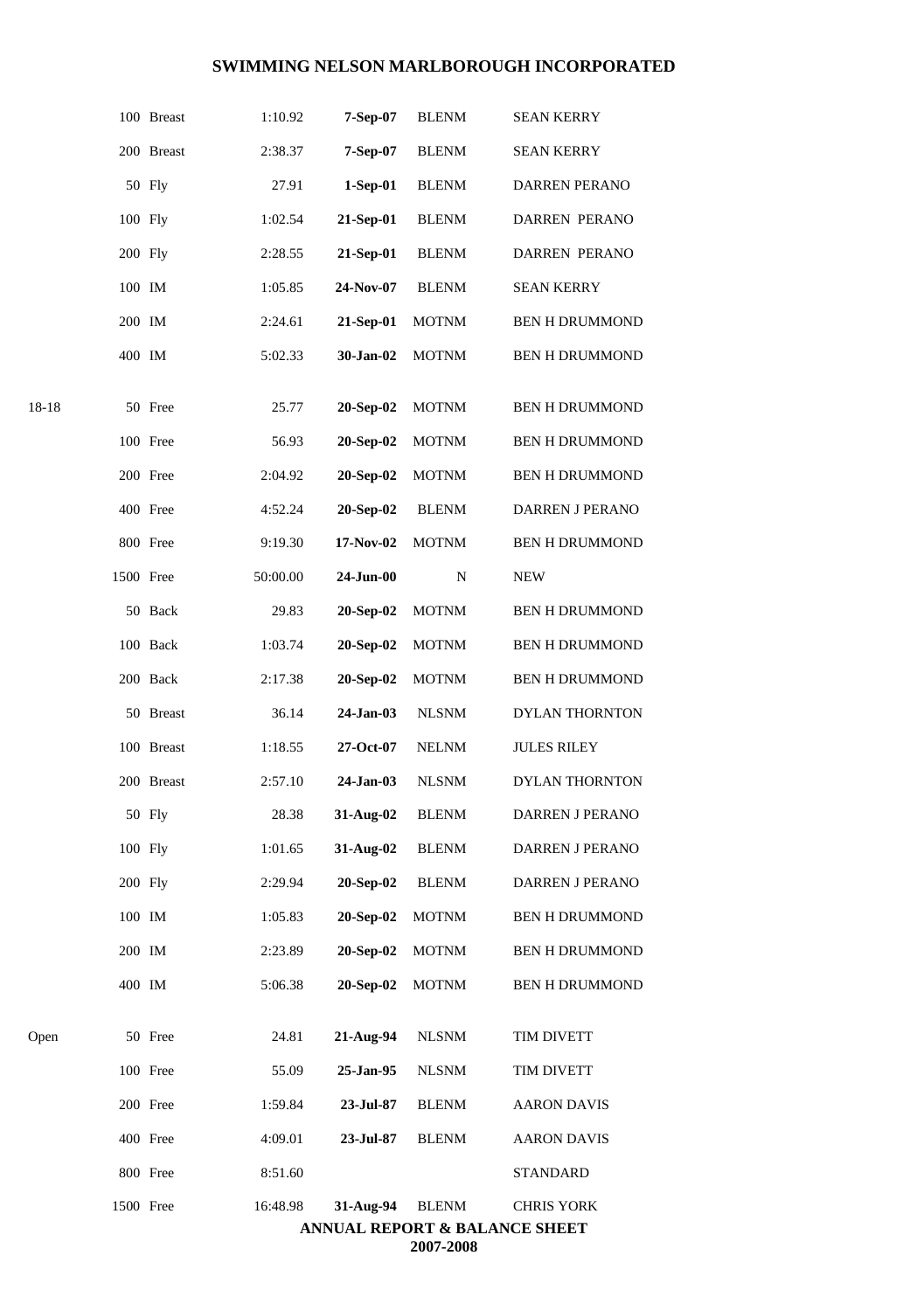| Age | Distance | Stroke | Time | Date | Club | Name |
|---|---|---|---|---|---|---|
| | 100 | Breast | 1:10.92 | **7-Sep-07** | BLENM | SEAN KERRY |
| | 200 | Breast | 2:38.37 | **7-Sep-07** | BLENM | SEAN KERRY |
| | 50 | Fly | 27.91 | **1-Sep-01** | BLENM | DARREN PERANO |
| | 100 | Fly | 1:02.54 | **21-Sep-01** | BLENM | DARREN PERANO |
| | 200 | Fly | 2:28.55 | **21-Sep-01** | BLENM | DARREN PERANO |
| | 100 | IM | 1:05.85 | **24-Nov-07** | BLENM | SEAN KERRY |
| | 200 | IM | 2:24.61 | **21-Sep-01** | MOTNM | BEN H DRUMMOND |
| | 400 | IM | 5:02.33 | **30-Jan-02** | MOTNM | BEN H DRUMMOND |
| 18-18 | 50 | Free | 25.77 | **20-Sep-02** | MOTNM | BEN H DRUMMOND |
| | 100 | Free | 56.93 | **20-Sep-02** | MOTNM | BEN H DRUMMOND |
| | 200 | Free | 2:04.92 | **20-Sep-02** | MOTNM | BEN H DRUMMOND |
| | 400 | Free | 4:52.24 | **20-Sep-02** | BLENM | DARREN J PERANO |
| | 800 | Free | 9:19.30 | **17-Nov-02** | MOTNM | BEN H DRUMMOND |
| | 1500 | Free | 50:00.00 | **24-Jun-00** | N | NEW |
| | 50 | Back | 29.83 | **20-Sep-02** | MOTNM | BEN H DRUMMOND |
| | 100 | Back | 1:03.74 | **20-Sep-02** | MOTNM | BEN H DRUMMOND |
| | 200 | Back | 2:17.38 | **20-Sep-02** | MOTNM | BEN H DRUMMOND |
| | 50 | Breast | 36.14 | **24-Jan-03** | NLSNM | DYLAN THORNTON |
| | 100 | Breast | 1:18.55 | **27-Oct-07** | NELNM | JULES RILEY |
| | 200 | Breast | 2:57.10 | **24-Jan-03** | NLSNM | DYLAN THORNTON |
| | 50 | Fly | 28.38 | **31-Aug-02** | BLENM | DARREN J PERANO |
| | 100 | Fly | 1:01.65 | **31-Aug-02** | BLENM | DARREN J PERANO |
| | 200 | Fly | 2:29.94 | **20-Sep-02** | BLENM | DARREN J PERANO |
| | 100 | IM | 1:05.83 | **20-Sep-02** | MOTNM | BEN H DRUMMOND |
| | 200 | IM | 2:23.89 | **20-Sep-02** | MOTNM | BEN H DRUMMOND |
| | 400 | IM | 5:06.38 | **20-Sep-02** | MOTNM | BEN H DRUMMOND |
| Open | 50 | Free | 24.81 | **21-Aug-94** | NLSNM | TIM DIVETT |
| | 100 | Free | 55.09 | **25-Jan-95** | NLSNM | TIM DIVETT |
| | 200 | Free | 1:59.84 | **23-Jul-87** | BLENM | AARON DAVIS |
| | 400 | Free | 4:09.01 | **23-Jul-87** | BLENM | AARON DAVIS |
| | 800 | Free | 8:51.60 | | | STANDARD |
| | 1500 | Free | 16:48.98 | **31-Aug-94** | BLENM | CHRIS YORK |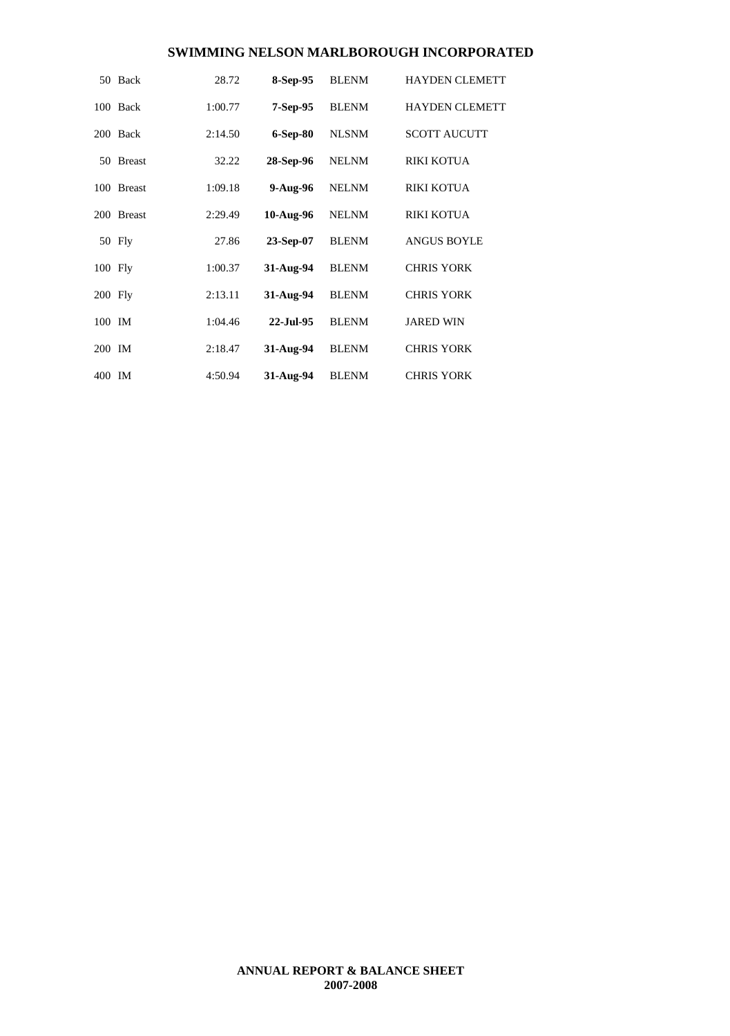## SWIMMING NELSON MARLBOROUGH INCORPORATED

| Event | Time | Date | Club | Name |
|---|---|---|---|---|
| 50 Back | 28.72 | **8-Sep-95** | BLENM | HAYDEN CLEMETT |
| 100 Back | 1:00.77 | **7-Sep-95** | BLENM | HAYDEN CLEMETT |
| 200 Back | 2:14.50 | **6-Sep-80** | NLSNM | SCOTT AUCUTT |
| 50 Breast | 32.22 | **28-Sep-96** | NELNM | RIKI KOTUA |
| 100 Breast | 1:09.18 | **9-Aug-96** | NELNM | RIKI KOTUA |
| 200 Breast | 2:29.49 | **10-Aug-96** | NELNM | RIKI KOTUA |
| 50 Fly | 27.86 | **23-Sep-07** | BLENM | ANGUS BOYLE |
| 100 Fly | 1:00.37 | **31-Aug-94** | BLENM | CHRIS YORK |
| 200 Fly | 2:13.11 | **31-Aug-94** | BLENM | CHRIS YORK |
| 100 IM | 1:04.46 | **22-Jul-95** | BLENM | JARED WIN |
| 200 IM | 2:18.47 | **31-Aug-94** | BLENM | CHRIS YORK |
| 400 IM | 4:50.94 | **31-Aug-94** | BLENM | CHRIS YORK |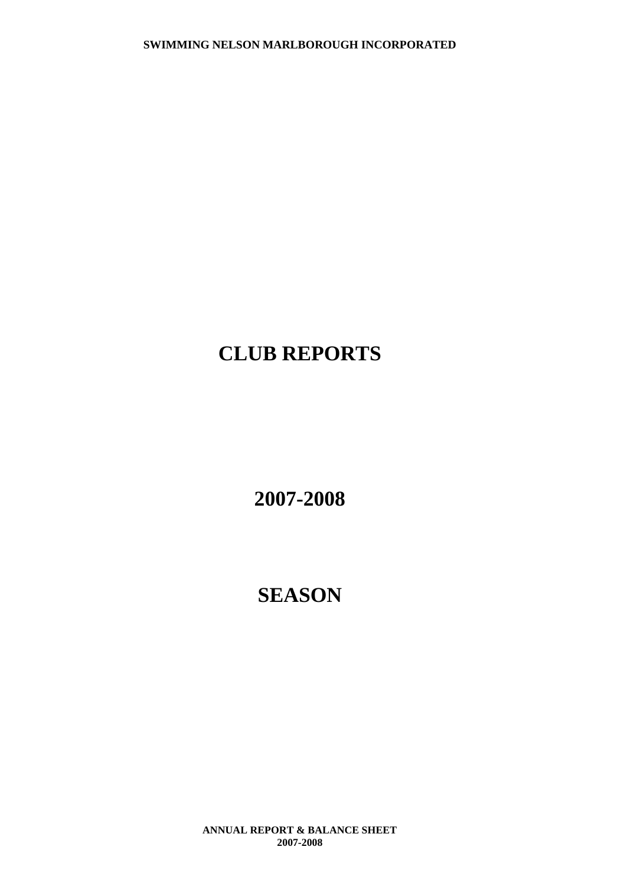# CLUB REPORTS

# 2007-2008

# SEASON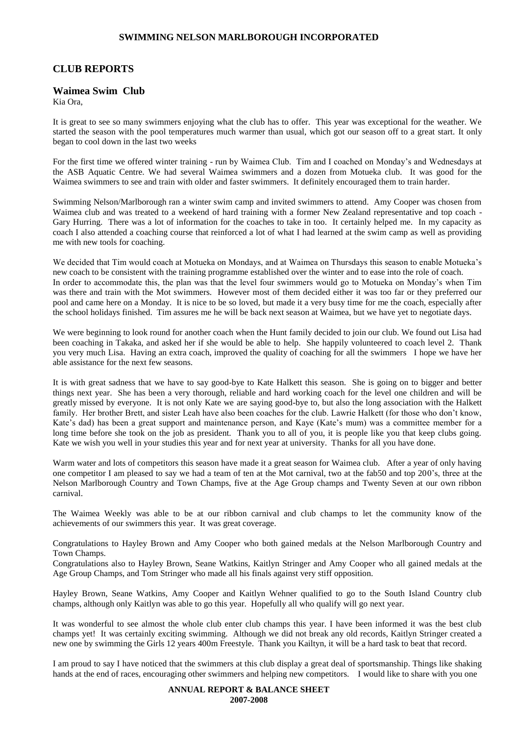## CLUB REPORTS

### Waimea Swim Club

Kia Ora,

It is great to see so many swimmers enjoying what the club has to offer. This year was exceptional for the weather. We started the season with the pool temperatures much warmer than usual, which got our season off to a great start. It only began to cool down in the last two weeks

For the first time we offered winter training - run by Waimea Club. Tim and I coached on Monday's and Wednesdays at the ASB Aquatic Centre. We had several Waimea swimmers and a dozen from Motueka club. It was good for the Waimea swimmers to see and train with older and faster swimmers. It definitely encouraged them to train harder.

Swimming Nelson/Marlborough ran a winter swim camp and invited swimmers to attend. Amy Cooper was chosen from Waimea club and was treated to a weekend of hard training with a former New Zealand representative and top coach - Gary Hurring. There was a lot of information for the coaches to take in too. It certainly helped me. In my capacity as coach I also attended a coaching course that reinforced a lot of what I had learned at the swim camp as well as providing me with new tools for coaching.

We decided that Tim would coach at Motueka on Mondays, and at Waimea on Thursdays this season to enable Motueka's new coach to be consistent with the training programme established over the winter and to ease into the role of coach. In order to accommodate this, the plan was that the level four swimmers would go to Motueka on Monday's when Tim was there and train with the Mot swimmers. However most of them decided either it was too far or they preferred our pool and came here on a Monday. It is nice to be so loved, but made it a very busy time for me the coach, especially after the school holidays finished. Tim assures me he will be back next season at Waimea, but we have yet to negotiate days.

We were beginning to look round for another coach when the Hunt family decided to join our club. We found out Lisa had been coaching in Takaka, and asked her if she would be able to help. She happily volunteered to coach level 2. Thank you very much Lisa. Having an extra coach, improved the quality of coaching for all the swimmers I hope we have her able assistance for the next few seasons.

It is with great sadness that we have to say good-bye to Kate Halkett this season. She is going on to bigger and better things next year. She has been a very thorough, reliable and hard working coach for the level one children and will be greatly missed by everyone. It is not only Kate we are saying good-bye to, but also the long association with the Halkett family. Her brother Brett, and sister Leah have also been coaches for the club. Lawrie Halkett (for those who don't know, Kate's dad) has been a great support and maintenance person, and Kaye (Kate's mum) was a committee member for a long time before she took on the job as president. Thank you to all of you, it is people like you that keep clubs going. Kate we wish you well in your studies this year and for next year at university. Thanks for all you have done.

Warm water and lots of competitors this season have made it a great season for Waimea club. After a year of only having one competitor I am pleased to say we had a team of ten at the Mot carnival, two at the fab50 and top 200's, three at the Nelson Marlborough Country and Town Champs, five at the Age Group champs and Twenty Seven at our own ribbon carnival.

The Waimea Weekly was able to be at our ribbon carnival and club champs to let the community know of the achievements of our swimmers this year. It was great coverage.

Congratulations to Hayley Brown and Amy Cooper who both gained medals at the Nelson Marlborough Country and Town Champs.

Congratulations also to Hayley Brown, Seane Watkins, Kaitlyn Stringer and Amy Cooper who all gained medals at the Age Group Champs, and Tom Stringer who made all his finals against very stiff opposition.

Hayley Brown, Seane Watkins, Amy Cooper and Kaitlyn Wehner qualified to go to the South Island Country club champs, although only Kaitlyn was able to go this year. Hopefully all who qualify will go next year.

It was wonderful to see almost the whole club enter club champs this year. I have been informed it was the best club champs yet! It was certainly exciting swimming. Although we did not break any old records, Kaitlyn Stringer created a new one by swimming the Girls 12 years 400m Freestyle. Thank you Kailtyn, it will be a hard task to beat that record.

I am proud to say I have noticed that the swimmers at this club display a great deal of sportsmanship. Things like shaking hands at the end of races, encouraging other swimmers and helping new competitors. I would like to share with you one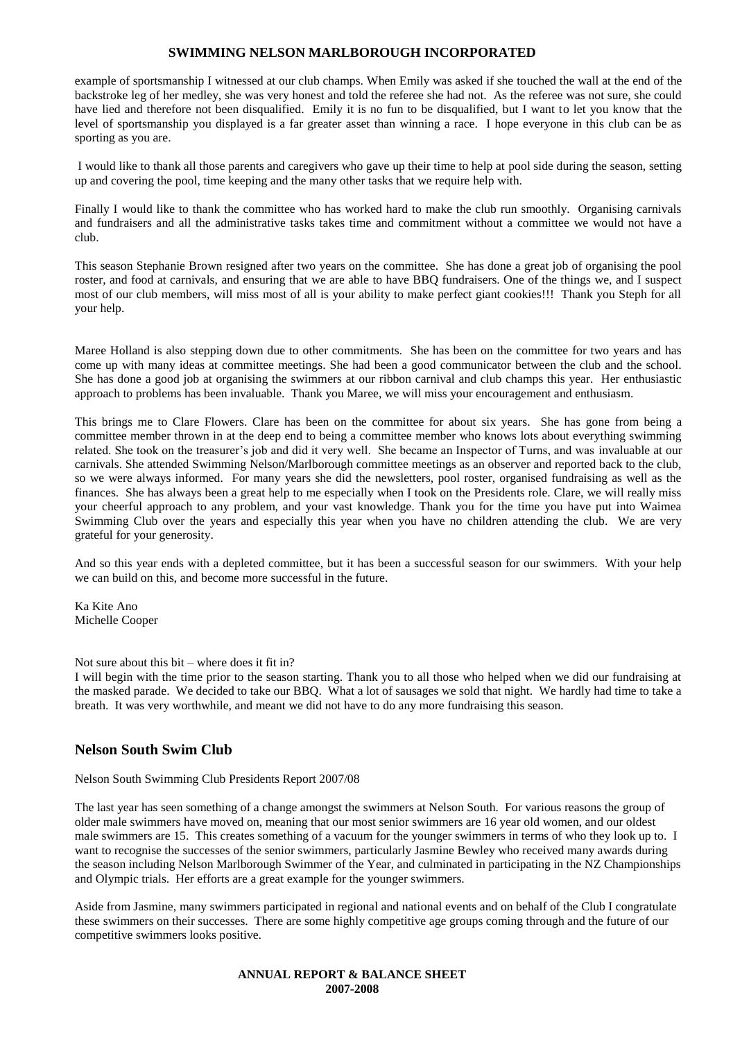example of sportsmanship I witnessed at our club champs. When Emily was asked if she touched the wall at the end of the backstroke leg of her medley, she was very honest and told the referee she had not. As the referee was not sure, she could have lied and therefore not been disqualified. Emily it is no fun to be disqualified, but I want to let you know that the level of sportsmanship you displayed is a far greater asset than winning a race. I hope everyone in this club can be as sporting as you are.

I would like to thank all those parents and caregivers who gave up their time to help at pool side during the season, setting up and covering the pool, time keeping and the many other tasks that we require help with.

Finally I would like to thank the committee who has worked hard to make the club run smoothly. Organising carnivals and fundraisers and all the administrative tasks takes time and commitment without a committee we would not have a club.

This season Stephanie Brown resigned after two years on the committee. She has done a great job of organising the pool roster, and food at carnivals, and ensuring that we are able to have BBQ fundraisers. One of the things we, and I suspect most of our club members, will miss most of all is your ability to make perfect giant cookies!!! Thank you Steph for all your help.

Maree Holland is also stepping down due to other commitments. She has been on the committee for two years and has come up with many ideas at committee meetings. She had been a good communicator between the club and the school. She has done a good job at organising the swimmers at our ribbon carnival and club champs this year. Her enthusiastic approach to problems has been invaluable. Thank you Maree, we will miss your encouragement and enthusiasm.

This brings me to Clare Flowers. Clare has been on the committee for about six years. She has gone from being a committee member thrown in at the deep end to being a committee member who knows lots about everything swimming related. She took on the treasurer's job and did it very well. She became an Inspector of Turns, and was invaluable at our carnivals. She attended Swimming Nelson/Marlborough committee meetings as an observer and reported back to the club, so we were always informed. For many years she did the newsletters, pool roster, organised fundraising as well as the finances. She has always been a great help to me especially when I took on the Presidents role. Clare, we will really miss your cheerful approach to any problem, and your vast knowledge. Thank you for the time you have put into Waimea Swimming Club over the years and especially this year when you have no children attending the club. We are very grateful for your generosity.

And so this year ends with a depleted committee, but it has been a successful season for our swimmers. With your help we can build on this, and become more successful in the future.

Ka Kite Ano
Michelle Cooper

Not sure about this bit – where does it fit in?
I will begin with the time prior to the season starting. Thank you to all those who helped when we did our fundraising at the masked parade. We decided to take our BBQ. What a lot of sausages we sold that night. We hardly had time to take a breath. It was very worthwhile, and meant we did not have to do any more fundraising this season.

## Nelson South Swim Club

Nelson South Swimming Club Presidents Report 2007/08

The last year has seen something of a change amongst the swimmers at Nelson South. For various reasons the group of older male swimmers have moved on, meaning that our most senior swimmers are 16 year old women, and our oldest male swimmers are 15. This creates something of a vacuum for the younger swimmers in terms of who they look up to. I want to recognise the successes of the senior swimmers, particularly Jasmine Bewley who received many awards during the season including Nelson Marlborough Swimmer of the Year, and culminated in participating in the NZ Championships and Olympic trials. Her efforts are a great example for the younger swimmers.

Aside from Jasmine, many swimmers participated in regional and national events and on behalf of the Club I congratulate these swimmers on their successes. There are some highly competitive age groups coming through and the future of our competitive swimmers looks positive.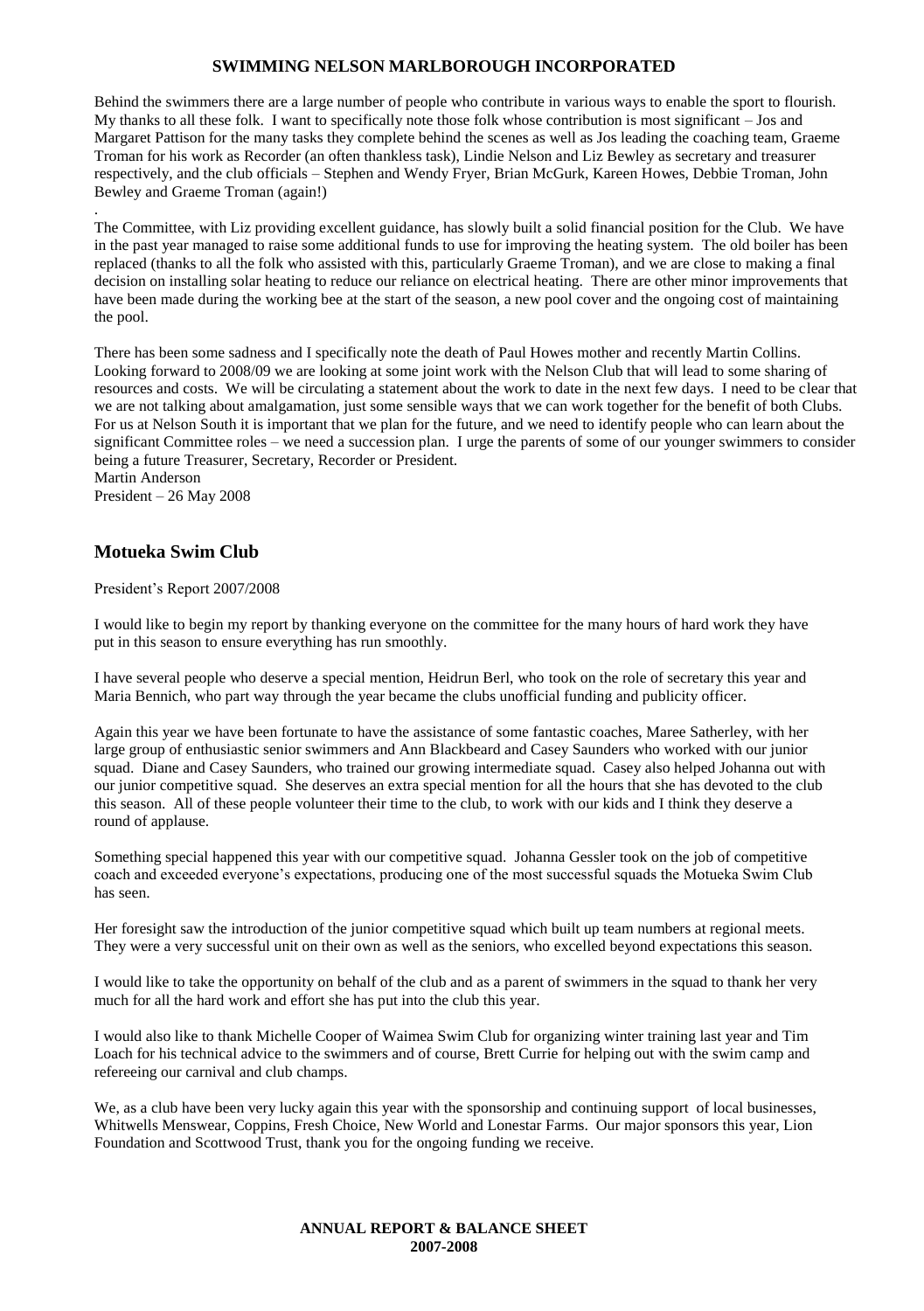Behind the swimmers there are a large number of people who contribute in various ways to enable the sport to flourish. My thanks to all these folk. I want to specifically note those folk whose contribution is most significant – Jos and Margaret Pattison for the many tasks they complete behind the scenes as well as Jos leading the coaching team, Graeme Troman for his work as Recorder (an often thankless task), Lindie Nelson and Liz Bewley as secretary and treasurer respectively, and the club officials – Stephen and Wendy Fryer, Brian McGurk, Kareen Howes, Debbie Troman, John Bewley and Graeme Troman (again!)
.
The Committee, with Liz providing excellent guidance, has slowly built a solid financial position for the Club. We have in the past year managed to raise some additional funds to use for improving the heating system. The old boiler has been replaced (thanks to all the folk who assisted with this, particularly Graeme Troman), and we are close to making a final decision on installing solar heating to reduce our reliance on electrical heating. There are other minor improvements that have been made during the working bee at the start of the season, a new pool cover and the ongoing cost of maintaining the pool.

There has been some sadness and I specifically note the death of Paul Howes mother and recently Martin Collins. Looking forward to 2008/09 we are looking at some joint work with the Nelson Club that will lead to some sharing of resources and costs. We will be circulating a statement about the work to date in the next few days. I need to be clear that we are not talking about amalgamation, just some sensible ways that we can work together for the benefit of both Clubs. For us at Nelson South it is important that we plan for the future, and we need to identify people who can learn about the significant Committee roles – we need a succession plan. I urge the parents of some of our younger swimmers to consider being a future Treasurer, Secretary, Recorder or President.
Martin Anderson
President – 26 May 2008

## Motueka Swim Club

President's Report 2007/2008

I would like to begin my report by thanking everyone on the committee for the many hours of hard work they have put in this season to ensure everything has run smoothly.

I have several people who deserve a special mention, Heidrun Berl, who took on the role of secretary this year and Maria Bennich, who part way through the year became the clubs unofficial funding and publicity officer.

Again this year we have been fortunate to have the assistance of some fantastic coaches, Maree Satherley, with her large group of enthusiastic senior swimmers and Ann Blackbeard and Casey Saunders who worked with our junior squad. Diane and Casey Saunders, who trained our growing intermediate squad. Casey also helped Johanna out with our junior competitive squad. She deserves an extra special mention for all the hours that she has devoted to the club this season. All of these people volunteer their time to the club, to work with our kids and I think they deserve a round of applause.

Something special happened this year with our competitive squad. Johanna Gessler took on the job of competitive coach and exceeded everyone's expectations, producing one of the most successful squads the Motueka Swim Club has seen.

Her foresight saw the introduction of the junior competitive squad which built up team numbers at regional meets. They were a very successful unit on their own as well as the seniors, who excelled beyond expectations this season.

I would like to take the opportunity on behalf of the club and as a parent of swimmers in the squad to thank her very much for all the hard work and effort she has put into the club this year.

I would also like to thank Michelle Cooper of Waimea Swim Club for organizing winter training last year and Tim Loach for his technical advice to the swimmers and of course, Brett Currie for helping out with the swim camp and refereeing our carnival and club champs.

We, as a club have been very lucky again this year with the sponsorship and continuing support of local businesses, Whitwells Menswear, Coppins, Fresh Choice, New World and Lonestar Farms. Our major sponsors this year, Lion Foundation and Scottwood Trust, thank you for the ongoing funding we receive.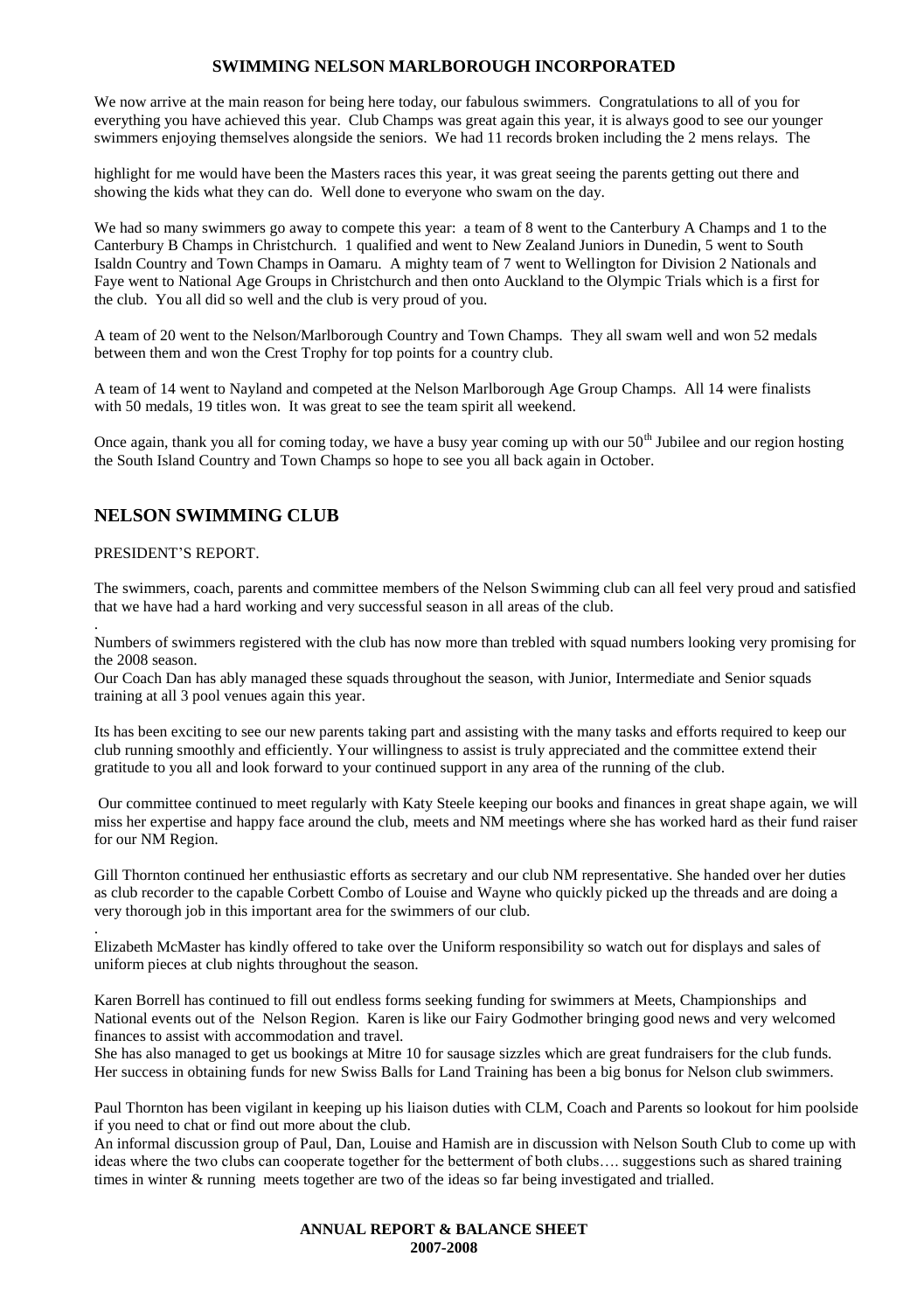**SWIMMING NELSON MARLBOROUGH INCORPORATED**

We now arrive at the main reason for being here today, our fabulous swimmers. Congratulations to all of you for everything you have achieved this year. Club Champs was great again this year, it is always good to see our younger swimmers enjoying themselves alongside the seniors. We had 11 records broken including the 2 mens relays. The

highlight for me would have been the Masters races this year, it was great seeing the parents getting out there and showing the kids what they can do. Well done to everyone who swam on the day.

We had so many swimmers go away to compete this year: a team of 8 went to the Canterbury A Champs and 1 to the Canterbury B Champs in Christchurch. 1 qualified and went to New Zealand Juniors in Dunedin, 5 went to South Isaldn Country and Town Champs in Oamaru. A mighty team of 7 went to Wellington for Division 2 Nationals and Faye went to National Age Groups in Christchurch and then onto Auckland to the Olympic Trials which is a first for the club. You all did so well and the club is very proud of you.

A team of 20 went to the Nelson/Marlborough Country and Town Champs. They all swam well and won 52 medals between them and won the Crest Trophy for top points for a country club.

A team of 14 went to Nayland and competed at the Nelson Marlborough Age Group Champs. All 14 were finalists with 50 medals, 19 titles won. It was great to see the team spirit all weekend.

Once again, thank you all for coming today, we have a busy year coming up with our 50th Jubilee and our region hosting the South Island Country and Town Champs so hope to see you all back again in October.

## NELSON SWIMMING CLUB

PRESIDENT'S REPORT.

The swimmers, coach, parents and committee members of the Nelson Swimming club can all feel very proud and satisfied that we have had a hard working and very successful season in all areas of the club.

Numbers of swimmers registered with the club has now more than trebled with squad numbers looking very promising for the 2008 season.
Our Coach Dan has ably managed these squads throughout the season, with Junior, Intermediate and Senior squads training at all 3 pool venues again this year.

Its has been exciting to see our new parents taking part and assisting with the many tasks and efforts required to keep our club running smoothly and efficiently. Your willingness to assist is truly appreciated and the committee extend their gratitude to you all and look forward to your continued support in any area of the running of the club.

Our committee continued to meet regularly with Katy Steele keeping our books and finances in great shape again, we will miss her expertise and happy face around the club, meets and NM meetings where she has worked hard as their fund raiser for our NM Region.

Gill Thornton continued her enthusiastic efforts as secretary and our club NM representative. She handed over her duties as club recorder to the capable Corbett Combo of Louise and Wayne who quickly picked up the threads and are doing a very thorough job in this important area for the swimmers of our club.

Elizabeth McMaster has kindly offered to take over the Uniform responsibility so watch out for displays and sales of uniform pieces at club nights throughout the season.

Karen Borrell has continued to fill out endless forms seeking funding for swimmers at Meets, Championships and National events out of the Nelson Region. Karen is like our Fairy Godmother bringing good news and very welcomed finances to assist with accommodation and travel.
She has also managed to get us bookings at Mitre 10 for sausage sizzles which are great fundraisers for the club funds. Her success in obtaining funds for new Swiss Balls for Land Training has been a big bonus for Nelson club swimmers.

Paul Thornton has been vigilant in keeping up his liaison duties with CLM, Coach and Parents so lookout for him poolside if you need to chat or find out more about the club.
An informal discussion group of Paul, Dan, Louise and Hamish are in discussion with Nelson South Club to come up with ideas where the two clubs can cooperate together for the betterment of both clubs…. suggestions such as shared training times in winter & running meets together are two of the ideas so far being investigated and trialled.

**ANNUAL REPORT & BALANCE SHEET**
**2007-2008**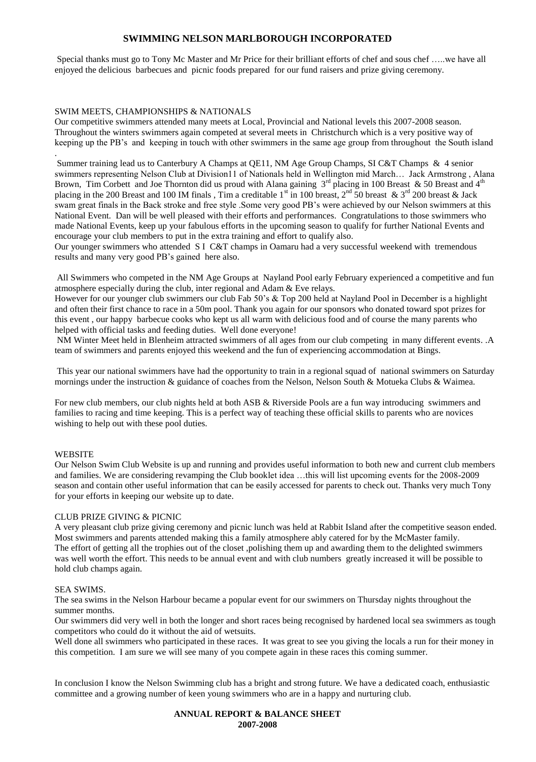## SWIMMING NELSON MARLBOROUGH INCORPORATED

Special thanks must go to Tony Mc Master and Mr Price for their brilliant efforts of chef and sous chef …..we have all enjoyed the delicious barbecues and picnic foods prepared for our fund raisers and prize giving ceremony.

### SWIM MEETS, CHAMPIONSHIPS & NATIONALS

Our competitive swimmers attended many meets at Local, Provincial and National levels this 2007-2008 season. Throughout the winters swimmers again competed at several meets in Christchurch which is a very positive way of keeping up the PB's and keeping in touch with other swimmers in the same age group from throughout the South island .

Summer training lead us to Canterbury A Champs at QE11, NM Age Group Champs, SI C&T Champs & 4 senior swimmers representing Nelson Club at Division11 of Nationals held in Wellington mid March… Jack Armstrong , Alana Brown, Tim Corbett and Joe Thornton did us proud with Alana gaining 3rd placing in 100 Breast & 50 Breast and 4th placing in the 200 Breast and 100 IM finals , Tim a creditable 1st in 100 breast, 2nd 50 breast & 3rd 200 breast & Jack swam great finals in the Back stroke and free style .Some very good PB's were achieved by our Nelson swimmers at this National Event. Dan will be well pleased with their efforts and performances. Congratulations to those swimmers who made National Events, keep up your fabulous efforts in the upcoming season to qualify for further National Events and encourage your club members to put in the extra training and effort to qualify also.

Our younger swimmers who attended S I C&T champs in Oamaru had a very successful weekend with tremendous results and many very good PB's gained here also.

All Swimmers who competed in the NM Age Groups at Nayland Pool early February experienced a competitive and fun atmosphere especially during the club, inter regional and Adam & Eve relays.

However for our younger club swimmers our club Fab 50's & Top 200 held at Nayland Pool in December is a highlight and often their first chance to race in a 50m pool. Thank you again for our sponsors who donated toward spot prizes for this event , our happy barbecue cooks who kept us all warm with delicious food and of course the many parents who helped with official tasks and feeding duties. Well done everyone!

NM Winter Meet held in Blenheim attracted swimmers of all ages from our club competing in many different events. .A team of swimmers and parents enjoyed this weekend and the fun of experiencing accommodation at Bings.

This year our national swimmers have had the opportunity to train in a regional squad of national swimmers on Saturday mornings under the instruction & guidance of coaches from the Nelson, Nelson South & Motueka Clubs & Waimea.

For new club members, our club nights held at both ASB & Riverside Pools are a fun way introducing swimmers and families to racing and time keeping. This is a perfect way of teaching these official skills to parents who are novices wishing to help out with these pool duties.

### WEBSITE

Our Nelson Swim Club Website is up and running and provides useful information to both new and current club members and families. We are considering revamping the Club booklet idea …this will list upcoming events for the 2008-2009 season and contain other useful information that can be easily accessed for parents to check out. Thanks very much Tony for your efforts in keeping our website up to date.

### CLUB PRIZE GIVING & PICNIC

A very pleasant club prize giving ceremony and picnic lunch was held at Rabbit Island after the competitive season ended. Most swimmers and parents attended making this a family atmosphere ably catered for by the McMaster family.

The effort of getting all the trophies out of the closet ,polishing them up and awarding them to the delighted swimmers was well worth the effort. This needs to be annual event and with club numbers greatly increased it will be possible to hold club champs again.

### SEA SWIMS.

The sea swims in the Nelson Harbour became a popular event for our swimmers on Thursday nights throughout the summer months.

Our swimmers did very well in both the longer and short races being recognised by hardened local sea swimmers as tough competitors who could do it without the aid of wetsuits.

Well done all swimmers who participated in these races. It was great to see you giving the locals a run for their money in this competition. I am sure we will see many of you compete again in these races this coming summer.

In conclusion I know the Nelson Swimming club has a bright and strong future. We have a dedicated coach, enthusiastic committee and a growing number of keen young swimmers who are in a happy and nurturing club.

**ANNUAL REPORT & BALANCE SHEET**
**2007-2008**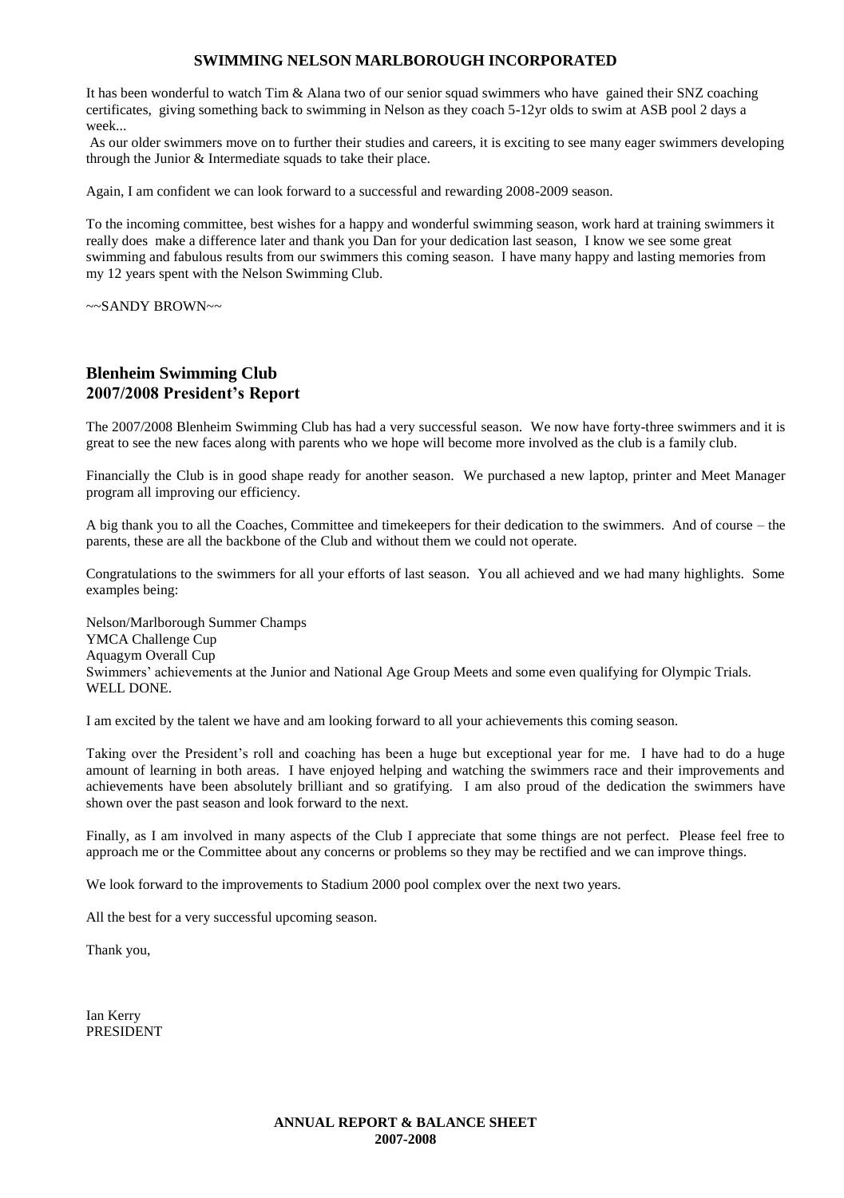It has been wonderful to watch Tim & Alana two of our senior squad swimmers who have gained their SNZ coaching certificates, giving something back to swimming in Nelson as they coach 5-12yr olds to swim at ASB pool 2 days a week...

As our older swimmers move on to further their studies and careers, it is exciting to see many eager swimmers developing through the Junior & Intermediate squads to take their place.

Again, I am confident we can look forward to a successful and rewarding 2008-2009 season.

To the incoming committee, best wishes for a happy and wonderful swimming season, work hard at training swimmers it really does make a difference later and thank you Dan for your dedication last season, I know we see some great swimming and fabulous results from our swimmers this coming season. I have many happy and lasting memories from my 12 years spent with the Nelson Swimming Club.

~~SANDY BROWN~~

## Blenheim Swimming Club
## 2007/2008 President's Report

The 2007/2008 Blenheim Swimming Club has had a very successful season. We now have forty-three swimmers and it is great to see the new faces along with parents who we hope will become more involved as the club is a family club.

Financially the Club is in good shape ready for another season. We purchased a new laptop, printer and Meet Manager program all improving our efficiency.

A big thank you to all the Coaches, Committee and timekeepers for their dedication to the swimmers. And of course – the parents, these are all the backbone of the Club and without them we could not operate.

Congratulations to the swimmers for all your efforts of last season. You all achieved and we had many highlights. Some examples being:

Nelson/Marlborough Summer Champs
YMCA Challenge Cup
Aquagym Overall Cup
Swimmers' achievements at the Junior and National Age Group Meets and some even qualifying for Olympic Trials.
WELL DONE.

I am excited by the talent we have and am looking forward to all your achievements this coming season.

Taking over the President's roll and coaching has been a huge but exceptional year for me. I have had to do a huge amount of learning in both areas. I have enjoyed helping and watching the swimmers race and their improvements and achievements have been absolutely brilliant and so gratifying. I am also proud of the dedication the swimmers have shown over the past season and look forward to the next.

Finally, as I am involved in many aspects of the Club I appreciate that some things are not perfect. Please feel free to approach me or the Committee about any concerns or problems so they may be rectified and we can improve things.

We look forward to the improvements to Stadium 2000 pool complex over the next two years.

All the best for a very successful upcoming season.

Thank you,

Ian Kerry
PRESIDENT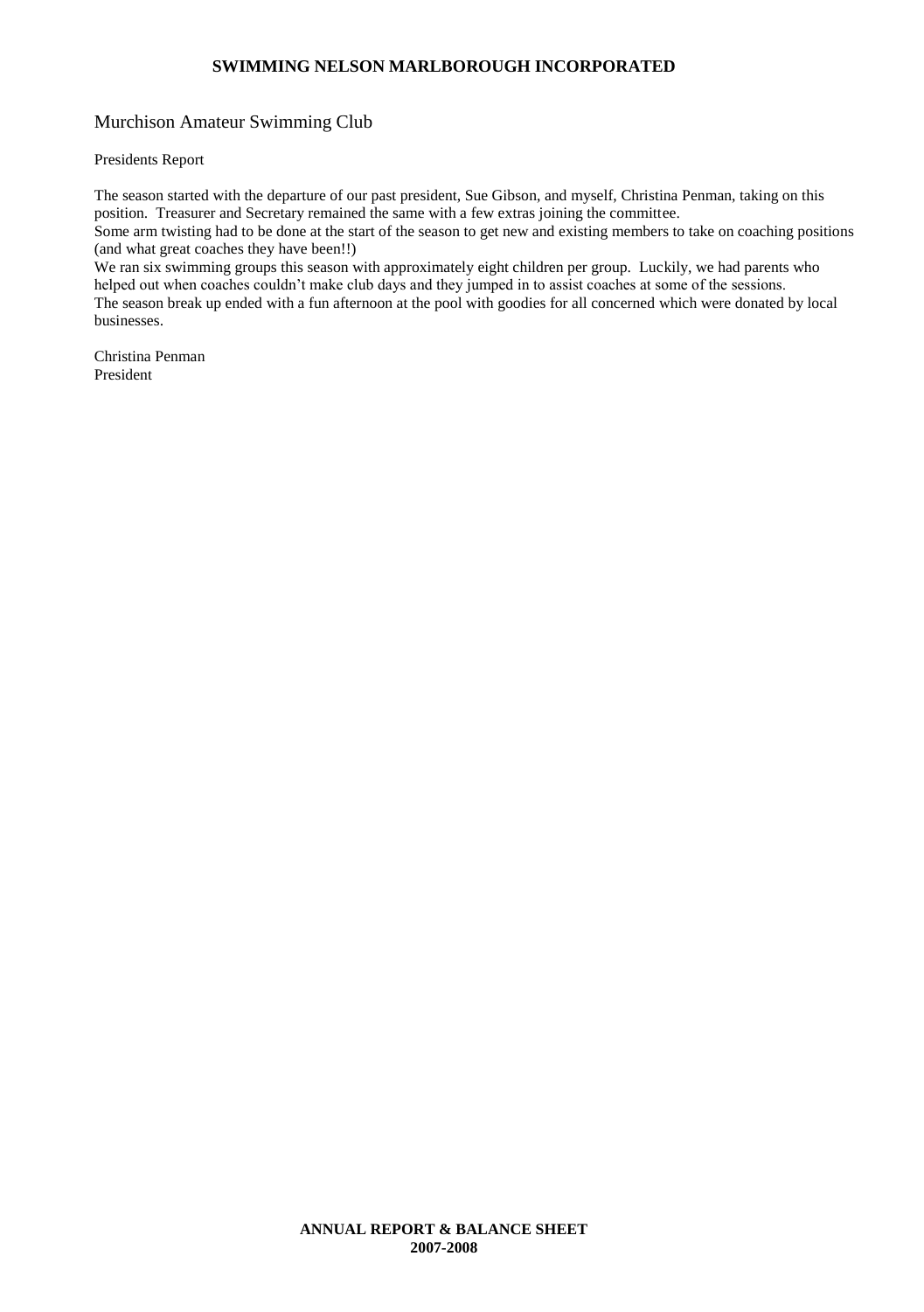## Murchison Amateur Swimming Club

Presidents Report

The season started with the departure of our past president, Sue Gibson, and myself, Christina Penman, taking on this position. Treasurer and Secretary remained the same with a few extras joining the committee.
Some arm twisting had to be done at the start of the season to get new and existing members to take on coaching positions (and what great coaches they have been!!)
We ran six swimming groups this season with approximately eight children per group. Luckily, we had parents who helped out when coaches couldn't make club days and they jumped in to assist coaches at some of the sessions.
The season break up ended with a fun afternoon at the pool with goodies for all concerned which were donated by local businesses.

Christina Penman
President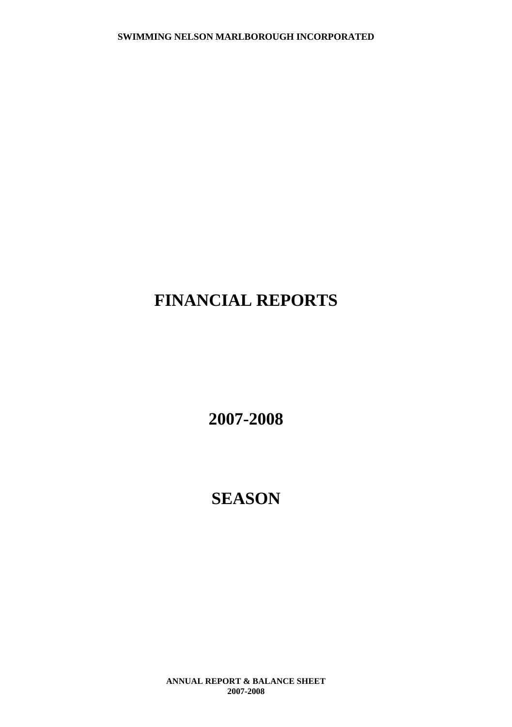SWIMMING NELSON MARLBOROUGH INCORPORATED

# FINANCIAL REPORTS

# 2007-2008

# SEASON

**ANNUAL REPORT & BALANCE SHEET**
**2007-2008**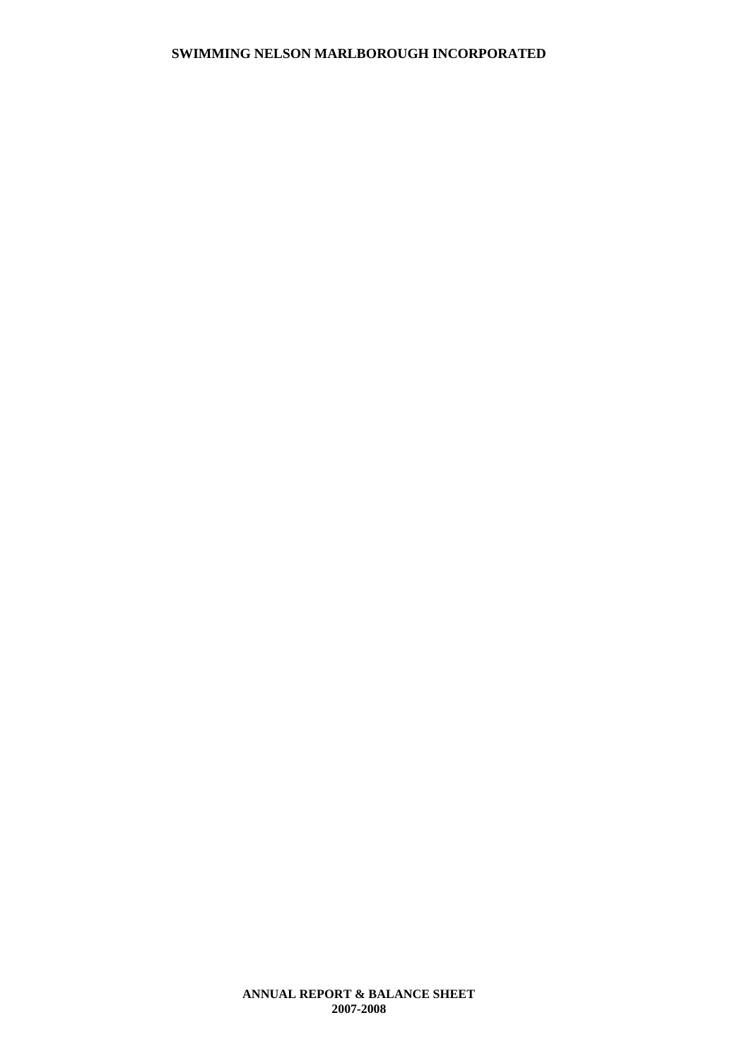# SWIMMING NELSON MARLBOROUGH INCORPORATED

**ANNUAL REPORT & BALANCE SHEET**
**2007-2008**